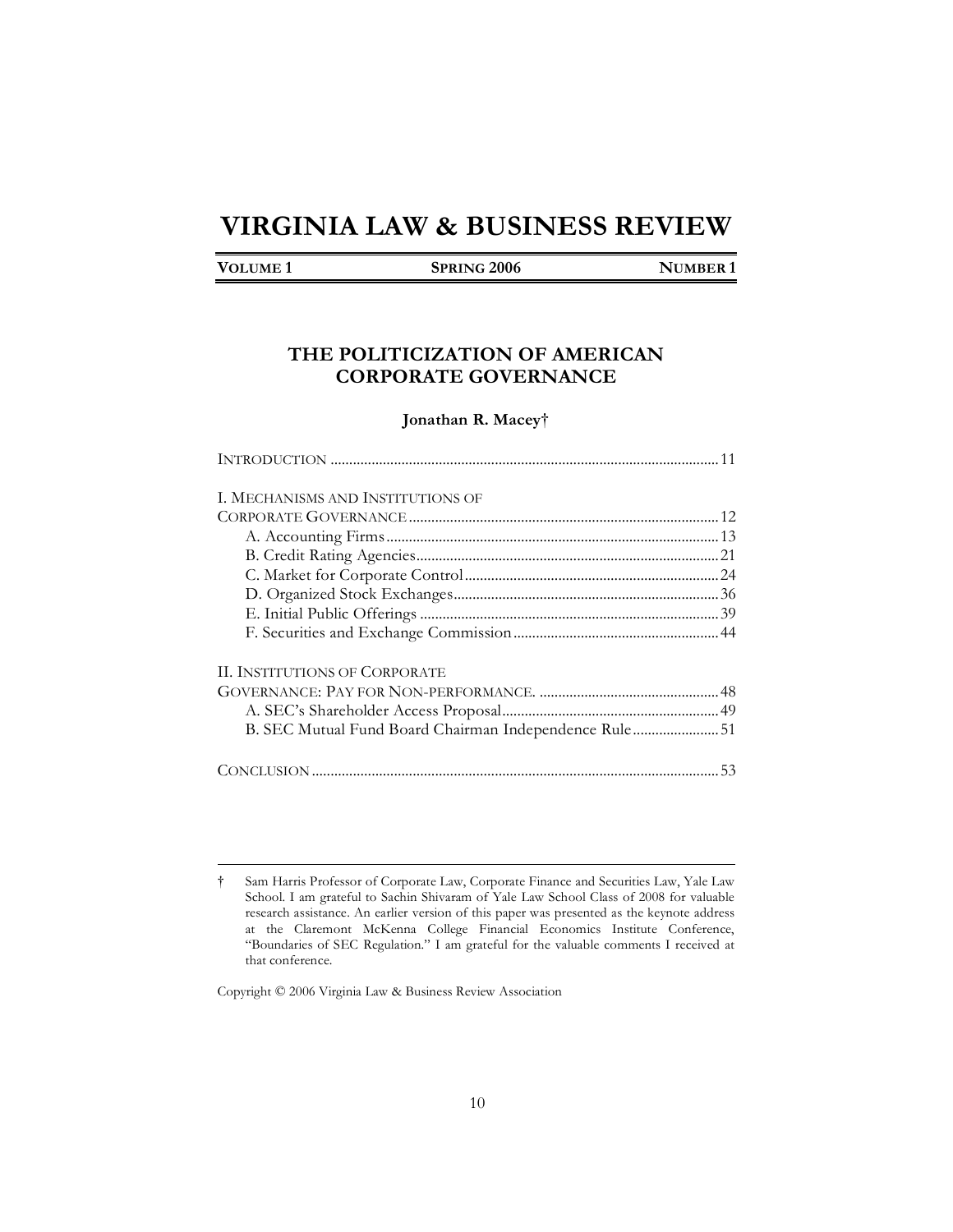# VIRGINIA LAW & BUSINESS REVIEW

**VOLUME 1** | **SPRING 2006** | **NUMBER 1**

## THE POLITICIZATION OF AMERICAN CORPORATE GOVERNANCE

**Jonathan R. Macey†**

INTRODUCTION .......................................................................................... 11

I. MECHANISMS AND INSTITUTIONS OF CORPORATE GOVERNANCE .................................................................................. 12
- A. Accounting Firms ........................................................................ 13
- B. Credit Rating Agencies ................................................................ 21
- C. Market for Corporate Control .................................................... 24
- D. Organized Stock Exchanges ....................................................... 36
- E. Initial Public Offerings ................................................................ 39
- F. Securities and Exchange Commission ....................................... 44

II. INSTITUTIONS OF CORPORATE GOVERNANCE: PAY FOR NON-PERFORMANCE. ............................................... 48
- A. SEC's Shareholder Access Proposal .......................................... 49
- B. SEC Mutual Fund Board Chairman Independence Rule ....................... 51

CONCLUSION ............................................................................................ 53

---

† Sam Harris Professor of Corporate Law, Corporate Finance and Securities Law, Yale Law School. I am grateful to Sachin Shivaram of Yale Law School Class of 2008 for valuable research assistance. An earlier version of this paper was presented as the keynote address at the Claremont McKenna College Financial Economics Institute Conference, "Boundaries of SEC Regulation." I am grateful for the valuable comments I received at that conference.

Copyright © 2006 Virginia Law & Business Review Association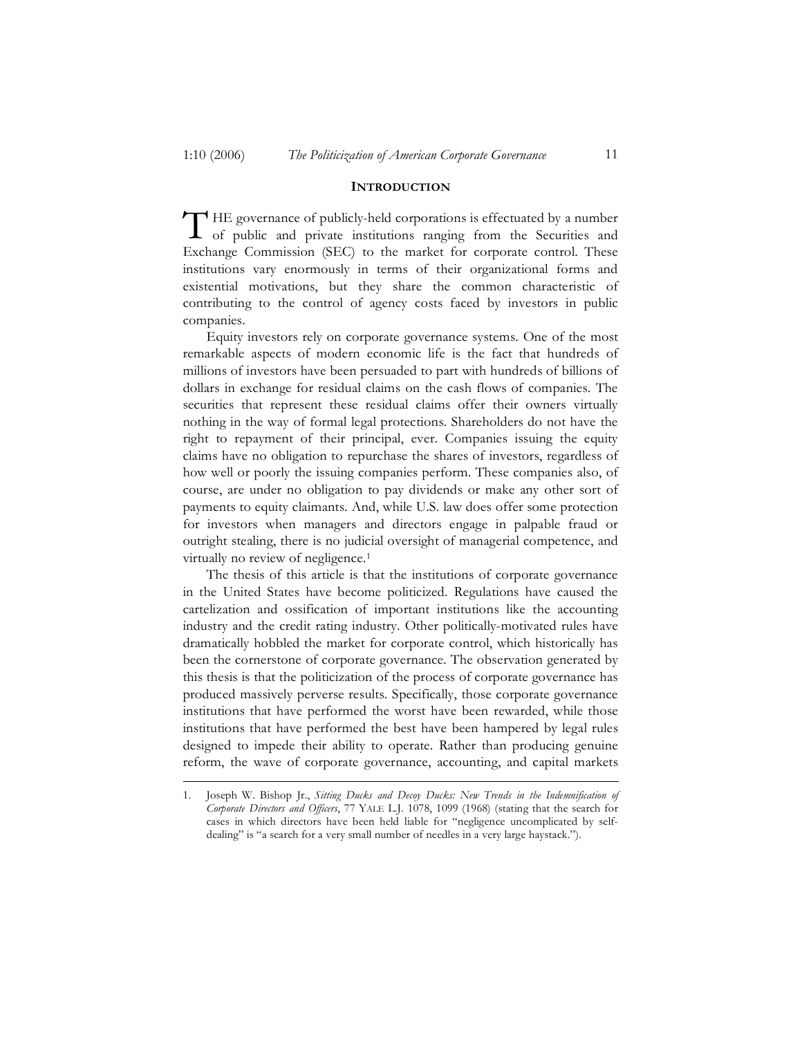## INTRODUCTION

THE governance of publicly-held corporations is effectuated by a number of public and private institutions ranging from the Securities and Exchange Commission (SEC) to the market for corporate control. These institutions vary enormously in terms of their organizational forms and existential motivations, but they share the common characteristic of contributing to the control of agency costs faced by investors in public companies.

Equity investors rely on corporate governance systems. One of the most remarkable aspects of modern economic life is the fact that hundreds of millions of investors have been persuaded to part with hundreds of billions of dollars in exchange for residual claims on the cash flows of companies. The securities that represent these residual claims offer their owners virtually nothing in the way of formal legal protections. Shareholders do not have the right to repayment of their principal, ever. Companies issuing the equity claims have no obligation to repurchase the shares of investors, regardless of how well or poorly the issuing companies perform. These companies also, of course, are under no obligation to pay dividends or make any other sort of payments to equity claimants. And, while U.S. law does offer some protection for investors when managers and directors engage in palpable fraud or outright stealing, there is no judicial oversight of managerial competence, and virtually no review of negligence.[1]

The thesis of this article is that the institutions of corporate governance in the United States have become politicized. Regulations have caused the cartelization and ossification of important institutions like the accounting industry and the credit rating industry. Other politically-motivated rules have dramatically hobbled the market for corporate control, which historically has been the cornerstone of corporate governance. The observation generated by this thesis is that the politicization of the process of corporate governance has produced massively perverse results. Specifically, those corporate governance institutions that have performed the worst have been rewarded, while those institutions that have performed the best have been hampered by legal rules designed to impede their ability to operate. Rather than producing genuine reform, the wave of corporate governance, accounting, and capital markets

---

1. Joseph W. Bishop Jr., *Sitting Ducks and Decoy Ducks: New Trends in the Indemnification of Corporate Directors and Officers*, 77 YALE L.J. 1078, 1099 (1968) (stating that the search for cases in which directors have been held liable for "negligence uncomplicated by self-dealing" is "a search for a very small number of needles in a very large haystack.").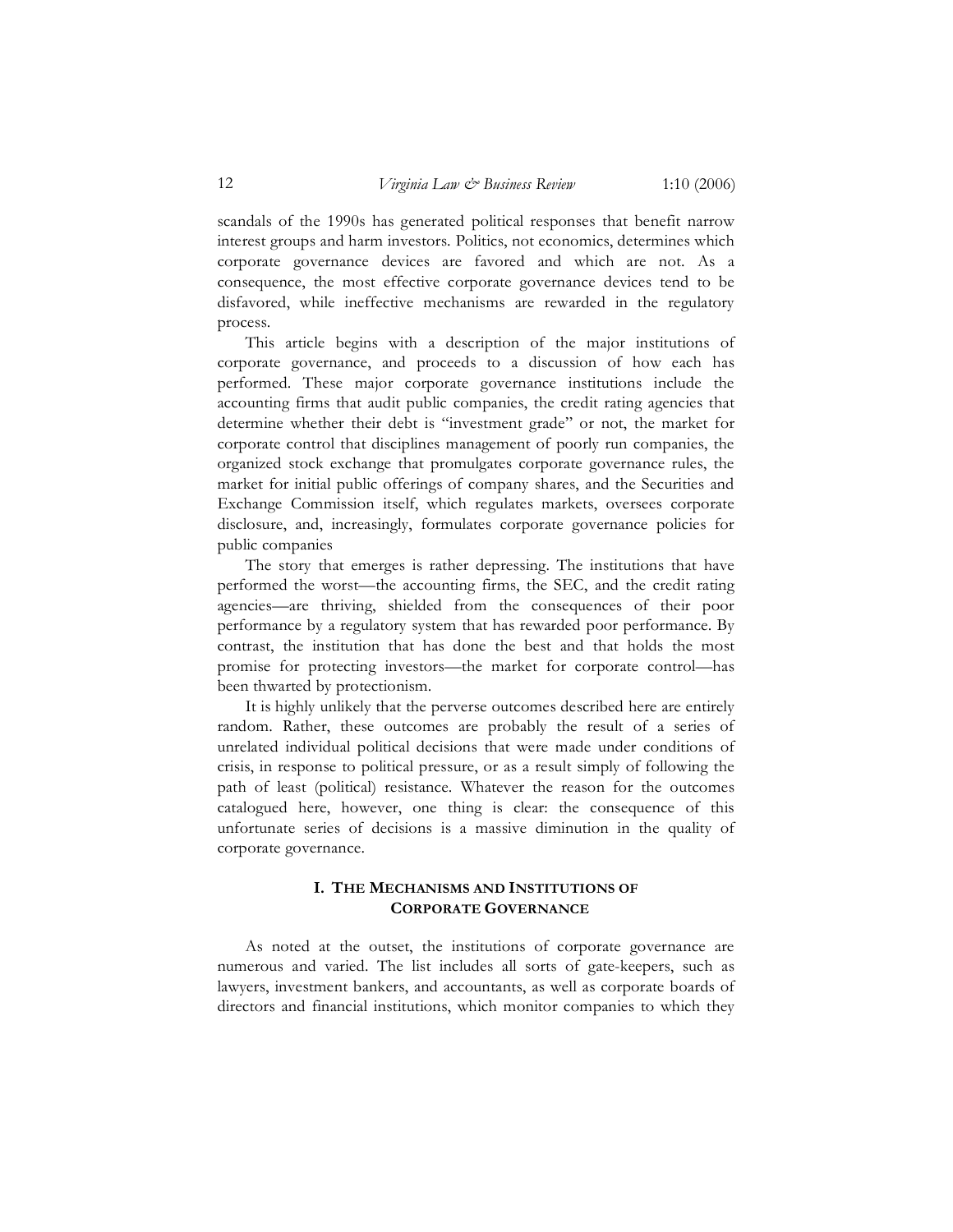scandals of the 1990s has generated political responses that benefit narrow interest groups and harm investors. Politics, not economics, determines which corporate governance devices are favored and which are not. As a consequence, the most effective corporate governance devices tend to be disfavored, while ineffective mechanisms are rewarded in the regulatory process.

This article begins with a description of the major institutions of corporate governance, and proceeds to a discussion of how each has performed. These major corporate governance institutions include the accounting firms that audit public companies, the credit rating agencies that determine whether their debt is "investment grade" or not, the market for corporate control that disciplines management of poorly run companies, the organized stock exchange that promulgates corporate governance rules, the market for initial public offerings of company shares, and the Securities and Exchange Commission itself, which regulates markets, oversees corporate disclosure, and, increasingly, formulates corporate governance policies for public companies

The story that emerges is rather depressing. The institutions that have performed the worst—the accounting firms, the SEC, and the credit rating agencies—are thriving, shielded from the consequences of their poor performance by a regulatory system that has rewarded poor performance. By contrast, the institution that has done the best and that holds the most promise for protecting investors—the market for corporate control—has been thwarted by protectionism.

It is highly unlikely that the perverse outcomes described here are entirely random. Rather, these outcomes are probably the result of a series of unrelated individual political decisions that were made under conditions of crisis, in response to political pressure, or as a result simply of following the path of least (political) resistance. Whatever the reason for the outcomes catalogued here, however, one thing is clear: the consequence of this unfortunate series of decisions is a massive diminution in the quality of corporate governance.

## I. THE MECHANISMS AND INSTITUTIONS OF CORPORATE GOVERNANCE

As noted at the outset, the institutions of corporate governance are numerous and varied. The list includes all sorts of gate-keepers, such as lawyers, investment bankers, and accountants, as well as corporate boards of directors and financial institutions, which monitor companies to which they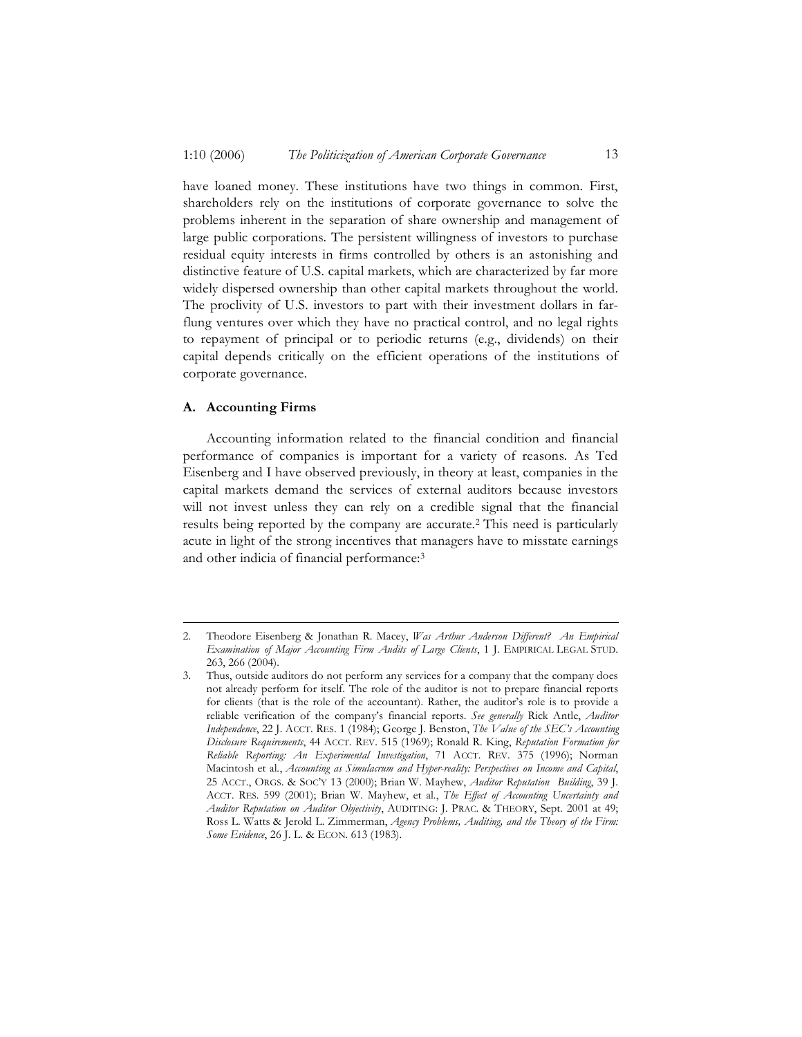have loaned money. These institutions have two things in common. First, shareholders rely on the institutions of corporate governance to solve the problems inherent in the separation of share ownership and management of large public corporations. The persistent willingness of investors to purchase residual equity interests in firms controlled by others is an astonishing and distinctive feature of U.S. capital markets, which are characterized by far more widely dispersed ownership than other capital markets throughout the world. The proclivity of U.S. investors to part with their investment dollars in far-flung ventures over which they have no practical control, and no legal rights to repayment of principal or to periodic returns (e.g., dividends) on their capital depends critically on the efficient operations of the institutions of corporate governance.

### A. Accounting Firms

Accounting information related to the financial condition and financial performance of companies is important for a variety of reasons. As Ted Eisenberg and I have observed previously, in theory at least, companies in the capital markets demand the services of external auditors because investors will not invest unless they can rely on a credible signal that the financial results being reported by the company are accurate.[2] This need is particularly acute in light of the strong incentives that managers have to misstate earnings and other indicia of financial performance:[3]

---

2. Theodore Eisenberg & Jonathan R. Macey, *Was Arthur Anderson Different? An Empirical Examination of Major Accounting Firm Audits of Large Clients*, 1 J. EMPIRICAL LEGAL STUD. 263, 266 (2004).

3. Thus, outside auditors do not perform any services for a company that the company does not already perform for itself. The role of the auditor is not to prepare financial reports for clients (that is the role of the accountant). Rather, the auditor's role is to provide a reliable verification of the company's financial reports. *See generally* Rick Antle, *Auditor Independence*, 22 J. ACCT. RES. 1 (1984); George J. Benston, *The Value of the SEC's Accounting Disclosure Requirements*, 44 ACCT. REV. 515 (1969); Ronald R. King, *Reputation Formation for Reliable Reporting: An Experimental Investigation*, 71 ACCT. REV. 375 (1996); Norman Macintosh et al., *Accounting as Simulacrum and Hyper-reality: Perspectives on Income and Capital*, 25 ACCT., ORGS. & SOC'Y 13 (2000); Brian W. Mayhew, *Auditor Reputation Building*, 39 J. ACCT. RES. 599 (2001); Brian W. Mayhew, et al., *The Effect of Accounting Uncertainty and Auditor Reputation on Auditor Objectivity*, AUDITING: J. PRAC. & THEORY, Sept. 2001 at 49; Ross L. Watts & Jerold L. Zimmerman, *Agency Problems, Auditing, and the Theory of the Firm: Some Evidence*, 26 J. L. & ECON. 613 (1983).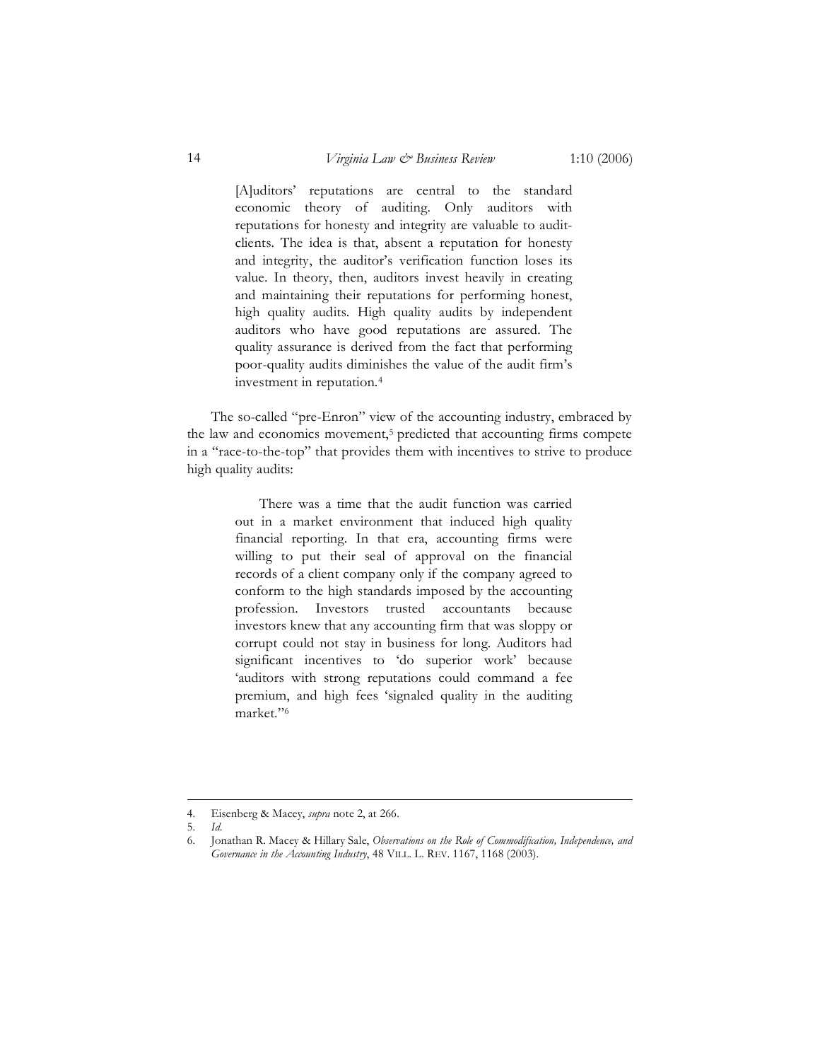> [A]uditors' reputations are central to the standard economic theory of auditing. Only auditors with reputations for honesty and integrity are valuable to audit-clients. The idea is that, absent a reputation for honesty and integrity, the auditor's verification function loses its value. In theory, then, auditors invest heavily in creating and maintaining their reputations for performing honest, high quality audits. High quality audits by independent auditors who have good reputations are assured. The quality assurance is derived from the fact that performing poor-quality audits diminishes the value of the audit firm's investment in reputation.[4]

The so-called "pre-Enron" view of the accounting industry, embraced by the law and economics movement,[5] predicted that accounting firms compete in a "race-to-the-top" that provides them with incentives to strive to produce high quality audits:

> There was a time that the audit function was carried out in a market environment that induced high quality financial reporting. In that era, accounting firms were willing to put their seal of approval on the financial records of a client company only if the company agreed to conform to the high standards imposed by the accounting profession. Investors trusted accountants because investors knew that any accounting firm that was sloppy or corrupt could not stay in business for long. Auditors had significant incentives to 'do superior work' because 'auditors with strong reputations could command a fee premium, and high fees 'signaled quality in the auditing market."[6]

---

4. Eisenberg & Macey, *supra* note 2, at 266.
5. *Id.*
6. Jonathan R. Macey & Hillary Sale, *Observations on the Role of Commodification, Independence, and Governance in the Accounting Industry*, 48 VILL. L. REV. 1167, 1168 (2003).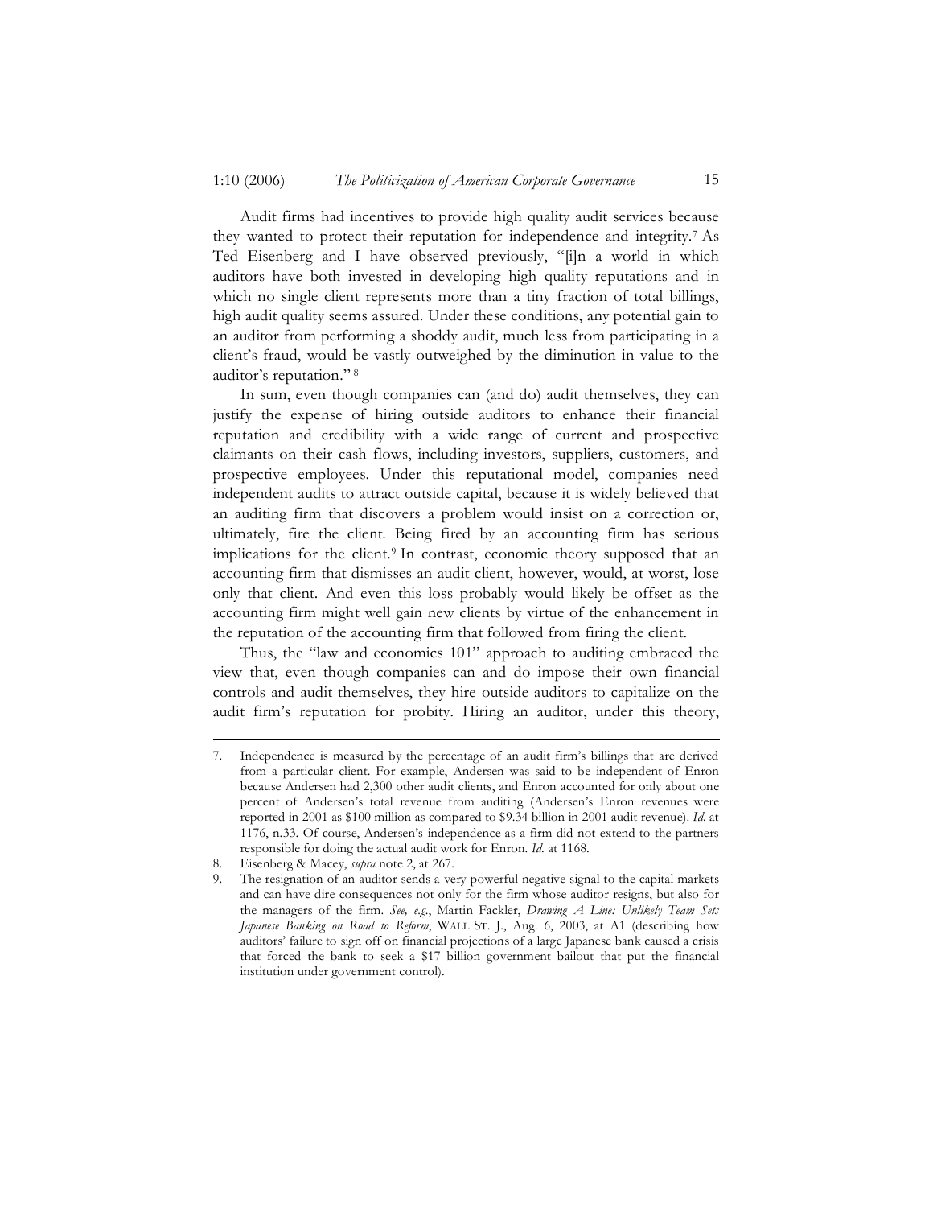Audit firms had incentives to provide high quality audit services because they wanted to protect their reputation for independence and integrity.[7] As Ted Eisenberg and I have observed previously, "[i]n a world in which auditors have both invested in developing high quality reputations and in which no single client represents more than a tiny fraction of total billings, high audit quality seems assured. Under these conditions, any potential gain to an auditor from performing a shoddy audit, much less from participating in a client's fraud, would be vastly outweighed by the diminution in value to the auditor's reputation."[8]

In sum, even though companies can (and do) audit themselves, they can justify the expense of hiring outside auditors to enhance their financial reputation and credibility with a wide range of current and prospective claimants on their cash flows, including investors, suppliers, customers, and prospective employees. Under this reputational model, companies need independent audits to attract outside capital, because it is widely believed that an auditing firm that discovers a problem would insist on a correction or, ultimately, fire the client. Being fired by an accounting firm has serious implications for the client.[9] In contrast, economic theory supposed that an accounting firm that dismisses an audit client, however, would, at worst, lose only that client. And even this loss probably would likely be offset as the accounting firm might well gain new clients by virtue of the enhancement in the reputation of the accounting firm that followed from firing the client.

Thus, the "law and economics 101" approach to auditing embraced the view that, even though companies can and do impose their own financial controls and audit themselves, they hire outside auditors to capitalize on the audit firm's reputation for probity. Hiring an auditor, under this theory,

---

7. Independence is measured by the percentage of an audit firm's billings that are derived from a particular client. For example, Andersen was said to be independent of Enron because Andersen had 2,300 other audit clients, and Enron accounted for only about one percent of Andersen's total revenue from auditing (Andersen's Enron revenues were reported in 2001 as $100 million as compared to $9.34 billion in 2001 audit revenue). *Id.* at 1176, n.33. Of course, Andersen's independence as a firm did not extend to the partners responsible for doing the actual audit work for Enron. *Id.* at 1168.

8. Eisenberg & Macey, *supra* note 2, at 267.

9. The resignation of an auditor sends a very powerful negative signal to the capital markets and can have dire consequences not only for the firm whose auditor resigns, but also for the managers of the firm. *See, e.g.*, Martin Fackler, *Drawing A Line: Unlikely Team Sets Japanese Banking on Road to Reform*, WALL ST. J., Aug. 6, 2003, at A1 (describing how auditors' failure to sign off on financial projections of a large Japanese bank caused a crisis that forced the bank to seek a $17 billion government bailout that put the financial institution under government control).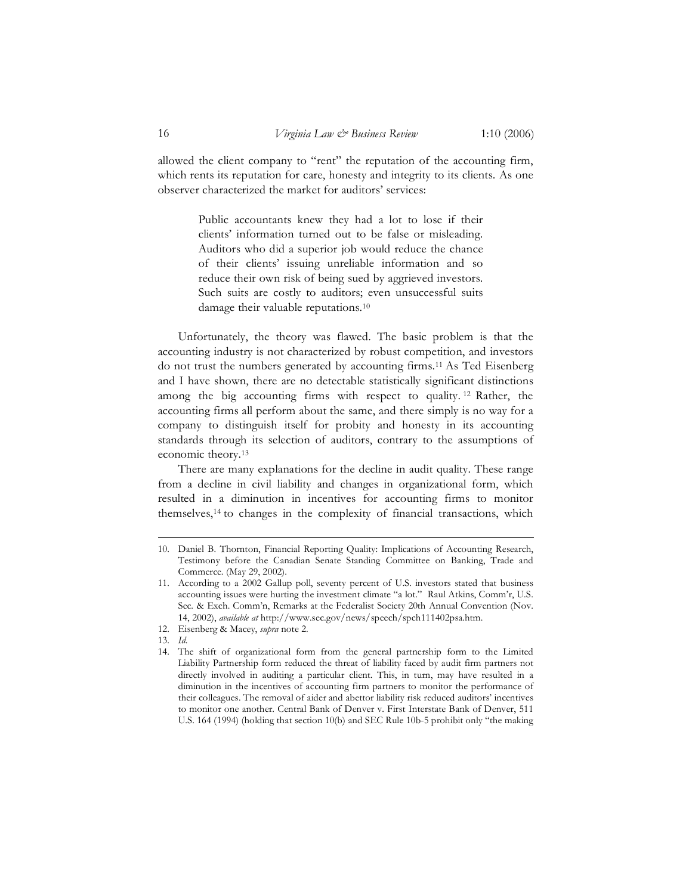allowed the client company to "rent" the reputation of the accounting firm, which rents its reputation for care, honesty and integrity to its clients. As one observer characterized the market for auditors' services:

> Public accountants knew they had a lot to lose if their clients' information turned out to be false or misleading. Auditors who did a superior job would reduce the chance of their clients' issuing unreliable information and so reduce their own risk of being sued by aggrieved investors. Such suits are costly to auditors; even unsuccessful suits damage their valuable reputations.[10]

Unfortunately, the theory was flawed. The basic problem is that the accounting industry is not characterized by robust competition, and investors do not trust the numbers generated by accounting firms.[11] As Ted Eisenberg and I have shown, there are no detectable statistically significant distinctions among the big accounting firms with respect to quality.[12] Rather, the accounting firms all perform about the same, and there simply is no way for a company to distinguish itself for probity and honesty in its accounting standards through its selection of auditors, contrary to the assumptions of economic theory.[13]

There are many explanations for the decline in audit quality. These range from a decline in civil liability and changes in organizational form, which resulted in a diminution in incentives for accounting firms to monitor themselves,[14] to changes in the complexity of financial transactions, which

---

10. Daniel B. Thornton, Financial Reporting Quality: Implications of Accounting Research, Testimony before the Canadian Senate Standing Committee on Banking, Trade and Commerce. (May 29, 2002).
11. According to a 2002 Gallup poll, seventy percent of U.S. investors stated that business accounting issues were hurting the investment climate "a lot." Raul Atkins, Comm'r, U.S. Sec. & Exch. Comm'n, Remarks at the Federalist Society 20th Annual Convention (Nov. 14, 2002), *available at* http://www.sec.gov/news/speech/spch111402psa.htm.
12. Eisenberg & Macey, *supra* note 2.
13. *Id.*
14. The shift of organizational form from the general partnership form to the Limited Liability Partnership form reduced the threat of liability faced by audit firm partners not directly involved in auditing a particular client. This, in turn, may have resulted in a diminution in the incentives of accounting firm partners to monitor the performance of their colleagues. The removal of aider and abettor liability risk reduced auditors' incentives to monitor one another. Central Bank of Denver v. First Interstate Bank of Denver, 511 U.S. 164 (1994) (holding that section 10(b) and SEC Rule 10b-5 prohibit only "the making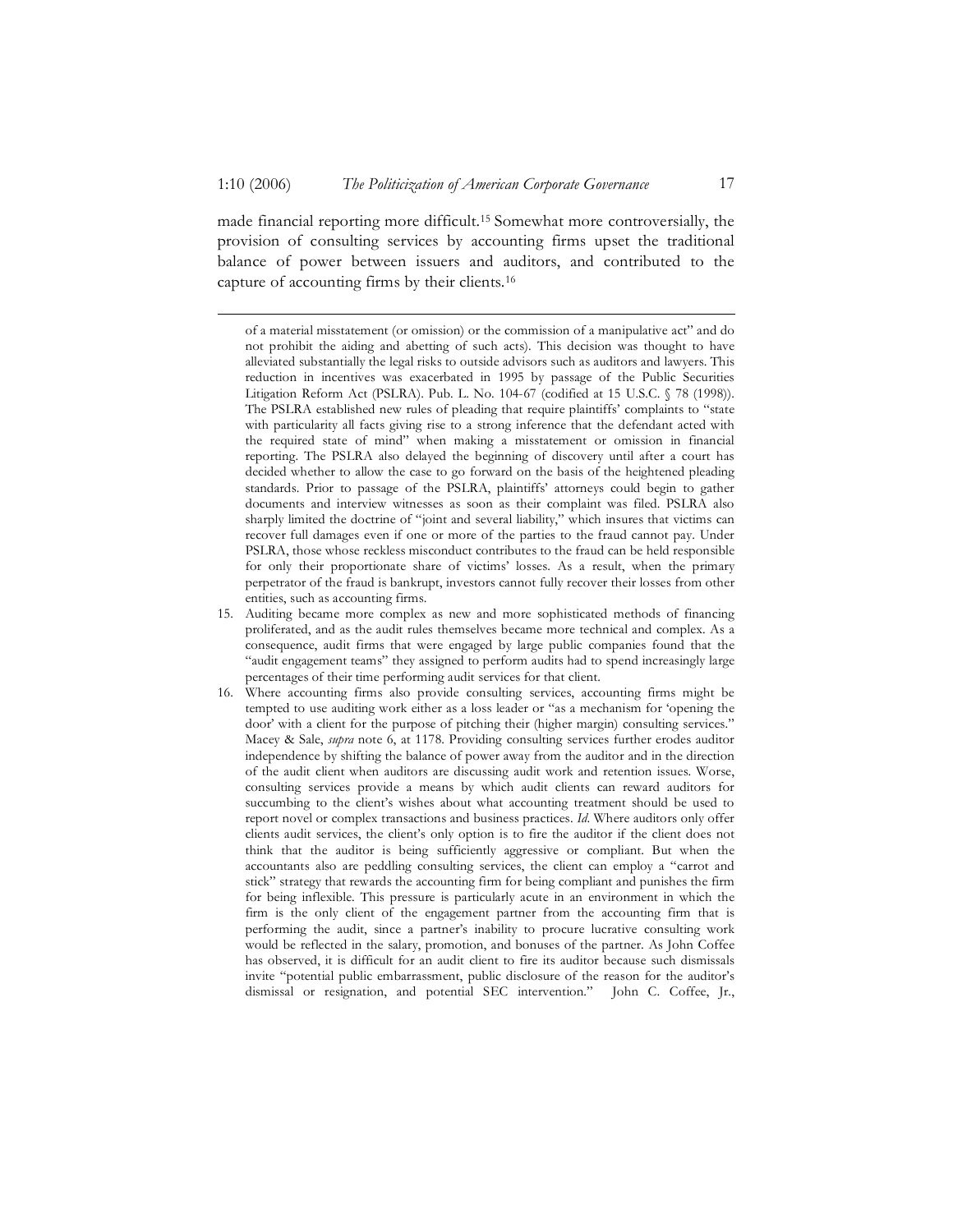made financial reporting more difficult.[15] Somewhat more controversially, the provision of consulting services by accounting firms upset the traditional balance of power between issuers and auditors, and contributed to the capture of accounting firms by their clients.[16]

---

of a material misstatement (or omission) or the commission of a manipulative act" and do not prohibit the aiding and abetting of such acts). This decision was thought to have alleviated substantially the legal risks to outside advisors such as auditors and lawyers. This reduction in incentives was exacerbated in 1995 by passage of the Public Securities Litigation Reform Act (PSLRA). Pub. L. No. 104-67 (codified at 15 U.S.C. § 78 (1998)). The PSLRA established new rules of pleading that require plaintiffs' complaints to "state with particularity all facts giving rise to a strong inference that the defendant acted with the required state of mind" when making a misstatement or omission in financial reporting. The PSLRA also delayed the beginning of discovery until after a court has decided whether to allow the case to go forward on the basis of the heightened pleading standards. Prior to passage of the PSLRA, plaintiffs' attorneys could begin to gather documents and interview witnesses as soon as their complaint was filed. PSLRA also sharply limited the doctrine of "joint and several liability," which insures that victims can recover full damages even if one or more of the parties to the fraud cannot pay. Under PSLRA, those whose reckless misconduct contributes to the fraud can be held responsible for only their proportionate share of victims' losses. As a result, when the primary perpetrator of the fraud is bankrupt, investors cannot fully recover their losses from other entities, such as accounting firms.

15. Auditing became more complex as new and more sophisticated methods of financing proliferated, and as the audit rules themselves became more technical and complex. As a consequence, audit firms that were engaged by large public companies found that the "audit engagement teams" they assigned to perform audits had to spend increasingly large percentages of their time performing audit services for that client.

16. Where accounting firms also provide consulting services, accounting firms might be tempted to use auditing work either as a loss leader or "as a mechanism for 'opening the door' with a client for the purpose of pitching their (higher margin) consulting services." Macey & Sale, *supra* note 6, at 1178. Providing consulting services further erodes auditor independence by shifting the balance of power away from the auditor and in the direction of the audit client when auditors are discussing audit work and retention issues. Worse, consulting services provide a means by which audit clients can reward auditors for succumbing to the client's wishes about what accounting treatment should be used to report novel or complex transactions and business practices. *Id.* Where auditors only offer clients audit services, the client's only option is to fire the auditor if the client does not think that the auditor is being sufficiently aggressive or compliant. But when the accountants also are peddling consulting services, the client can employ a "carrot and stick" strategy that rewards the accounting firm for being compliant and punishes the firm for being inflexible. This pressure is particularly acute in an environment in which the firm is the only client of the engagement partner from the accounting firm that is performing the audit, since a partner's inability to procure lucrative consulting work would be reflected in the salary, promotion, and bonuses of the partner. As John Coffee has observed, it is difficult for an audit client to fire its auditor because such dismissals invite "potential public embarrassment, public disclosure of the reason for the auditor's dismissal or resignation, and potential SEC intervention." John C. Coffee, Jr.,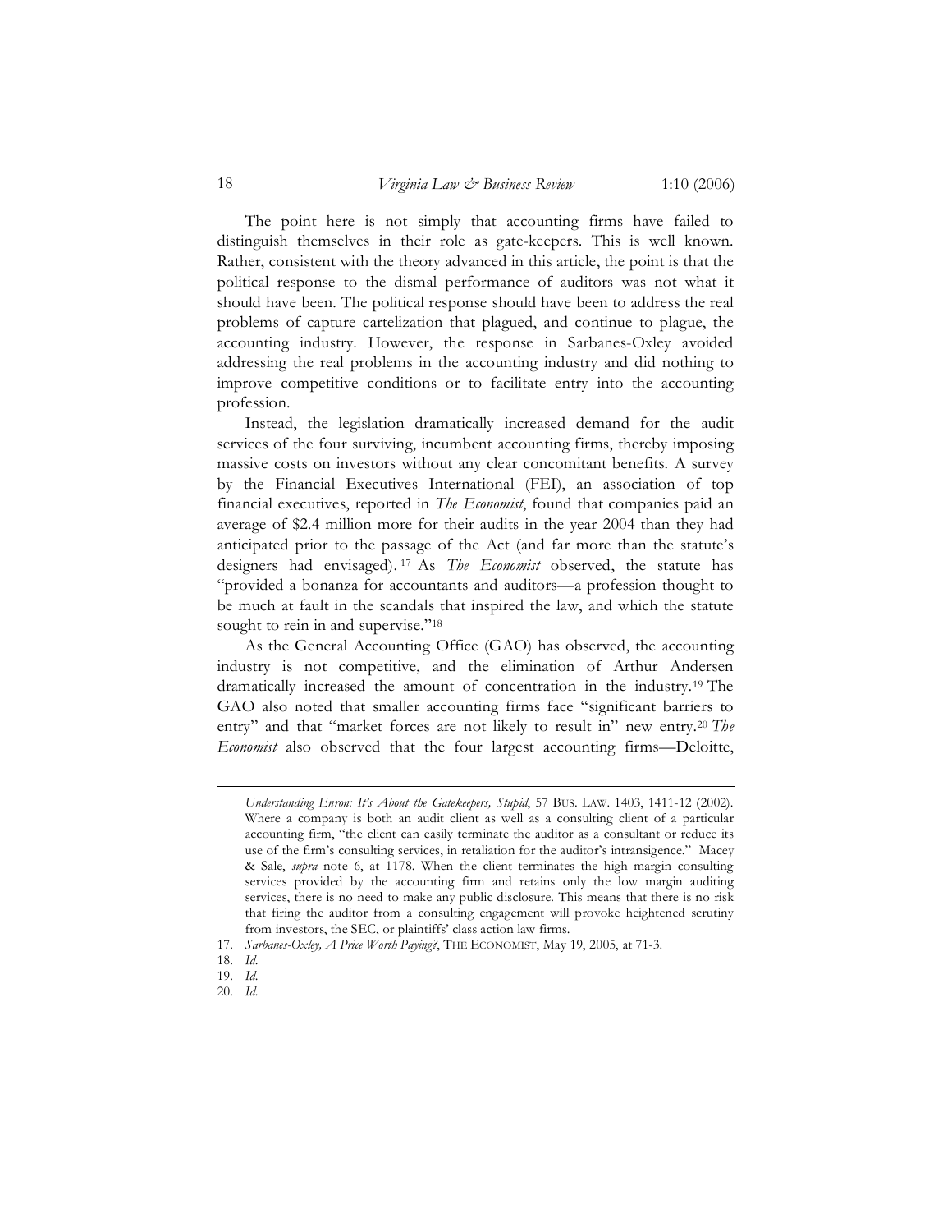The point here is not simply that accounting firms have failed to distinguish themselves in their role as gate-keepers. This is well known. Rather, consistent with the theory advanced in this article, the point is that the political response to the dismal performance of auditors was not what it should have been. The political response should have been to address the real problems of capture cartelization that plagued, and continue to plague, the accounting industry. However, the response in Sarbanes-Oxley avoided addressing the real problems in the accounting industry and did nothing to improve competitive conditions or to facilitate entry into the accounting profession.

Instead, the legislation dramatically increased demand for the audit services of the four surviving, incumbent accounting firms, thereby imposing massive costs on investors without any clear concomitant benefits. A survey by the Financial Executives International (FEI), an association of top financial executives, reported in *The Economist*, found that companies paid an average of $2.4 million more for their audits in the year 2004 than they had anticipated prior to the passage of the Act (and far more than the statute's designers had envisaged).[17] As *The Economist* observed, the statute has "provided a bonanza for accountants and auditors—a profession thought to be much at fault in the scandals that inspired the law, and which the statute sought to rein in and supervise."[18]

As the General Accounting Office (GAO) has observed, the accounting industry is not competitive, and the elimination of Arthur Andersen dramatically increased the amount of concentration in the industry.[19] The GAO also noted that smaller accounting firms face "significant barriers to entry" and that "market forces are not likely to result in" new entry.[20] *The Economist* also observed that the four largest accounting firms—Deloitte,

---

*Understanding Enron: It's About the Gatekeepers, Stupid*, 57 BUS. LAW. 1403, 1411-12 (2002). Where a company is both an audit client as well as a consulting client of a particular accounting firm, "the client can easily terminate the auditor as a consultant or reduce its use of the firm's consulting services, in retaliation for the auditor's intransigence." Macey & Sale, *supra* note 6, at 1178. When the client terminates the high margin consulting services provided by the accounting firm and retains only the low margin auditing services, there is no need to make any public disclosure. This means that there is no risk that firing the auditor from a consulting engagement will provoke heightened scrutiny from investors, the SEC, or plaintiffs' class action law firms.

17. *Sarbanes-Oxley, A Price Worth Paying?*, THE ECONOMIST, May 19, 2005, at 71-3.

18. *Id.*

19. *Id.*

20. *Id.*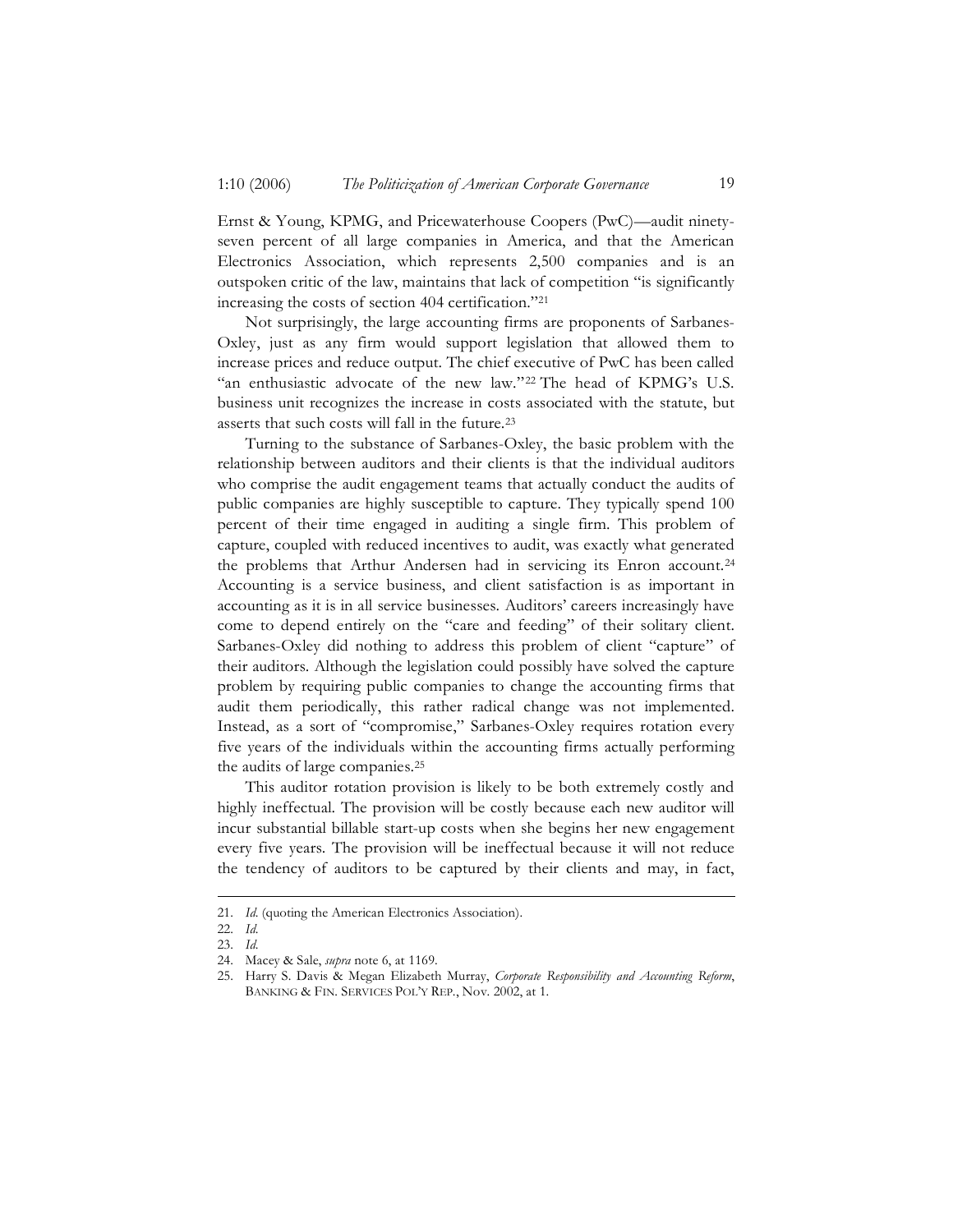Ernst & Young, KPMG, and Pricewaterhouse Coopers (PwC)—audit ninety-seven percent of all large companies in America, and that the American Electronics Association, which represents 2,500 companies and is an outspoken critic of the law, maintains that lack of competition "is significantly increasing the costs of section 404 certification."[21]

Not surprisingly, the large accounting firms are proponents of Sarbanes-Oxley, just as any firm would support legislation that allowed them to increase prices and reduce output. The chief executive of PwC has been called "an enthusiastic advocate of the new law."[22] The head of KPMG's U.S. business unit recognizes the increase in costs associated with the statute, but asserts that such costs will fall in the future.[23]

Turning to the substance of Sarbanes-Oxley, the basic problem with the relationship between auditors and their clients is that the individual auditors who comprise the audit engagement teams that actually conduct the audits of public companies are highly susceptible to capture. They typically spend 100 percent of their time engaged in auditing a single firm. This problem of capture, coupled with reduced incentives to audit, was exactly what generated the problems that Arthur Andersen had in servicing its Enron account.[24] Accounting is a service business, and client satisfaction is as important in accounting as it is in all service businesses. Auditors' careers increasingly have come to depend entirely on the "care and feeding" of their solitary client. Sarbanes-Oxley did nothing to address this problem of client "capture" of their auditors. Although the legislation could possibly have solved the capture problem by requiring public companies to change the accounting firms that audit them periodically, this rather radical change was not implemented. Instead, as a sort of "compromise," Sarbanes-Oxley requires rotation every five years of the individuals within the accounting firms actually performing the audits of large companies.[25]

This auditor rotation provision is likely to be both extremely costly and highly ineffectual. The provision will be costly because each new auditor will incur substantial billable start-up costs when she begins her new engagement every five years. The provision will be ineffectual because it will not reduce the tendency of auditors to be captured by their clients and may, in fact,

---

21. *Id.* (quoting the American Electronics Association).

22. *Id.*

23. *Id.*

24. Macey & Sale, *supra* note 6, at 1169.

25. Harry S. Davis & Megan Elizabeth Murray, *Corporate Responsibility and Accounting Reform*, BANKING & FIN. SERVICES POL'Y REP., Nov. 2002, at 1.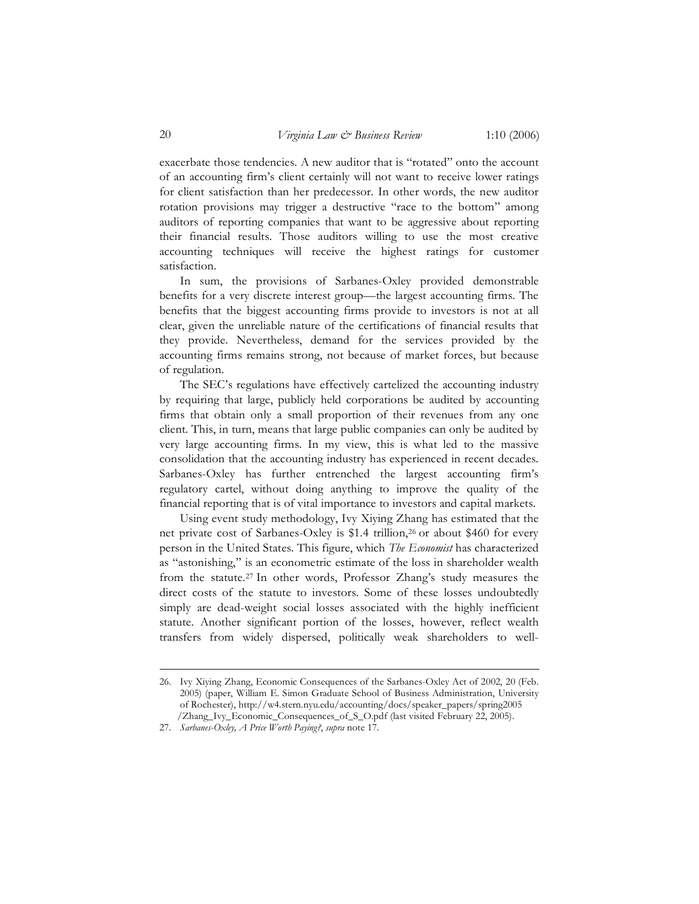exacerbate those tendencies. A new auditor that is "rotated" onto the account of an accounting firm's client certainly will not want to receive lower ratings for client satisfaction than her predecessor. In other words, the new auditor rotation provisions may trigger a destructive "race to the bottom" among auditors of reporting companies that want to be aggressive about reporting their financial results. Those auditors willing to use the most creative accounting techniques will receive the highest ratings for customer satisfaction.

In sum, the provisions of Sarbanes-Oxley provided demonstrable benefits for a very discrete interest group—the largest accounting firms. The benefits that the biggest accounting firms provide to investors is not at all clear, given the unreliable nature of the certifications of financial results that they provide. Nevertheless, demand for the services provided by the accounting firms remains strong, not because of market forces, but because of regulation.

The SEC's regulations have effectively cartelized the accounting industry by requiring that large, publicly held corporations be audited by accounting firms that obtain only a small proportion of their revenues from any one client. This, in turn, means that large public companies can only be audited by very large accounting firms. In my view, this is what led to the massive consolidation that the accounting industry has experienced in recent decades. Sarbanes-Oxley has further entrenched the largest accounting firm's regulatory cartel, without doing anything to improve the quality of the financial reporting that is of vital importance to investors and capital markets.

Using event study methodology, Ivy Xiying Zhang has estimated that the net private cost of Sarbanes-Oxley is $1.4 trillion,[26] or about $460 for every person in the United States. This figure, which *The Economist* has characterized as "astonishing," is an econometric estimate of the loss in shareholder wealth from the statute.[27] In other words, Professor Zhang's study measures the direct costs of the statute to investors. Some of these losses undoubtedly simply are dead-weight social losses associated with the highly inefficient statute. Another significant portion of the losses, however, reflect wealth transfers from widely dispersed, politically weak shareholders to well-

---

26. Ivy Xiying Zhang, Economic Consequences of the Sarbanes-Oxley Act of 2002, 20 (Feb. 2005) (paper, William E. Simon Graduate School of Business Administration, University of Rochester), http://w4.stern.nyu.edu/accounting/docs/speaker_papers/spring2005/Zhang_Ivy_Economic_Consequences_of_S_O.pdf (last visited February 22, 2005).

27. *Sarbanes-Oxley, A Price Worth Paying?*, *supra* note 17.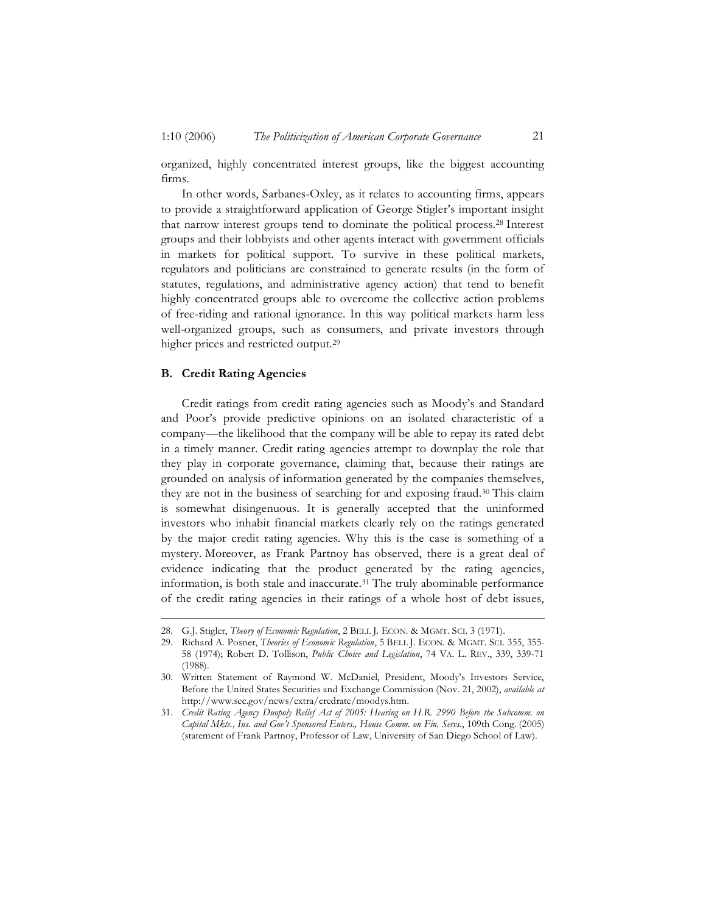organized, highly concentrated interest groups, like the biggest accounting firms.

In other words, Sarbanes-Oxley, as it relates to accounting firms, appears to provide a straightforward application of George Stigler's important insight that narrow interest groups tend to dominate the political process.[28] Interest groups and their lobbyists and other agents interact with government officials in markets for political support. To survive in these political markets, regulators and politicians are constrained to generate results (in the form of statutes, regulations, and administrative agency action) that tend to benefit highly concentrated groups able to overcome the collective action problems of free-riding and rational ignorance. In this way political markets harm less well-organized groups, such as consumers, and private investors through higher prices and restricted output.[29]

## B. Credit Rating Agencies

Credit ratings from credit rating agencies such as Moody's and Standard and Poor's provide predictive opinions on an isolated characteristic of a company—the likelihood that the company will be able to repay its rated debt in a timely manner. Credit rating agencies attempt to downplay the role that they play in corporate governance, claiming that, because their ratings are grounded on analysis of information generated by the companies themselves, they are not in the business of searching for and exposing fraud.[30] This claim is somewhat disingenuous. It is generally accepted that the uninformed investors who inhabit financial markets clearly rely on the ratings generated by the major credit rating agencies. Why this is the case is something of a mystery. Moreover, as Frank Partnoy has observed, there is a great deal of evidence indicating that the product generated by the rating agencies, information, is both stale and inaccurate.[31] The truly abominable performance of the credit rating agencies in their ratings of a whole host of debt issues,

---

28. G.J. Stigler, *Theory of Economic Regulation*, 2 BELL J. ECON. & MGMT. SCI. 3 (1971).
29. Richard A. Posner, *Theories of Economic Regulation*, 5 BELL J. ECON. & MGMT. SCI. 355, 355-58 (1974); Robert D. Tollison, *Public Choice and Legislation*, 74 VA. L. REV., 339, 339-71 (1988).
30. Written Statement of Raymond W. McDaniel, President, Moody's Investors Service, Before the United States Securities and Exchange Commission (Nov. 21, 2002), *available at* http://www.sec.gov/news/extra/credrate/moodys.htm.
31. *Credit Rating Agency Duopoly Relief Act of 2005: Hearing on H.R. 2990 Before the Subcomm. on Capital Mkts., Ins. and Gov't Sponsored Enters., House Comm. on Fin. Servs.*, 109th Cong. (2005) (statement of Frank Partnoy, Professor of Law, University of San Diego School of Law).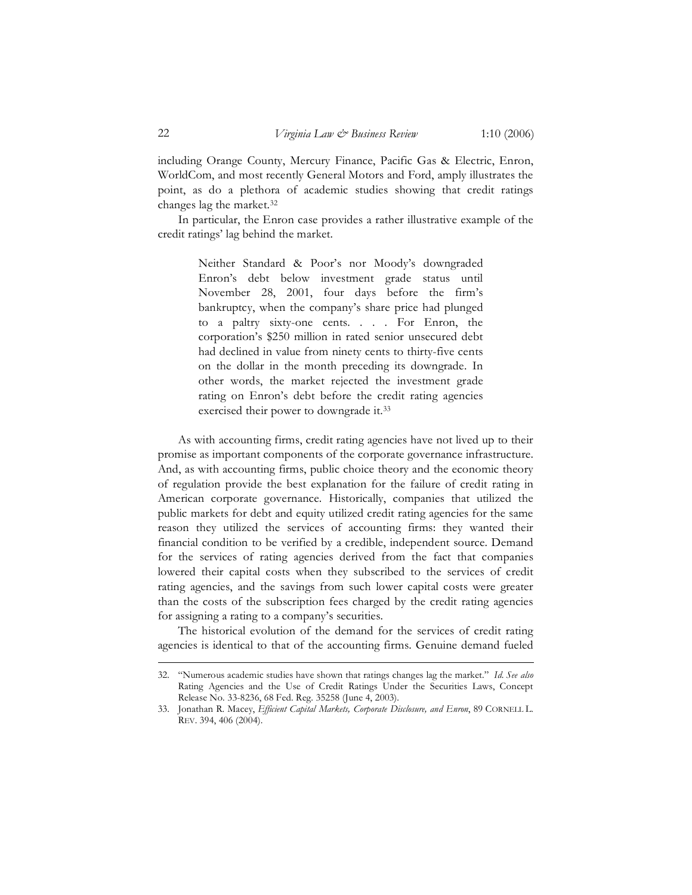including Orange County, Mercury Finance, Pacific Gas & Electric, Enron, WorldCom, and most recently General Motors and Ford, amply illustrates the point, as do a plethora of academic studies showing that credit ratings changes lag the market.[32]

In particular, the Enron case provides a rather illustrative example of the credit ratings' lag behind the market.

> Neither Standard & Poor's nor Moody's downgraded Enron's debt below investment grade status until November 28, 2001, four days before the firm's bankruptcy, when the company's share price had plunged to a paltry sixty-one cents. . . . For Enron, the corporation's $250 million in rated senior unsecured debt had declined in value from ninety cents to thirty-five cents on the dollar in the month preceding its downgrade. In other words, the market rejected the investment grade rating on Enron's debt before the credit rating agencies exercised their power to downgrade it.[33]

As with accounting firms, credit rating agencies have not lived up to their promise as important components of the corporate governance infrastructure. And, as with accounting firms, public choice theory and the economic theory of regulation provide the best explanation for the failure of credit rating in American corporate governance. Historically, companies that utilized the public markets for debt and equity utilized credit rating agencies for the same reason they utilized the services of accounting firms: they wanted their financial condition to be verified by a credible, independent source. Demand for the services of rating agencies derived from the fact that companies lowered their capital costs when they subscribed to the services of credit rating agencies, and the savings from such lower capital costs were greater than the costs of the subscription fees charged by the credit rating agencies for assigning a rating to a company's securities.

The historical evolution of the demand for the services of credit rating agencies is identical to that of the accounting firms. Genuine demand fueled

---

32. "Numerous academic studies have shown that ratings changes lag the market." *Id. See also* Rating Agencies and the Use of Credit Ratings Under the Securities Laws, Concept Release No. 33-8236, 68 Fed. Reg. 35258 (June 4, 2003).

33. Jonathan R. Macey, *Efficient Capital Markets, Corporate Disclosure, and Enron*, 89 CORNELL L. REV. 394, 406 (2004).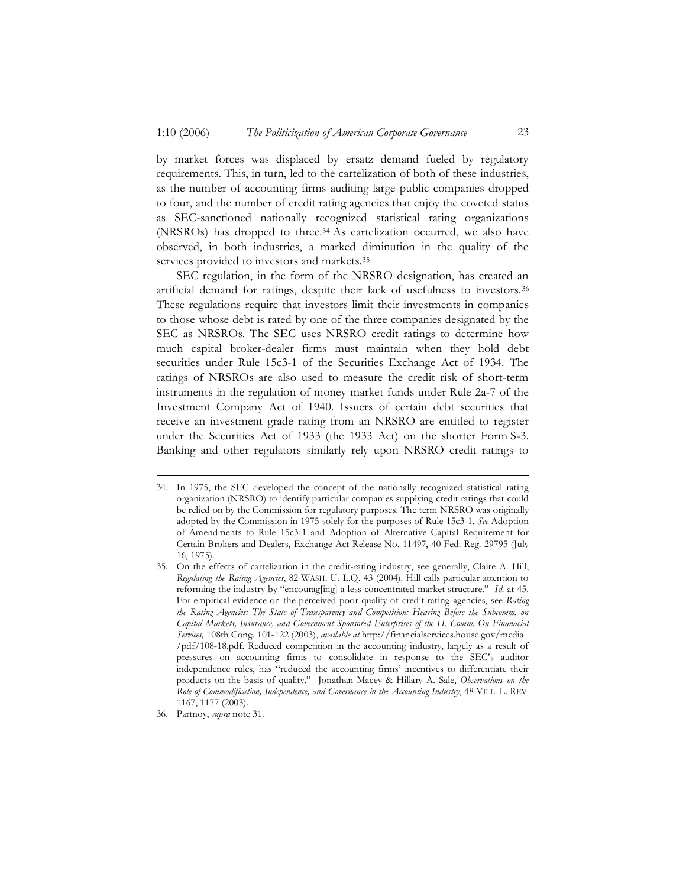by market forces was displaced by ersatz demand fueled by regulatory requirements. This, in turn, led to the cartelization of both of these industries, as the number of accounting firms auditing large public companies dropped to four, and the number of credit rating agencies that enjoy the coveted status as SEC-sanctioned nationally recognized statistical rating organizations (NRSROs) has dropped to three.[34] As cartelization occurred, we also have observed, in both industries, a marked diminution in the quality of the services provided to investors and markets.[35]

SEC regulation, in the form of the NRSRO designation, has created an artificial demand for ratings, despite their lack of usefulness to investors.[36] These regulations require that investors limit their investments in companies to those whose debt is rated by one of the three companies designated by the SEC as NRSROs. The SEC uses NRSRO credit ratings to determine how much capital broker-dealer firms must maintain when they hold debt securities under Rule 15c3-1 of the Securities Exchange Act of 1934. The ratings of NRSROs are also used to measure the credit risk of short-term instruments in the regulation of money market funds under Rule 2a-7 of the Investment Company Act of 1940. Issuers of certain debt securities that receive an investment grade rating from an NRSRO are entitled to register under the Securities Act of 1933 (the 1933 Act) on the shorter Form S-3. Banking and other regulators similarly rely upon NRSRO credit ratings to

---

34. In 1975, the SEC developed the concept of the nationally recognized statistical rating organization (NRSRO) to identify particular companies supplying credit ratings that could be relied on by the Commission for regulatory purposes. The term NRSRO was originally adopted by the Commission in 1975 solely for the purposes of Rule 15c3-1. *See* Adoption of Amendments to Rule 15c3-1 and Adoption of Alternative Capital Requirement for Certain Brokers and Dealers, Exchange Act Release No. 11497, 40 Fed. Reg. 29795 (July 16, 1975).

35. On the effects of cartelization in the credit-rating industry, see generally, Claire A. Hill, *Regulating the Rating Agencies*, 82 WASH. U. L.Q. 43 (2004). Hill calls particular attention to reforming the industry by "encourag[ing] a less concentrated market structure." *Id.* at 45. For empirical evidence on the perceived poor quality of credit rating agencies, see *Rating the Rating Agencies: The State of Transparency and Competition: Hearing Before the Subcomm. on Capital Markets, Insurance, and Government Sponsored Enterprises of the H. Comm. On Finanacial Services,* 108th Cong. 101-122 (2003), *available at* http://financialservices.house.gov/media/pdf/108-18.pdf. Reduced competition in the accounting industry, largely as a result of pressures on accounting firms to consolidate in response to the SEC's auditor independence rules, has "reduced the accounting firms' incentives to differentiate their products on the basis of quality." Jonathan Macey & Hillary A. Sale, *Observations on the Role of Commodification, Independence, and Governance in the Accounting Industry*, 48 VILL. L. REV. 1167, 1177 (2003).

36. Partnoy, *supra* note 31.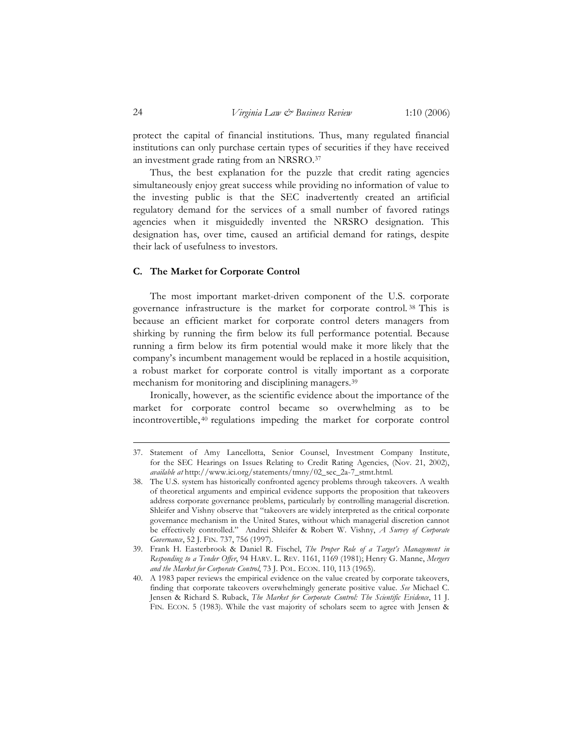protect the capital of financial institutions. Thus, many regulated financial institutions can only purchase certain types of securities if they have received an investment grade rating from an NRSRO.[37]

Thus, the best explanation for the puzzle that credit rating agencies simultaneously enjoy great success while providing no information of value to the investing public is that the SEC inadvertently created an artificial regulatory demand for the services of a small number of favored ratings agencies when it misguidedly invented the NRSRO designation. This designation has, over time, caused an artificial demand for ratings, despite their lack of usefulness to investors.

### C. The Market for Corporate Control

The most important market-driven component of the U.S. corporate governance infrastructure is the market for corporate control.[38] This is because an efficient market for corporate control deters managers from shirking by running the firm below its full performance potential. Because running a firm below its firm potential would make it more likely that the company's incumbent management would be replaced in a hostile acquisition, a robust market for corporate control is vitally important as a corporate mechanism for monitoring and disciplining managers.[39]

Ironically, however, as the scientific evidence about the importance of the market for corporate control became so overwhelming as to be incontrovertible,[40] regulations impeding the market for corporate control

---

37. Statement of Amy Lancellotta, Senior Counsel, Investment Company Institute, for the SEC Hearings on Issues Relating to Credit Rating Agencies, (Nov. 21, 2002), *available at* http://www.ici.org/statements/tmny/02_sec_2a-7_stmt.html.

38. The U.S. system has historically confronted agency problems through takeovers. A wealth of theoretical arguments and empirical evidence supports the proposition that takeovers address corporate governance problems, particularly by controlling managerial discretion. Shleifer and Vishny observe that "takeovers are widely interpreted as the critical corporate governance mechanism in the United States, without which managerial discretion cannot be effectively controlled." Andrei Shleifer & Robert W. Vishny, *A Survey of Corporate Governance*, 52 J. FIN. 737, 756 (1997).

39. Frank H. Easterbrook & Daniel R. Fischel, *The Proper Role of a Target's Management in Responding to a Tender Offer*, 94 HARV. L. REV. 1161, 1169 (1981); Henry G. Manne, *Mergers and the Market for Corporate Control*, 73 J. POL. ECON. 110, 113 (1965).

40. A 1983 paper reviews the empirical evidence on the value created by corporate takeovers, finding that corporate takeovers overwhelmingly generate positive value. *See* Michael C. Jensen & Richard S. Ruback, *The Market for Corporate Control: The Scientific Evidence*, 11 J. FIN. ECON. 5 (1983). While the vast majority of scholars seem to agree with Jensen &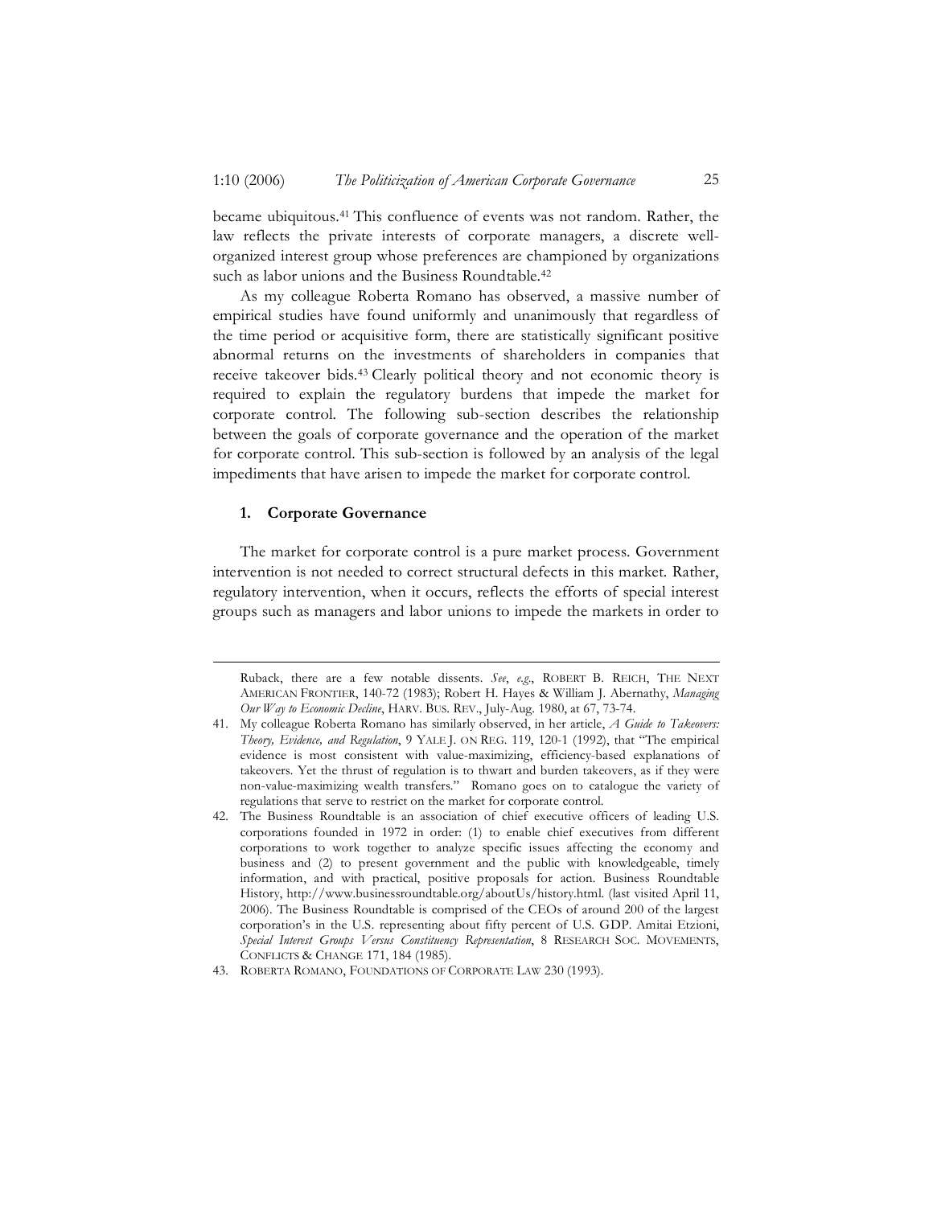became ubiquitous.[41] This confluence of events was not random. Rather, the law reflects the private interests of corporate managers, a discrete well-organized interest group whose preferences are championed by organizations such as labor unions and the Business Roundtable.[42]

As my colleague Roberta Romano has observed, a massive number of empirical studies have found uniformly and unanimously that regardless of the time period or acquisitive form, there are statistically significant positive abnormal returns on the investments of shareholders in companies that receive takeover bids.[43] Clearly political theory and not economic theory is required to explain the regulatory burdens that impede the market for corporate control. The following sub-section describes the relationship between the goals of corporate governance and the operation of the market for corporate control. This sub-section is followed by an analysis of the legal impediments that have arisen to impede the market for corporate control.

### 1. Corporate Governance

The market for corporate control is a pure market process. Government intervention is not needed to correct structural defects in this market. Rather, regulatory intervention, when it occurs, reflects the efforts of special interest groups such as managers and labor unions to impede the markets in order to

---

Ruback, there are a few notable dissents. *See*, *e.g.*, ROBERT B. REICH, THE NEXT AMERICAN FRONTIER, 140-72 (1983); Robert H. Hayes & William J. Abernathy, *Managing Our Way to Economic Decline*, HARV. BUS. REV., July-Aug. 1980, at 67, 73-74.

41. My colleague Roberta Romano has similarly observed, in her article, *A Guide to Takeovers: Theory, Evidence, and Regulation*, 9 YALE J. ON REG. 119, 120-1 (1992), that "The empirical evidence is most consistent with value-maximizing, efficiency-based explanations of takeovers. Yet the thrust of regulation is to thwart and burden takeovers, as if they were non-value-maximizing wealth transfers." Romano goes on to catalogue the variety of regulations that serve to restrict on the market for corporate control.

42. The Business Roundtable is an association of chief executive officers of leading U.S. corporations founded in 1972 in order: (1) to enable chief executives from different corporations to work together to analyze specific issues affecting the economy and business and (2) to present government and the public with knowledgeable, timely information, and with practical, positive proposals for action. Business Roundtable History, http://www.businessroundtable.org/aboutUs/history.html. (last visited April 11, 2006). The Business Roundtable is comprised of the CEOs of around 200 of the largest corporation's in the U.S. representing about fifty percent of U.S. GDP. Amitai Etzioni, *Special Interest Groups Versus Constituency Representation*, 8 RESEARCH SOC. MOVEMENTS, CONFLICTS & CHANGE 171, 184 (1985).

43. ROBERTA ROMANO, FOUNDATIONS OF CORPORATE LAW 230 (1993).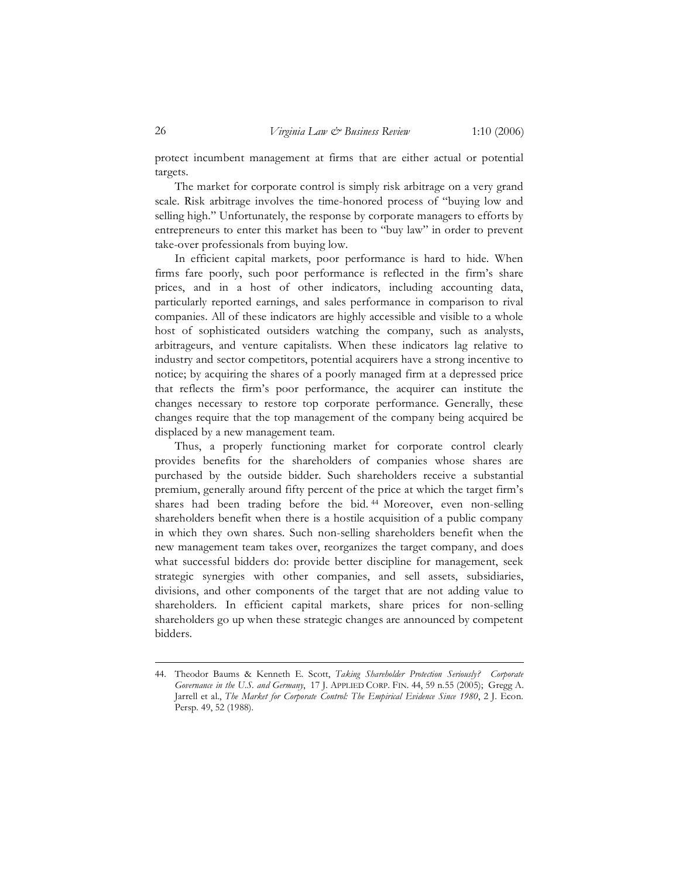protect incumbent management at firms that are either actual or potential targets.

The market for corporate control is simply risk arbitrage on a very grand scale. Risk arbitrage involves the time-honored process of "buying low and selling high." Unfortunately, the response by corporate managers to efforts by entrepreneurs to enter this market has been to "buy law" in order to prevent take-over professionals from buying low.

In efficient capital markets, poor performance is hard to hide. When firms fare poorly, such poor performance is reflected in the firm's share prices, and in a host of other indicators, including accounting data, particularly reported earnings, and sales performance in comparison to rival companies. All of these indicators are highly accessible and visible to a whole host of sophisticated outsiders watching the company, such as analysts, arbitrageurs, and venture capitalists. When these indicators lag relative to industry and sector competitors, potential acquirers have a strong incentive to notice; by acquiring the shares of a poorly managed firm at a depressed price that reflects the firm's poor performance, the acquirer can institute the changes necessary to restore top corporate performance. Generally, these changes require that the top management of the company being acquired be displaced by a new management team.

Thus, a properly functioning market for corporate control clearly provides benefits for the shareholders of companies whose shares are purchased by the outside bidder. Such shareholders receive a substantial premium, generally around fifty percent of the price at which the target firm's shares had been trading before the bid.[44] Moreover, even non-selling shareholders benefit when there is a hostile acquisition of a public company in which they own shares. Such non-selling shareholders benefit when the new management team takes over, reorganizes the target company, and does what successful bidders do: provide better discipline for management, seek strategic synergies with other companies, and sell assets, subsidiaries, divisions, and other components of the target that are not adding value to shareholders. In efficient capital markets, share prices for non-selling shareholders go up when these strategic changes are announced by competent bidders.

---

44. Theodor Baums & Kenneth E. Scott, *Taking Shareholder Protection Seriously? Corporate Governance in the U.S. and Germany*, 17 J. APPLIED CORP. FIN. 44, 59 n.55 (2005); Gregg A. Jarrell et al., *The Market for Corporate Control: The Empirical Evidence Since 1980*, 2 J. Econ. Persp. 49, 52 (1988).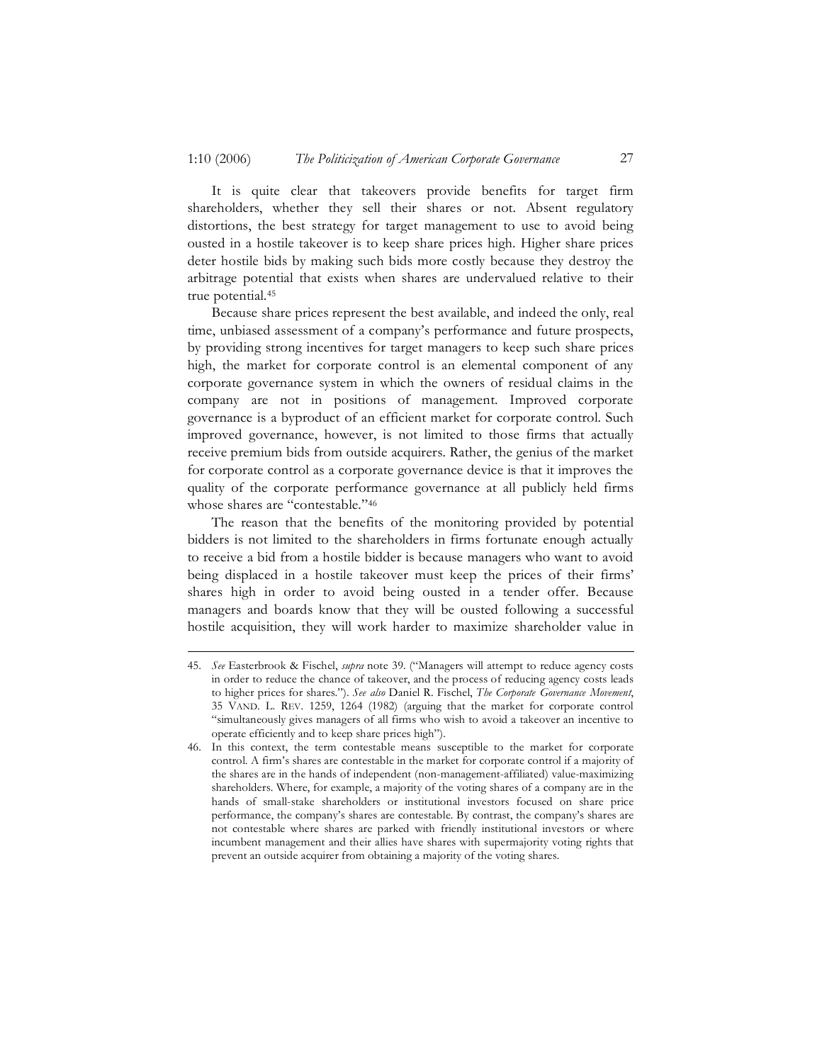It is quite clear that takeovers provide benefits for target firm shareholders, whether they sell their shares or not. Absent regulatory distortions, the best strategy for target management to use to avoid being ousted in a hostile takeover is to keep share prices high. Higher share prices deter hostile bids by making such bids more costly because they destroy the arbitrage potential that exists when shares are undervalued relative to their true potential.[45]

Because share prices represent the best available, and indeed the only, real time, unbiased assessment of a company's performance and future prospects, by providing strong incentives for target managers to keep such share prices high, the market for corporate control is an elemental component of any corporate governance system in which the owners of residual claims in the company are not in positions of management. Improved corporate governance is a byproduct of an efficient market for corporate control. Such improved governance, however, is not limited to those firms that actually receive premium bids from outside acquirers. Rather, the genius of the market for corporate control as a corporate governance device is that it improves the quality of the corporate performance governance at all publicly held firms whose shares are "contestable."[46]

The reason that the benefits of the monitoring provided by potential bidders is not limited to the shareholders in firms fortunate enough actually to receive a bid from a hostile bidder is because managers who want to avoid being displaced in a hostile takeover must keep the prices of their firms' shares high in order to avoid being ousted in a tender offer. Because managers and boards know that they will be ousted following a successful hostile acquisition, they will work harder to maximize shareholder value in

---

45. *See* Easterbrook & Fischel, *supra* note 39. ("Managers will attempt to reduce agency costs in order to reduce the chance of takeover, and the process of reducing agency costs leads to higher prices for shares."). *See also* Daniel R. Fischel, *The Corporate Governance Movement*, 35 VAND. L. REV. 1259, 1264 (1982) (arguing that the market for corporate control "simultaneously gives managers of all firms who wish to avoid a takeover an incentive to operate efficiently and to keep share prices high").

46. In this context, the term contestable means susceptible to the market for corporate control. A firm's shares are contestable in the market for corporate control if a majority of the shares are in the hands of independent (non-management-affiliated) value-maximizing shareholders. Where, for example, a majority of the voting shares of a company are in the hands of small-stake shareholders or institutional investors focused on share price performance, the company's shares are contestable. By contrast, the company's shares are not contestable where shares are parked with friendly institutional investors or where incumbent management and their allies have shares with supermajority voting rights that prevent an outside acquirer from obtaining a majority of the voting shares.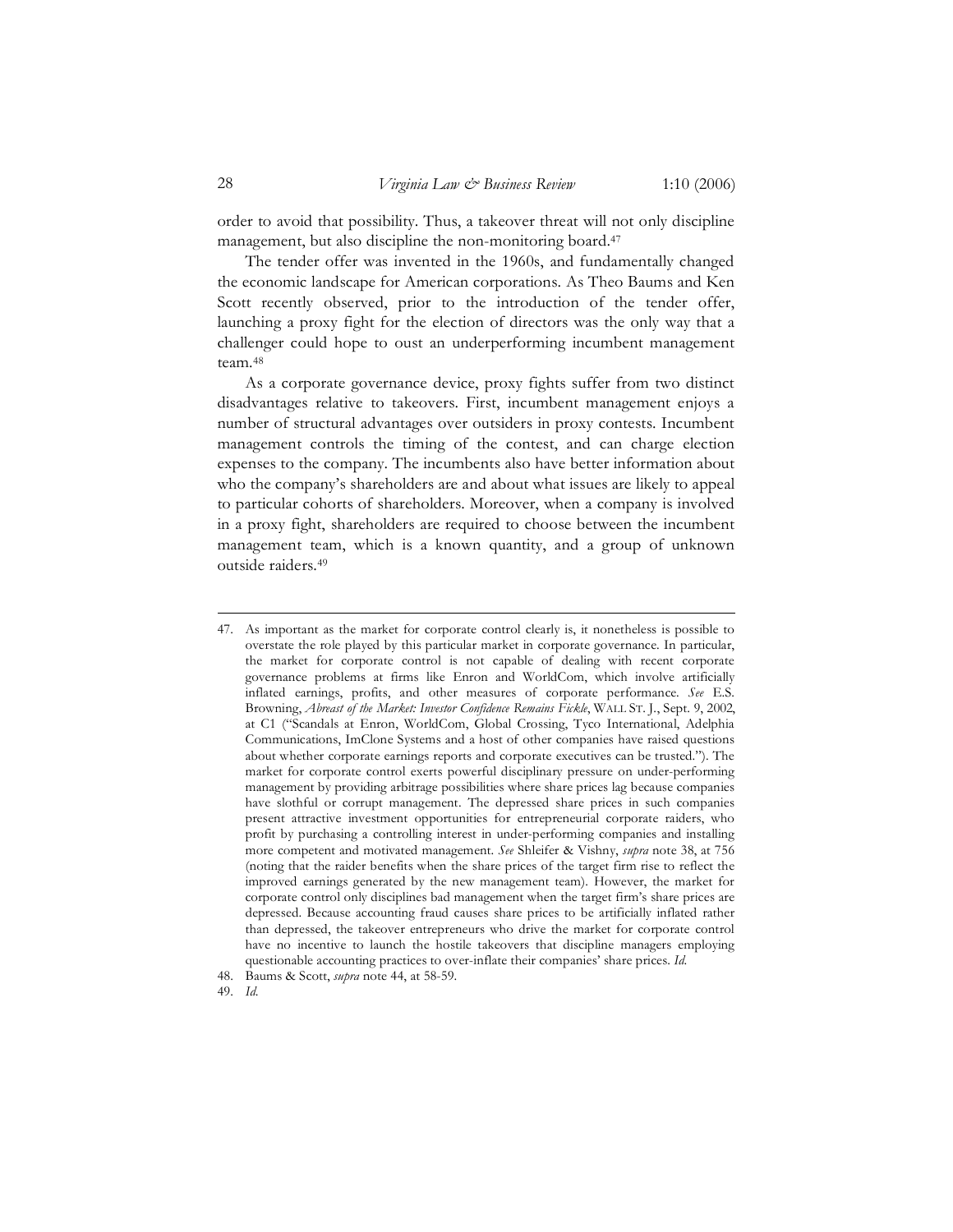order to avoid that possibility. Thus, a takeover threat will not only discipline management, but also discipline the non-monitoring board.[47]

The tender offer was invented in the 1960s, and fundamentally changed the economic landscape for American corporations. As Theo Baums and Ken Scott recently observed, prior to the introduction of the tender offer, launching a proxy fight for the election of directors was the only way that a challenger could hope to oust an underperforming incumbent management team.[48]

As a corporate governance device, proxy fights suffer from two distinct disadvantages relative to takeovers. First, incumbent management enjoys a number of structural advantages over outsiders in proxy contests. Incumbent management controls the timing of the contest, and can charge election expenses to the company. The incumbents also have better information about who the company's shareholders are and about what issues are likely to appeal to particular cohorts of shareholders. Moreover, when a company is involved in a proxy fight, shareholders are required to choose between the incumbent management team, which is a known quantity, and a group of unknown outside raiders.[49]

---

47. As important as the market for corporate control clearly is, it nonetheless is possible to overstate the role played by this particular market in corporate governance. In particular, the market for corporate control is not capable of dealing with recent corporate governance problems at firms like Enron and WorldCom, which involve artificially inflated earnings, profits, and other measures of corporate performance. *See* E.S. Browning, *Abreast of the Market: Investor Confidence Remains Fickle*, WALL ST. J., Sept. 9, 2002, at C1 ("Scandals at Enron, WorldCom, Global Crossing, Tyco International, Adelphia Communications, ImClone Systems and a host of other companies have raised questions about whether corporate earnings reports and corporate executives can be trusted."). The market for corporate control exerts powerful disciplinary pressure on under-performing management by providing arbitrage possibilities where share prices lag because companies have slothful or corrupt management. The depressed share prices in such companies present attractive investment opportunities for entrepreneurial corporate raiders, who profit by purchasing a controlling interest in under-performing companies and installing more competent and motivated management. *See* Shleifer & Vishny, *supra* note 38, at 756 (noting that the raider benefits when the share prices of the target firm rise to reflect the improved earnings generated by the new management team). However, the market for corporate control only disciplines bad management when the target firm's share prices are depressed. Because accounting fraud causes share prices to be artificially inflated rather than depressed, the takeover entrepreneurs who drive the market for corporate control have no incentive to launch the hostile takeovers that discipline managers employing questionable accounting practices to over-inflate their companies' share prices. *Id.*

48. Baums & Scott, *supra* note 44, at 58-59.

49. *Id.*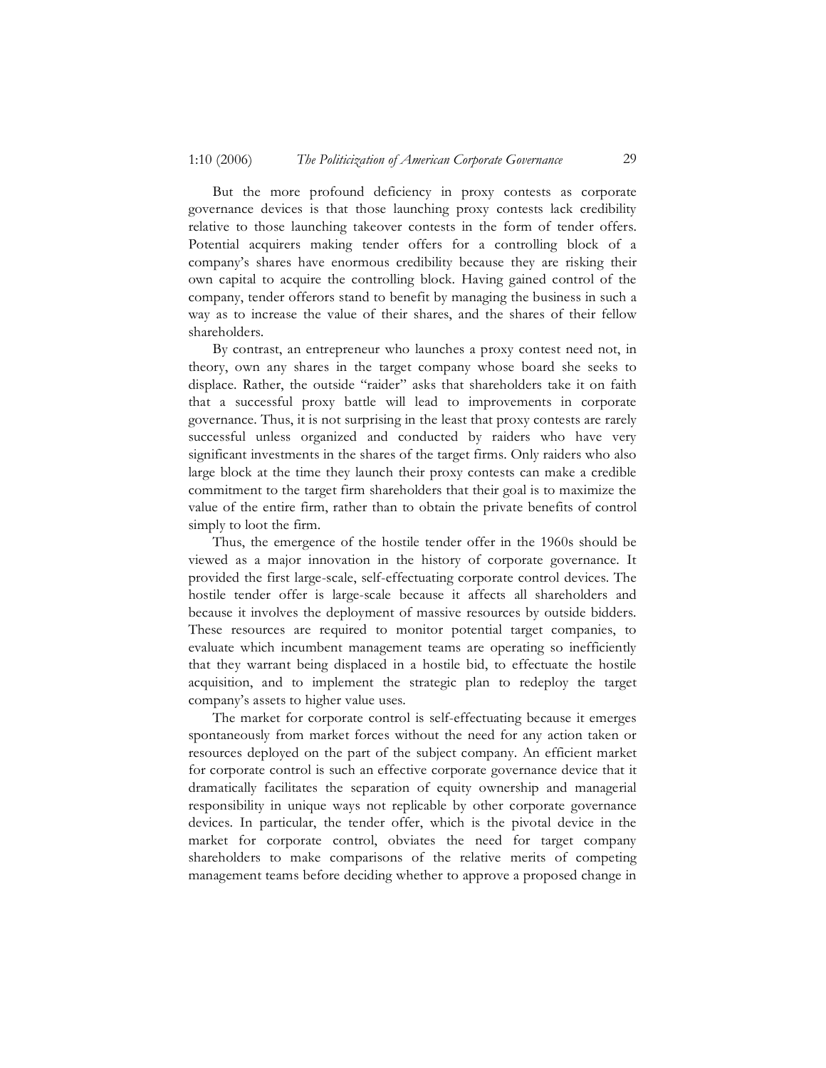But the more profound deficiency in proxy contests as corporate governance devices is that those launching proxy contests lack credibility relative to those launching takeover contests in the form of tender offers. Potential acquirers making tender offers for a controlling block of a company's shares have enormous credibility because they are risking their own capital to acquire the controlling block. Having gained control of the company, tender offerors stand to benefit by managing the business in such a way as to increase the value of their shares, and the shares of their fellow shareholders.

By contrast, an entrepreneur who launches a proxy contest need not, in theory, own any shares in the target company whose board she seeks to displace. Rather, the outside "raider" asks that shareholders take it on faith that a successful proxy battle will lead to improvements in corporate governance. Thus, it is not surprising in the least that proxy contests are rarely successful unless organized and conducted by raiders who have very significant investments in the shares of the target firms. Only raiders who also large block at the time they launch their proxy contests can make a credible commitment to the target firm shareholders that their goal is to maximize the value of the entire firm, rather than to obtain the private benefits of control simply to loot the firm.

Thus, the emergence of the hostile tender offer in the 1960s should be viewed as a major innovation in the history of corporate governance. It provided the first large-scale, self-effectuating corporate control devices. The hostile tender offer is large-scale because it affects all shareholders and because it involves the deployment of massive resources by outside bidders. These resources are required to monitor potential target companies, to evaluate which incumbent management teams are operating so inefficiently that they warrant being displaced in a hostile bid, to effectuate the hostile acquisition, and to implement the strategic plan to redeploy the target company's assets to higher value uses.

The market for corporate control is self-effectuating because it emerges spontaneously from market forces without the need for any action taken or resources deployed on the part of the subject company. An efficient market for corporate control is such an effective corporate governance device that it dramatically facilitates the separation of equity ownership and managerial responsibility in unique ways not replicable by other corporate governance devices. In particular, the tender offer, which is the pivotal device in the market for corporate control, obviates the need for target company shareholders to make comparisons of the relative merits of competing management teams before deciding whether to approve a proposed change in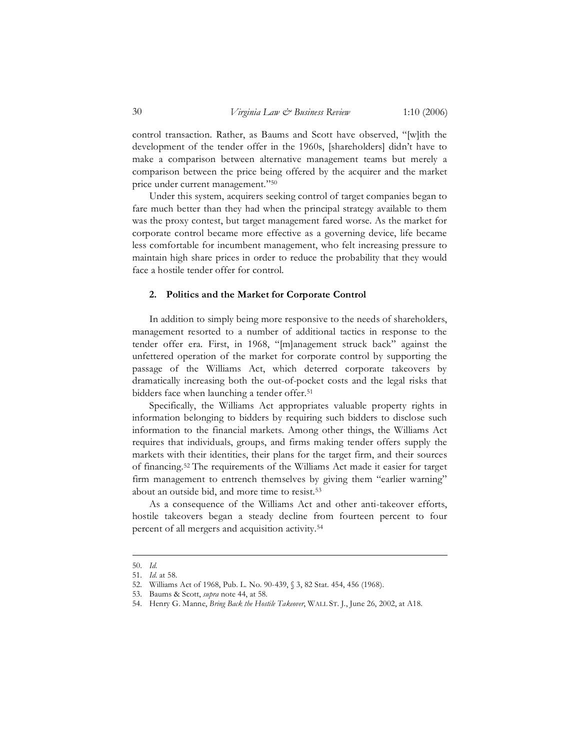control transaction. Rather, as Baums and Scott have observed, "[w]ith the development of the tender offer in the 1960s, [shareholders] didn't have to make a comparison between alternative management teams but merely a comparison between the price being offered by the acquirer and the market price under current management."[50]

Under this system, acquirers seeking control of target companies began to fare much better than they had when the principal strategy available to them was the proxy contest, but target management fared worse. As the market for corporate control became more effective as a governing device, life became less comfortable for incumbent management, who felt increasing pressure to maintain high share prices in order to reduce the probability that they would face a hostile tender offer for control.

### 2. Politics and the Market for Corporate Control

In addition to simply being more responsive to the needs of shareholders, management resorted to a number of additional tactics in response to the tender offer era. First, in 1968, "[m]anagement struck back" against the unfettered operation of the market for corporate control by supporting the passage of the Williams Act, which deterred corporate takeovers by dramatically increasing both the out-of-pocket costs and the legal risks that bidders face when launching a tender offer.[51]

Specifically, the Williams Act appropriates valuable property rights in information belonging to bidders by requiring such bidders to disclose such information to the financial markets. Among other things, the Williams Act requires that individuals, groups, and firms making tender offers supply the markets with their identities, their plans for the target firm, and their sources of financing.[52] The requirements of the Williams Act made it easier for target firm management to entrench themselves by giving them "earlier warning" about an outside bid, and more time to resist.[53]

As a consequence of the Williams Act and other anti-takeover efforts, hostile takeovers began a steady decline from fourteen percent to four percent of all mergers and acquisition activity.[54]

---

50. *Id.*

51. *Id.* at 58.

52. Williams Act of 1968, Pub. L. No. 90-439, § 3, 82 Stat. 454, 456 (1968).

53. Baums & Scott, *supra* note 44, at 58.

54. Henry G. Manne, *Bring Back the Hostile Takeover*, WALL ST. J., June 26, 2002, at A18.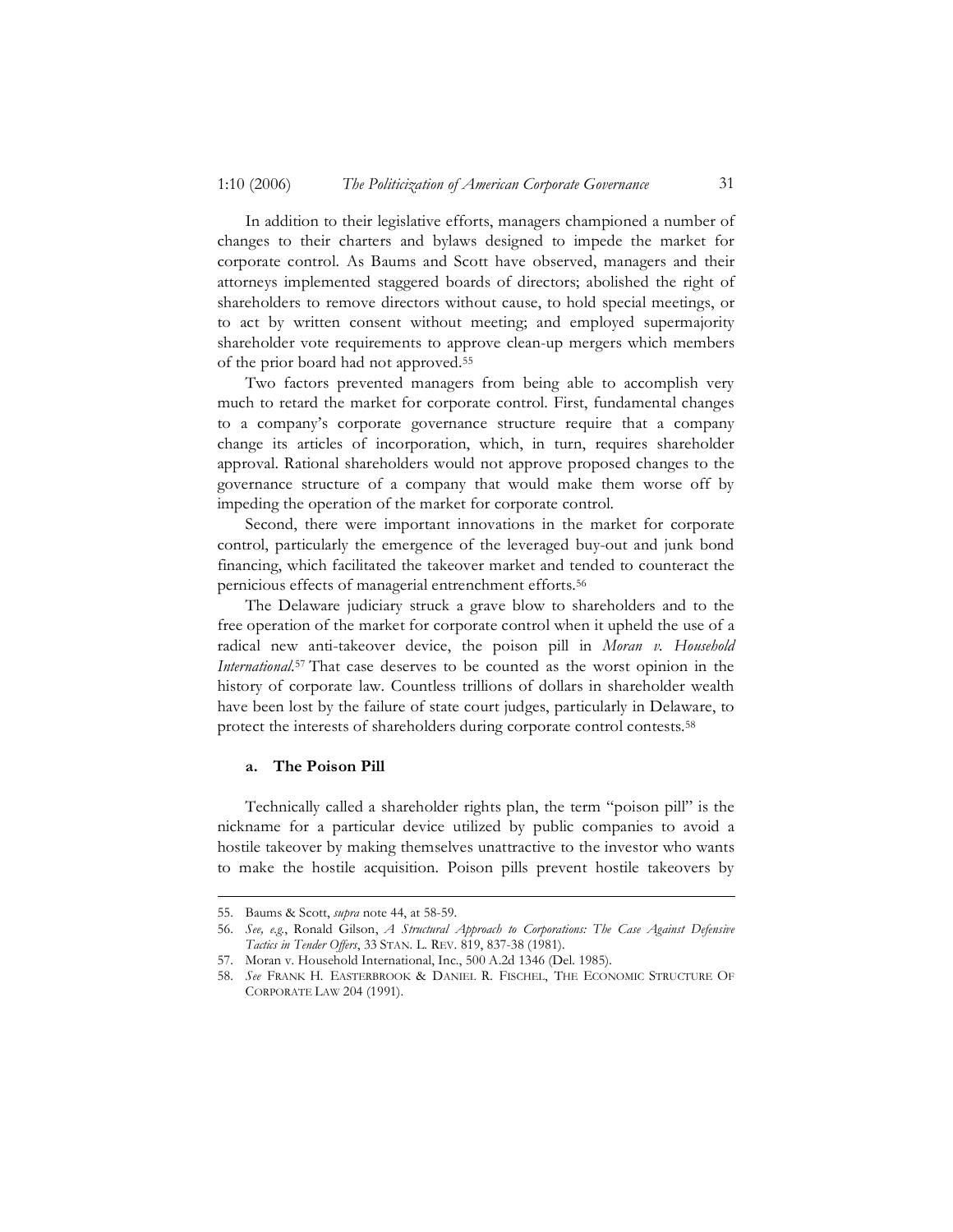In addition to their legislative efforts, managers championed a number of changes to their charters and bylaws designed to impede the market for corporate control. As Baums and Scott have observed, managers and their attorneys implemented staggered boards of directors; abolished the right of shareholders to remove directors without cause, to hold special meetings, or to act by written consent without meeting; and employed supermajority shareholder vote requirements to approve clean-up mergers which members of the prior board had not approved.[55]

Two factors prevented managers from being able to accomplish very much to retard the market for corporate control. First, fundamental changes to a company's corporate governance structure require that a company change its articles of incorporation, which, in turn, requires shareholder approval. Rational shareholders would not approve proposed changes to the governance structure of a company that would make them worse off by impeding the operation of the market for corporate control.

Second, there were important innovations in the market for corporate control, particularly the emergence of the leveraged buy-out and junk bond financing, which facilitated the takeover market and tended to counteract the pernicious effects of managerial entrenchment efforts.[56]

The Delaware judiciary struck a grave blow to shareholders and to the free operation of the market for corporate control when it upheld the use of a radical new anti-takeover device, the poison pill in *Moran v. Household International*.[57] That case deserves to be counted as the worst opinion in the history of corporate law. Countless trillions of dollars in shareholder wealth have been lost by the failure of state court judges, particularly in Delaware, to protect the interests of shareholders during corporate control contests.[58]

#### a. The Poison Pill

Technically called a shareholder rights plan, the term "poison pill" is the nickname for a particular device utilized by public companies to avoid a hostile takeover by making themselves unattractive to the investor who wants to make the hostile acquisition. Poison pills prevent hostile takeovers by

---

55. Baums & Scott, *supra* note 44, at 58-59.

56. *See, e.g.*, Ronald Gilson, *A Structural Approach to Corporations: The Case Against Defensive Tactics in Tender Offers*, 33 STAN. L. REV. 819, 837-38 (1981).

57. Moran v. Household International, Inc., 500 A.2d 1346 (Del. 1985).

58. *See* FRANK H. EASTERBROOK & DANIEL R. FISCHEL, THE ECONOMIC STRUCTURE OF CORPORATE LAW 204 (1991).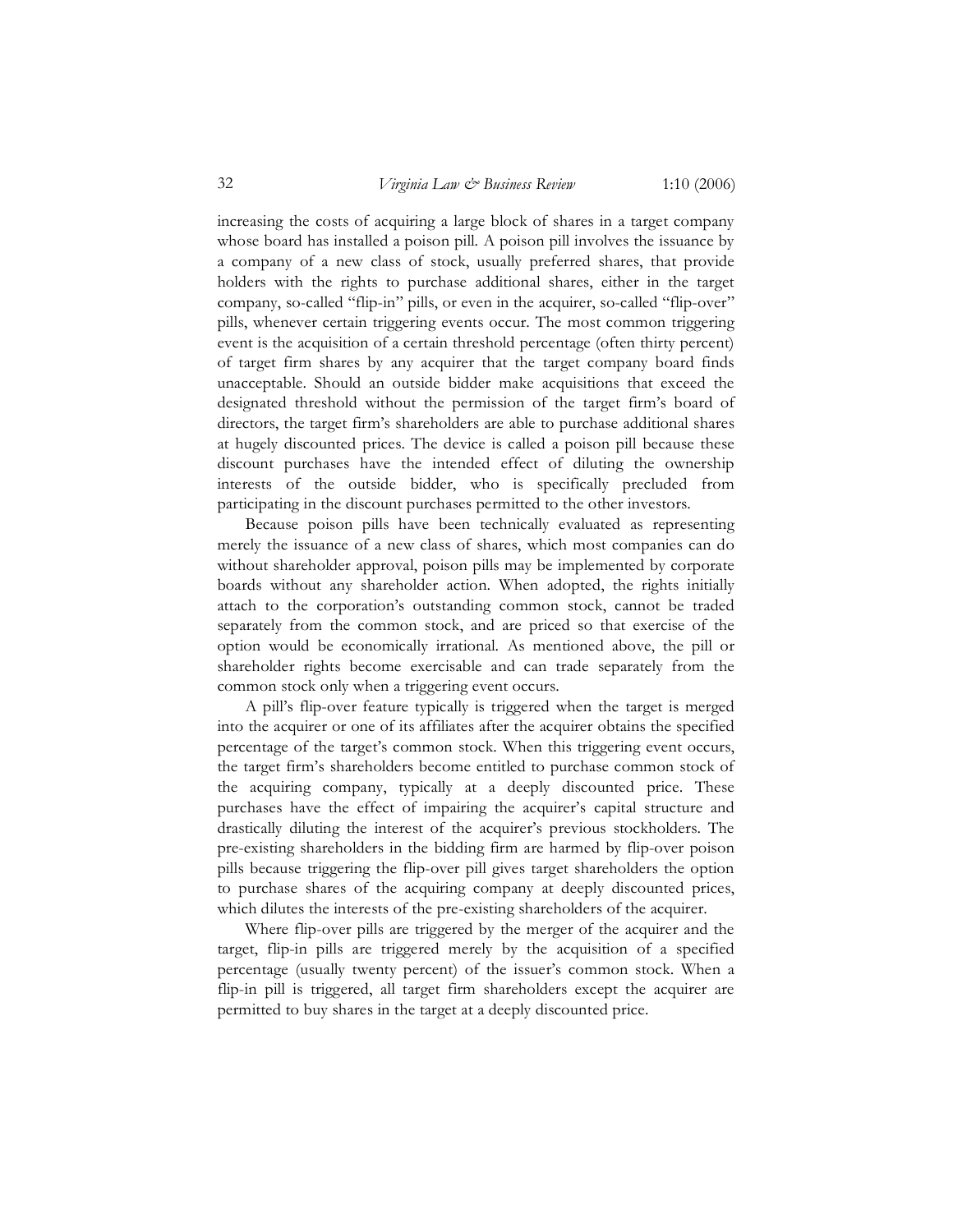increasing the costs of acquiring a large block of shares in a target company whose board has installed a poison pill. A poison pill involves the issuance by a company of a new class of stock, usually preferred shares, that provide holders with the rights to purchase additional shares, either in the target company, so-called "flip-in" pills, or even in the acquirer, so-called "flip-over" pills, whenever certain triggering events occur. The most common triggering event is the acquisition of a certain threshold percentage (often thirty percent) of target firm shares by any acquirer that the target company board finds unacceptable. Should an outside bidder make acquisitions that exceed the designated threshold without the permission of the target firm's board of directors, the target firm's shareholders are able to purchase additional shares at hugely discounted prices. The device is called a poison pill because these discount purchases have the intended effect of diluting the ownership interests of the outside bidder, who is specifically precluded from participating in the discount purchases permitted to the other investors.

Because poison pills have been technically evaluated as representing merely the issuance of a new class of shares, which most companies can do without shareholder approval, poison pills may be implemented by corporate boards without any shareholder action. When adopted, the rights initially attach to the corporation's outstanding common stock, cannot be traded separately from the common stock, and are priced so that exercise of the option would be economically irrational. As mentioned above, the pill or shareholder rights become exercisable and can trade separately from the common stock only when a triggering event occurs.

A pill's flip-over feature typically is triggered when the target is merged into the acquirer or one of its affiliates after the acquirer obtains the specified percentage of the target's common stock. When this triggering event occurs, the target firm's shareholders become entitled to purchase common stock of the acquiring company, typically at a deeply discounted price. These purchases have the effect of impairing the acquirer's capital structure and drastically diluting the interest of the acquirer's previous stockholders. The pre-existing shareholders in the bidding firm are harmed by flip-over poison pills because triggering the flip-over pill gives target shareholders the option to purchase shares of the acquiring company at deeply discounted prices, which dilutes the interests of the pre-existing shareholders of the acquirer.

Where flip-over pills are triggered by the merger of the acquirer and the target, flip-in pills are triggered merely by the acquisition of a specified percentage (usually twenty percent) of the issuer's common stock. When a flip-in pill is triggered, all target firm shareholders except the acquirer are permitted to buy shares in the target at a deeply discounted price.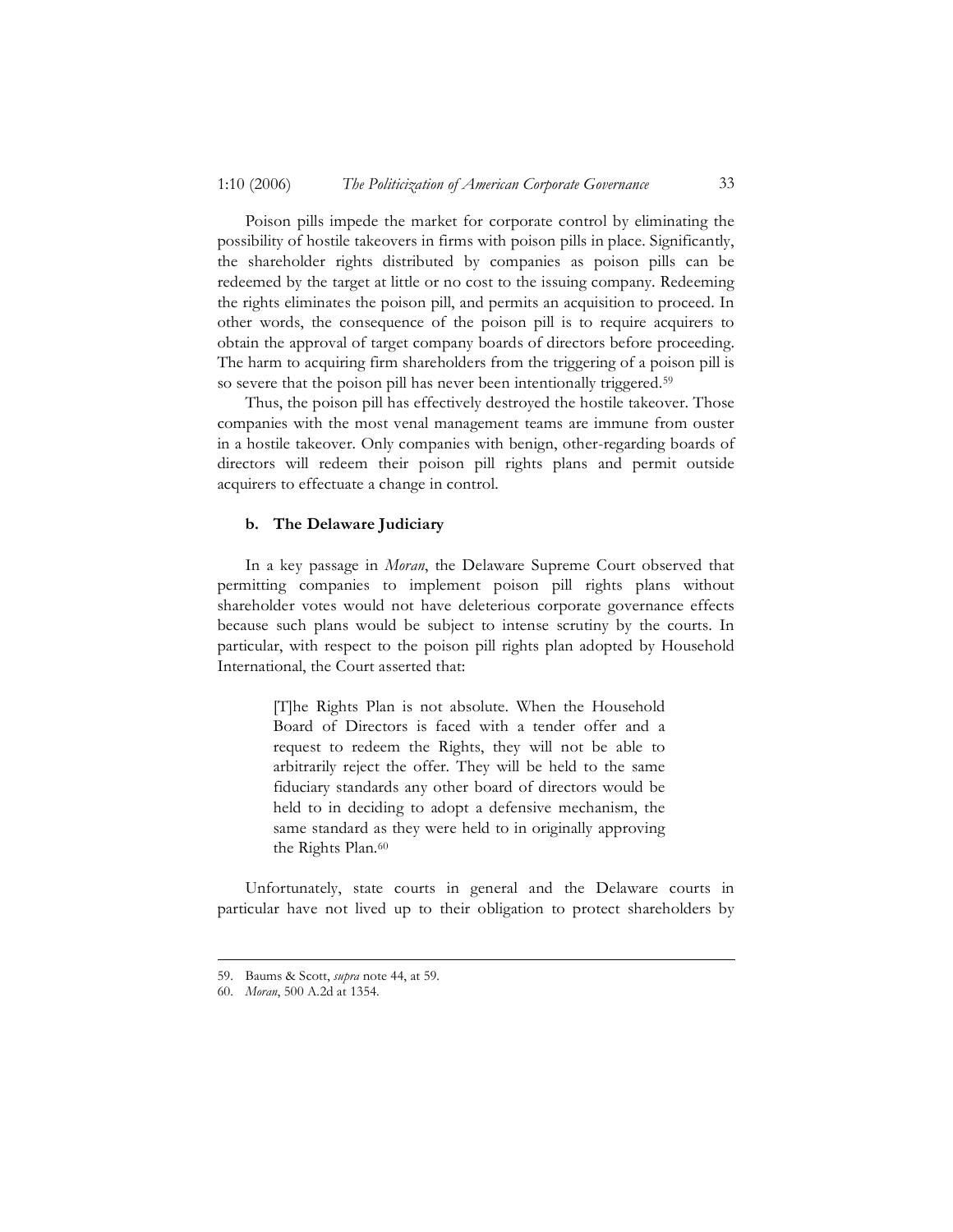Poison pills impede the market for corporate control by eliminating the possibility of hostile takeovers in firms with poison pills in place. Significantly, the shareholder rights distributed by companies as poison pills can be redeemed by the target at little or no cost to the issuing company. Redeeming the rights eliminates the poison pill, and permits an acquisition to proceed. In other words, the consequence of the poison pill is to require acquirers to obtain the approval of target company boards of directors before proceeding. The harm to acquiring firm shareholders from the triggering of a poison pill is so severe that the poison pill has never been intentionally triggered.[59]

Thus, the poison pill has effectively destroyed the hostile takeover. Those companies with the most venal management teams are immune from ouster in a hostile takeover. Only companies with benign, other-regarding boards of directors will redeem their poison pill rights plans and permit outside acquirers to effectuate a change in control.

#### b. The Delaware Judiciary

In a key passage in *Moran*, the Delaware Supreme Court observed that permitting companies to implement poison pill rights plans without shareholder votes would not have deleterious corporate governance effects because such plans would be subject to intense scrutiny by the courts. In particular, with respect to the poison pill rights plan adopted by Household International, the Court asserted that:

> [T]he Rights Plan is not absolute. When the Household Board of Directors is faced with a tender offer and a request to redeem the Rights, they will not be able to arbitrarily reject the offer. They will be held to the same fiduciary standards any other board of directors would be held to in deciding to adopt a defensive mechanism, the same standard as they were held to in originally approving the Rights Plan.[60]

Unfortunately, state courts in general and the Delaware courts in particular have not lived up to their obligation to protect shareholders by

---

59. Baums & Scott, *supra* note 44, at 59.

60. *Moran*, 500 A.2d at 1354.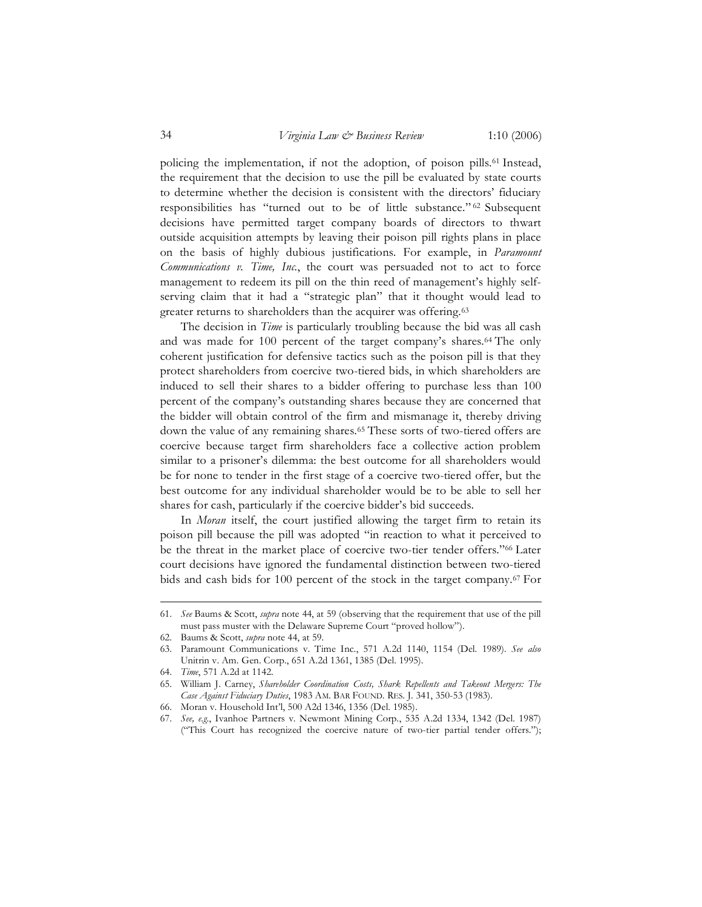policing the implementation, if not the adoption, of poison pills.[61] Instead, the requirement that the decision to use the pill be evaluated by state courts to determine whether the decision is consistent with the directors' fiduciary responsibilities has "turned out to be of little substance."[62] Subsequent decisions have permitted target company boards of directors to thwart outside acquisition attempts by leaving their poison pill rights plans in place on the basis of highly dubious justifications. For example, in *Paramount Communications v. Time, Inc.*, the court was persuaded not to act to force management to redeem its pill on the thin reed of management's highly self-serving claim that it had a "strategic plan" that it thought would lead to greater returns to shareholders than the acquirer was offering.[63]

The decision in *Time* is particularly troubling because the bid was all cash and was made for 100 percent of the target company's shares.[64] The only coherent justification for defensive tactics such as the poison pill is that they protect shareholders from coercive two-tiered bids, in which shareholders are induced to sell their shares to a bidder offering to purchase less than 100 percent of the company's outstanding shares because they are concerned that the bidder will obtain control of the firm and mismanage it, thereby driving down the value of any remaining shares.[65] These sorts of two-tiered offers are coercive because target firm shareholders face a collective action problem similar to a prisoner's dilemma: the best outcome for all shareholders would be for none to tender in the first stage of a coercive two-tiered offer, but the best outcome for any individual shareholder would be to be able to sell her shares for cash, particularly if the coercive bidder's bid succeeds.

In *Moran* itself, the court justified allowing the target firm to retain its poison pill because the pill was adopted "in reaction to what it perceived to be the threat in the market place of coercive two-tier tender offers."[66] Later court decisions have ignored the fundamental distinction between two-tiered bids and cash bids for 100 percent of the stock in the target company.[67] For

---

61. *See* Baums & Scott, *supra* note 44, at 59 (observing that the requirement that use of the pill must pass muster with the Delaware Supreme Court "proved hollow").
62. Baums & Scott, *supra* note 44, at 59.
63. Paramount Communications v. Time Inc., 571 A.2d 1140, 1154 (Del. 1989). *See also* Unitrin v. Am. Gen. Corp., 651 A.2d 1361, 1385 (Del. 1995).
64. *Time*, 571 A.2d at 1142.
65. William J. Carney, *Shareholder Coordination Costs, Shark Repellents and Takeout Mergers: The Case Against Fiduciary Duties*, 1983 AM. BAR FOUND. RES. J. 341, 350-53 (1983).
66. Moran v. Household Int'l, 500 A2d 1346, 1356 (Del. 1985).
67. *See, e.g.*, Ivanhoe Partners v. Newmont Mining Corp., 535 A.2d 1334, 1342 (Del. 1987) ("This Court has recognized the coercive nature of two-tier partial tender offers.");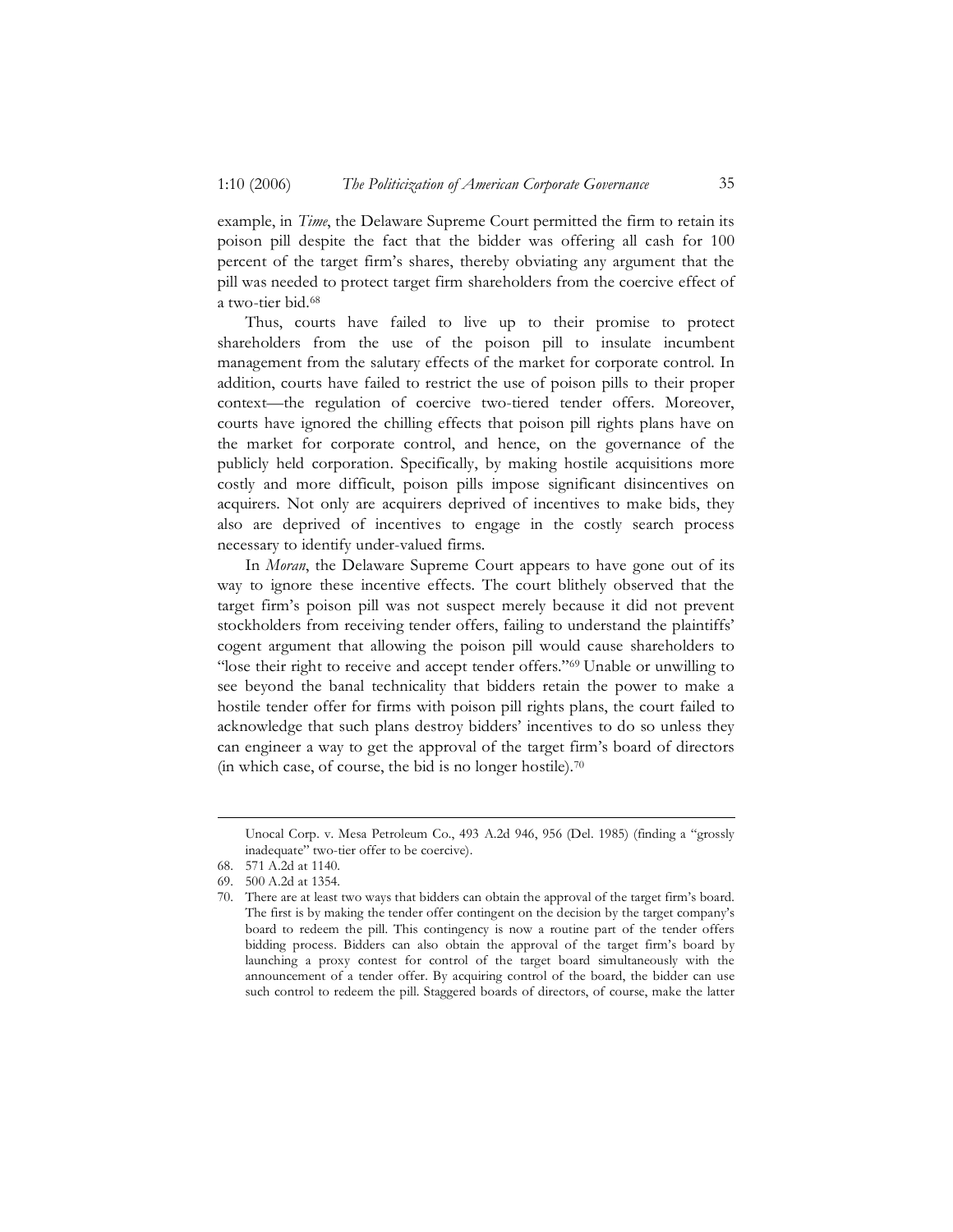example, in *Time*, the Delaware Supreme Court permitted the firm to retain its poison pill despite the fact that the bidder was offering all cash for 100 percent of the target firm's shares, thereby obviating any argument that the pill was needed to protect target firm shareholders from the coercive effect of a two-tier bid.[68]

Thus, courts have failed to live up to their promise to protect shareholders from the use of the poison pill to insulate incumbent management from the salutary effects of the market for corporate control. In addition, courts have failed to restrict the use of poison pills to their proper context—the regulation of coercive two-tiered tender offers. Moreover, courts have ignored the chilling effects that poison pill rights plans have on the market for corporate control, and hence, on the governance of the publicly held corporation. Specifically, by making hostile acquisitions more costly and more difficult, poison pills impose significant disincentives on acquirers. Not only are acquirers deprived of incentives to make bids, they also are deprived of incentives to engage in the costly search process necessary to identify under-valued firms.

In *Moran*, the Delaware Supreme Court appears to have gone out of its way to ignore these incentive effects. The court blithely observed that the target firm's poison pill was not suspect merely because it did not prevent stockholders from receiving tender offers, failing to understand the plaintiffs' cogent argument that allowing the poison pill would cause shareholders to "lose their right to receive and accept tender offers."[69] Unable or unwilling to see beyond the banal technicality that bidders retain the power to make a hostile tender offer for firms with poison pill rights plans, the court failed to acknowledge that such plans destroy bidders' incentives to do so unless they can engineer a way to get the approval of the target firm's board of directors (in which case, of course, the bid is no longer hostile).[70]

---

Unocal Corp. v. Mesa Petroleum Co., 493 A.2d 946, 956 (Del. 1985) (finding a "grossly inadequate" two-tier offer to be coercive).

68. 571 A.2d at 1140.

69. 500 A.2d at 1354.

70. There are at least two ways that bidders can obtain the approval of the target firm's board. The first is by making the tender offer contingent on the decision by the target company's board to redeem the pill. This contingency is now a routine part of the tender offers bidding process. Bidders can also obtain the approval of the target firm's board by launching a proxy contest for control of the target board simultaneously with the announcement of a tender offer. By acquiring control of the board, the bidder can use such control to redeem the pill. Staggered boards of directors, of course, make the latter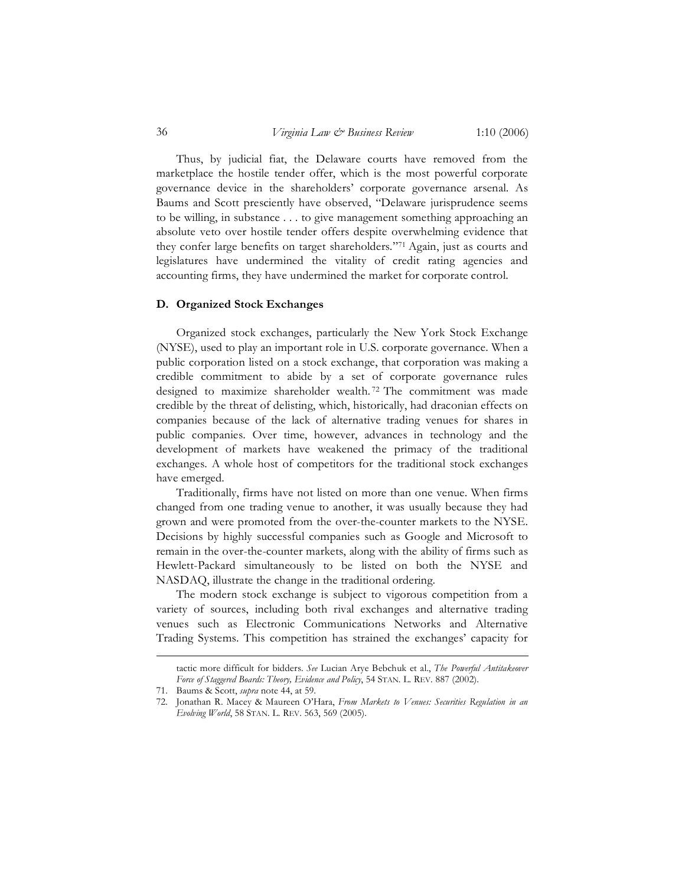Thus, by judicial fiat, the Delaware courts have removed from the marketplace the hostile tender offer, which is the most powerful corporate governance device in the shareholders' corporate governance arsenal. As Baums and Scott presciently have observed, "Delaware jurisprudence seems to be willing, in substance . . . to give management something approaching an absolute veto over hostile tender offers despite overwhelming evidence that they confer large benefits on target shareholders."[71] Again, just as courts and legislatures have undermined the vitality of credit rating agencies and accounting firms, they have undermined the market for corporate control.

### D. Organized Stock Exchanges

Organized stock exchanges, particularly the New York Stock Exchange (NYSE), used to play an important role in U.S. corporate governance. When a public corporation listed on a stock exchange, that corporation was making a credible commitment to abide by a set of corporate governance rules designed to maximize shareholder wealth.[72] The commitment was made credible by the threat of delisting, which, historically, had draconian effects on companies because of the lack of alternative trading venues for shares in public companies. Over time, however, advances in technology and the development of markets have weakened the primacy of the traditional exchanges. A whole host of competitors for the traditional stock exchanges have emerged.

Traditionally, firms have not listed on more than one venue. When firms changed from one trading venue to another, it was usually because they had grown and were promoted from the over-the-counter markets to the NYSE. Decisions by highly successful companies such as Google and Microsoft to remain in the over-the-counter markets, along with the ability of firms such as Hewlett-Packard simultaneously to be listed on both the NYSE and NASDAQ, illustrate the change in the traditional ordering.

The modern stock exchange is subject to vigorous competition from a variety of sources, including both rival exchanges and alternative trading venues such as Electronic Communications Networks and Alternative Trading Systems. This competition has strained the exchanges' capacity for

---

tactic more difficult for bidders. *See* Lucian Arye Bebchuk et al., *The Powerful Antitakeover Force of Staggered Boards: Theory, Evidence and Policy*, 54 STAN. L. REV. 887 (2002).

71. Baums & Scott, *supra* note 44, at 59.

72. Jonathan R. Macey & Maureen O'Hara, *From Markets to Venues: Securities Regulation in an Evolving World*, 58 STAN. L. REV. 563, 569 (2005).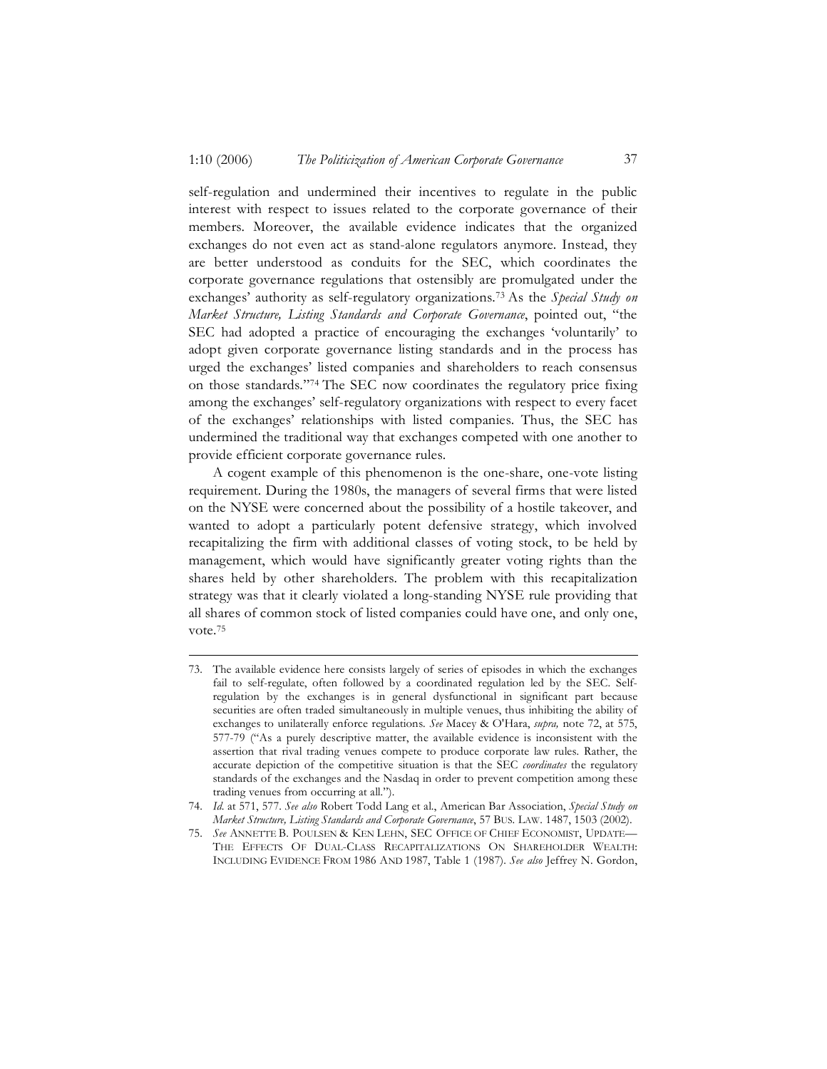self-regulation and undermined their incentives to regulate in the public interest with respect to issues related to the corporate governance of their members. Moreover, the available evidence indicates that the organized exchanges do not even act as stand-alone regulators anymore. Instead, they are better understood as conduits for the SEC, which coordinates the corporate governance regulations that ostensibly are promulgated under the exchanges' authority as self-regulatory organizations.[73] As the *Special Study on Market Structure, Listing Standards and Corporate Governance*, pointed out, "the SEC had adopted a practice of encouraging the exchanges 'voluntarily' to adopt given corporate governance listing standards and in the process has urged the exchanges' listed companies and shareholders to reach consensus on those standards."[74] The SEC now coordinates the regulatory price fixing among the exchanges' self-regulatory organizations with respect to every facet of the exchanges' relationships with listed companies. Thus, the SEC has undermined the traditional way that exchanges competed with one another to provide efficient corporate governance rules.

A cogent example of this phenomenon is the one-share, one-vote listing requirement. During the 1980s, the managers of several firms that were listed on the NYSE were concerned about the possibility of a hostile takeover, and wanted to adopt a particularly potent defensive strategy, which involved recapitalizing the firm with additional classes of voting stock, to be held by management, which would have significantly greater voting rights than the shares held by other shareholders. The problem with this recapitalization strategy was that it clearly violated a long-standing NYSE rule providing that all shares of common stock of listed companies could have one, and only one, vote.[75]

---

73. The available evidence here consists largely of series of episodes in which the exchanges fail to self-regulate, often followed by a coordinated regulation led by the SEC. Self-regulation by the exchanges is in general dysfunctional in significant part because securities are often traded simultaneously in multiple venues, thus inhibiting the ability of exchanges to unilaterally enforce regulations. *See* Macey & O'Hara, *supra,* note 72, at 575, 577-79 ("As a purely descriptive matter, the available evidence is inconsistent with the assertion that rival trading venues compete to produce corporate law rules. Rather, the accurate depiction of the competitive situation is that the SEC *coordinates* the regulatory standards of the exchanges and the Nasdaq in order to prevent competition among these trading venues from occurring at all.").

74. *Id.* at 571, 577. *See also* Robert Todd Lang et al., American Bar Association, *Special Study on Market Structure, Listing Standards and Corporate Governance*, 57 BUS. LAW. 1487, 1503 (2002).

75. *See* ANNETTE B. POULSEN & KEN LEHN, SEC OFFICE OF CHIEF ECONOMIST, UPDATE—THE EFFECTS OF DUAL-CLASS RECAPITALIZATIONS ON SHAREHOLDER WEALTH: INCLUDING EVIDENCE FROM 1986 AND 1987, Table 1 (1987). *See also* Jeffrey N. Gordon,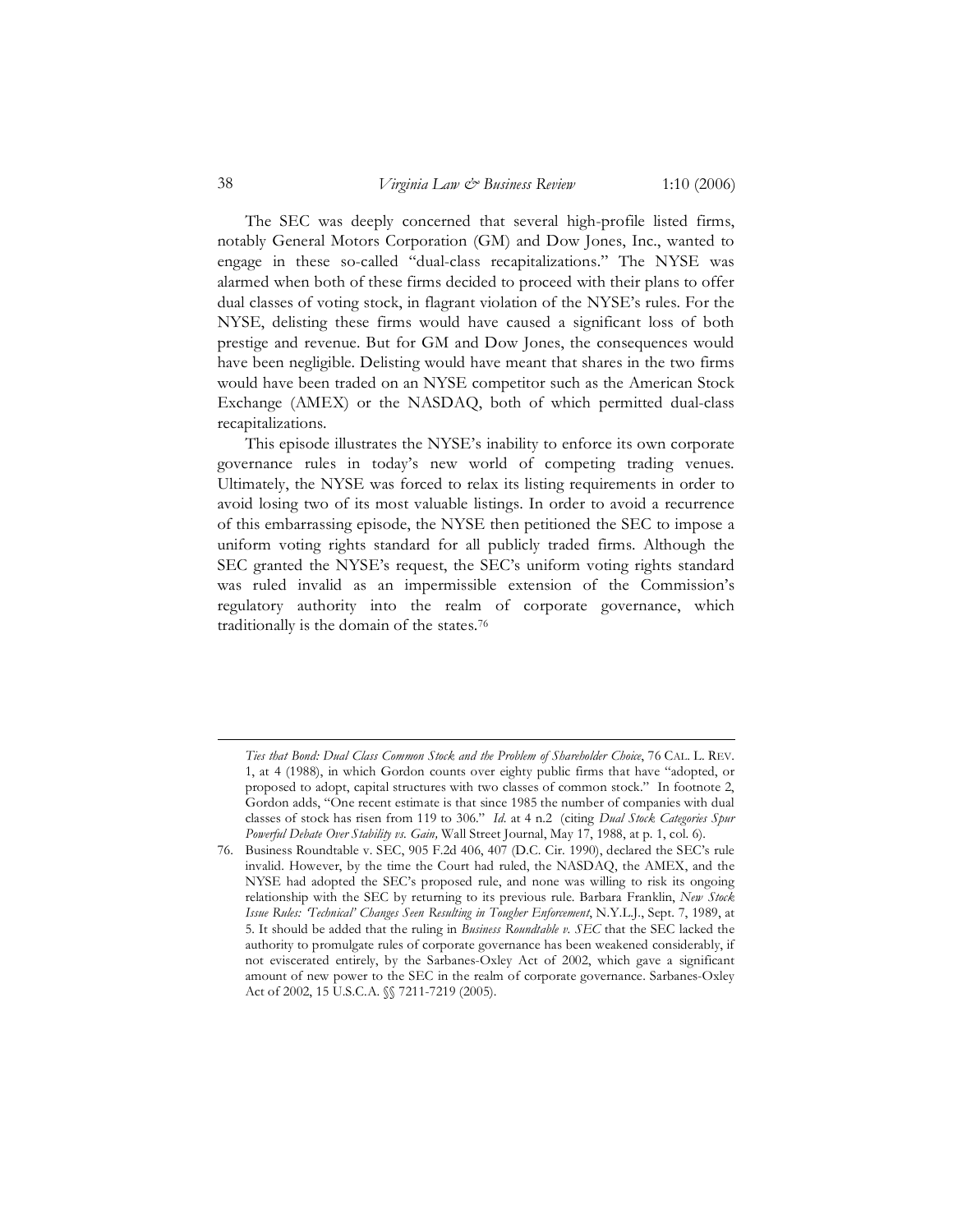The SEC was deeply concerned that several high-profile listed firms, notably General Motors Corporation (GM) and Dow Jones, Inc., wanted to engage in these so-called "dual-class recapitalizations." The NYSE was alarmed when both of these firms decided to proceed with their plans to offer dual classes of voting stock, in flagrant violation of the NYSE's rules. For the NYSE, delisting these firms would have caused a significant loss of both prestige and revenue. But for GM and Dow Jones, the consequences would have been negligible. Delisting would have meant that shares in the two firms would have been traded on an NYSE competitor such as the American Stock Exchange (AMEX) or the NASDAQ, both of which permitted dual-class recapitalizations.

This episode illustrates the NYSE's inability to enforce its own corporate governance rules in today's new world of competing trading venues. Ultimately, the NYSE was forced to relax its listing requirements in order to avoid losing two of its most valuable listings. In order to avoid a recurrence of this embarrassing episode, the NYSE then petitioned the SEC to impose a uniform voting rights standard for all publicly traded firms. Although the SEC granted the NYSE's request, the SEC's uniform voting rights standard was ruled invalid as an impermissible extension of the Commission's regulatory authority into the realm of corporate governance, which traditionally is the domain of the states.[76]

---

*Ties that Bond: Dual Class Common Stock and the Problem of Shareholder Choice*, 76 CAL. L. REV. 1, at 4 (1988), in which Gordon counts over eighty public firms that have "adopted, or proposed to adopt, capital structures with two classes of common stock." In footnote 2, Gordon adds, "One recent estimate is that since 1985 the number of companies with dual classes of stock has risen from 119 to 306." *Id.* at 4 n.2 (citing *Dual Stock Categories Spur Powerful Debate Over Stability vs. Gain,* Wall Street Journal, May 17, 1988, at p. 1, col. 6).

76. Business Roundtable v. SEC, 905 F.2d 406, 407 (D.C. Cir. 1990), declared the SEC's rule invalid. However, by the time the Court had ruled, the NASDAQ, the AMEX, and the NYSE had adopted the SEC's proposed rule, and none was willing to risk its ongoing relationship with the SEC by returning to its previous rule. Barbara Franklin, *New Stock Issue Rules: 'Technical' Changes Seen Resulting in Tougher Enforcement*, N.Y.L.J., Sept. 7, 1989, at 5. It should be added that the ruling in *Business Roundtable v. SEC* that the SEC lacked the authority to promulgate rules of corporate governance has been weakened considerably, if not eviscerated entirely, by the Sarbanes-Oxley Act of 2002, which gave a significant amount of new power to the SEC in the realm of corporate governance. Sarbanes-Oxley Act of 2002, 15 U.S.C.A. §§ 7211-7219 (2005).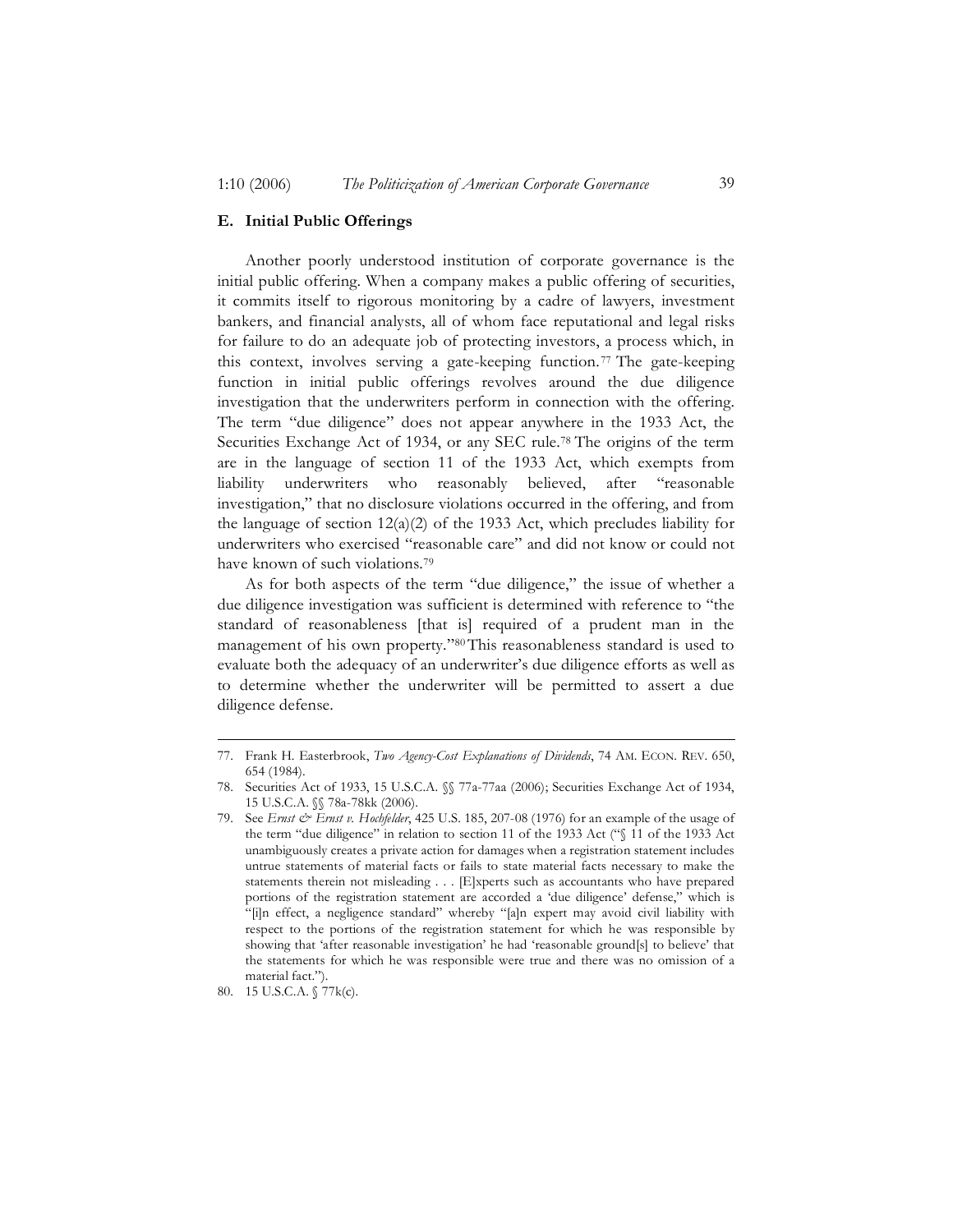### E. Initial Public Offerings

Another poorly understood institution of corporate governance is the initial public offering. When a company makes a public offering of securities, it commits itself to rigorous monitoring by a cadre of lawyers, investment bankers, and financial analysts, all of whom face reputational and legal risks for failure to do an adequate job of protecting investors, a process which, in this context, involves serving a gate-keeping function.[77] The gate-keeping function in initial public offerings revolves around the due diligence investigation that the underwriters perform in connection with the offering. The term "due diligence" does not appear anywhere in the 1933 Act, the Securities Exchange Act of 1934, or any SEC rule.[78] The origins of the term are in the language of section 11 of the 1933 Act, which exempts from liability underwriters who reasonably believed, after "reasonable investigation," that no disclosure violations occurred in the offering, and from the language of section 12(a)(2) of the 1933 Act, which precludes liability for underwriters who exercised "reasonable care" and did not know or could not have known of such violations.[79]

As for both aspects of the term "due diligence," the issue of whether a due diligence investigation was sufficient is determined with reference to "the standard of reasonableness [that is] required of a prudent man in the management of his own property."[80] This reasonableness standard is used to evaluate both the adequacy of an underwriter's due diligence efforts as well as to determine whether the underwriter will be permitted to assert a due diligence defense.

---

77. Frank H. Easterbrook, *Two Agency-Cost Explanations of Dividends*, 74 AM. ECON. REV. 650, 654 (1984).

78. Securities Act of 1933, 15 U.S.C.A. §§ 77a-77aa (2006); Securities Exchange Act of 1934, 15 U.S.C.A. §§ 78a-78kk (2006).

79. See *Ernst & Ernst v. Hochfelder*, 425 U.S. 185, 207-08 (1976) for an example of the usage of the term "due diligence" in relation to section 11 of the 1933 Act ("§ 11 of the 1933 Act unambiguously creates a private action for damages when a registration statement includes untrue statements of material facts or fails to state material facts necessary to make the statements therein not misleading . . . [E]xperts such as accountants who have prepared portions of the registration statement are accorded a 'due diligence' defense," which is "[i]n effect, a negligence standard" whereby "[a]n expert may avoid civil liability with respect to the portions of the registration statement for which he was responsible by showing that 'after reasonable investigation' he had 'reasonable ground[s] to believe' that the statements for which he was responsible were true and there was no omission of a material fact.").

80. 15 U.S.C.A. § 77k(c).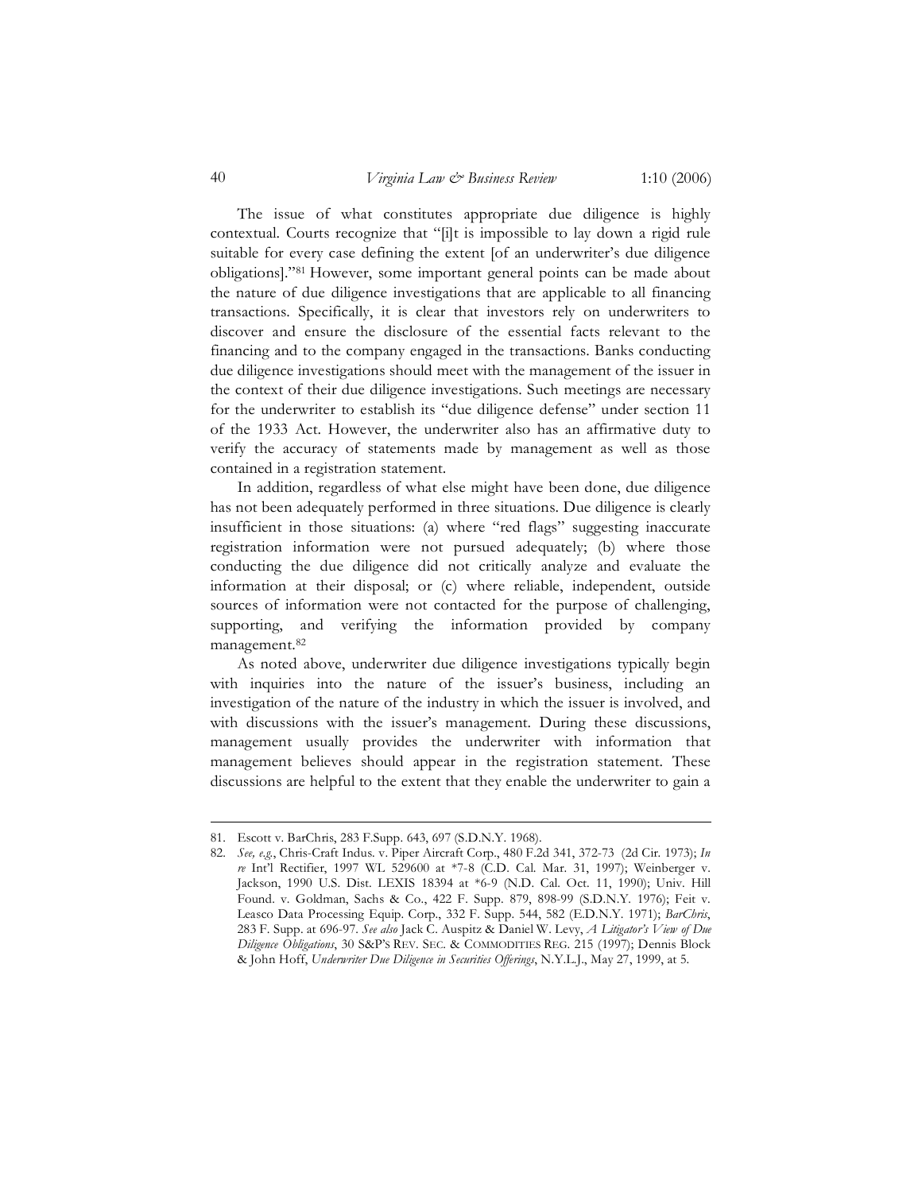The issue of what constitutes appropriate due diligence is highly contextual. Courts recognize that "[i]t is impossible to lay down a rigid rule suitable for every case defining the extent [of an underwriter's due diligence obligations]."[81] However, some important general points can be made about the nature of due diligence investigations that are applicable to all financing transactions. Specifically, it is clear that investors rely on underwriters to discover and ensure the disclosure of the essential facts relevant to the financing and to the company engaged in the transactions. Banks conducting due diligence investigations should meet with the management of the issuer in the context of their due diligence investigations. Such meetings are necessary for the underwriter to establish its "due diligence defense" under section 11 of the 1933 Act. However, the underwriter also has an affirmative duty to verify the accuracy of statements made by management as well as those contained in a registration statement.

In addition, regardless of what else might have been done, due diligence has not been adequately performed in three situations. Due diligence is clearly insufficient in those situations: (a) where "red flags" suggesting inaccurate registration information were not pursued adequately; (b) where those conducting the due diligence did not critically analyze and evaluate the information at their disposal; or (c) where reliable, independent, outside sources of information were not contacted for the purpose of challenging, supporting, and verifying the information provided by company management.[82]

As noted above, underwriter due diligence investigations typically begin with inquiries into the nature of the issuer's business, including an investigation of the nature of the industry in which the issuer is involved, and with discussions with the issuer's management. During these discussions, management usually provides the underwriter with information that management believes should appear in the registration statement. These discussions are helpful to the extent that they enable the underwriter to gain a

---

81. Escott v. BarChris, 283 F.Supp. 643, 697 (S.D.N.Y. 1968).

82. *See, e.g.*, Chris-Craft Indus. v. Piper Aircraft Corp., 480 F.2d 341, 372-73 (2d Cir. 1973); *In re* Int'l Rectifier, 1997 WL 529600 at *7-8 (C.D. Cal. Mar. 31, 1997); Weinberger v. Jackson, 1990 U.S. Dist. LEXIS 18394 at *6-9 (N.D. Cal. Oct. 11, 1990); Univ. Hill Found. v. Goldman, Sachs & Co., 422 F. Supp. 879, 898-99 (S.D.N.Y. 1976); Feit v. Leasco Data Processing Equip. Corp., 332 F. Supp. 544, 582 (E.D.N.Y. 1971); *BarChris*, 283 F. Supp. at 696-97. *See also* Jack C. Auspitz & Daniel W. Levy, *A Litigator's View of Due Diligence Obligations*, 30 S&P'S REV. SEC. & COMMODITIES REG. 215 (1997); Dennis Block & John Hoff, *Underwriter Due Diligence in Securities Offerings*, N.Y.L.J., May 27, 1999, at 5.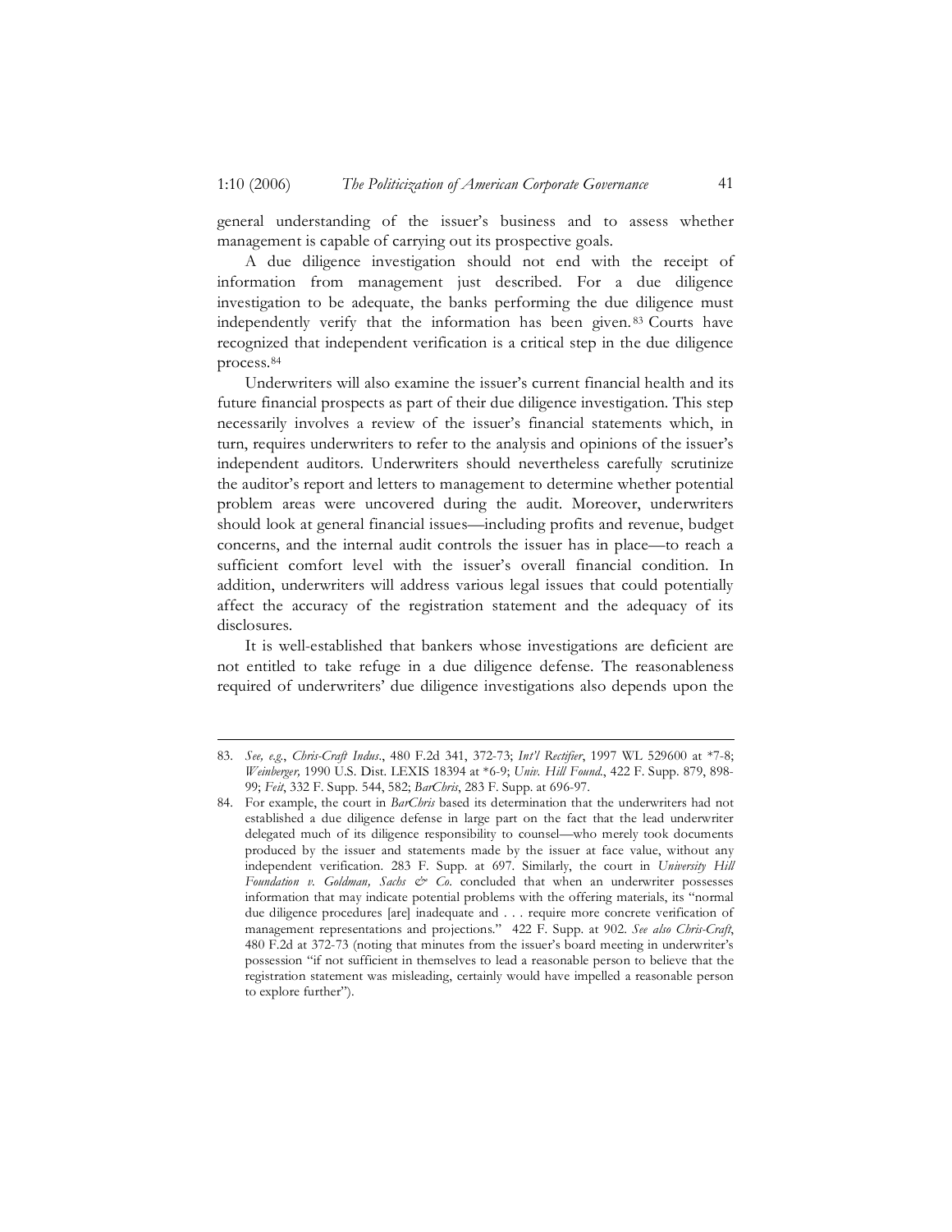general understanding of the issuer's business and to assess whether management is capable of carrying out its prospective goals.

A due diligence investigation should not end with the receipt of information from management just described. For a due diligence investigation to be adequate, the banks performing the due diligence must independently verify that the information has been given.[83] Courts have recognized that independent verification is a critical step in the due diligence process.[84]

Underwriters will also examine the issuer's current financial health and its future financial prospects as part of their due diligence investigation. This step necessarily involves a review of the issuer's financial statements which, in turn, requires underwriters to refer to the analysis and opinions of the issuer's independent auditors. Underwriters should nevertheless carefully scrutinize the auditor's report and letters to management to determine whether potential problem areas were uncovered during the audit. Moreover, underwriters should look at general financial issues—including profits and revenue, budget concerns, and the internal audit controls the issuer has in place—to reach a sufficient comfort level with the issuer's overall financial condition. In addition, underwriters will address various legal issues that could potentially affect the accuracy of the registration statement and the adequacy of its disclosures.

It is well-established that bankers whose investigations are deficient are not entitled to take refuge in a due diligence defense. The reasonableness required of underwriters' due diligence investigations also depends upon the

---

83. *See, e.g.*, *Chris-Craft Indus*., 480 F.2d 341, 372-73; *Int'l Rectifier*, 1997 WL 529600 at \*7-8; *Weinberger,* 1990 U.S. Dist. LEXIS 18394 at \*6-9; *Univ. Hill Found.*, 422 F. Supp. 879, 898-99; *Feit*, 332 F. Supp. 544, 582; *BarChris*, 283 F. Supp. at 696-97.

84. For example, the court in *BarChris* based its determination that the underwriters had not established a due diligence defense in large part on the fact that the lead underwriter delegated much of its diligence responsibility to counsel—who merely took documents produced by the issuer and statements made by the issuer at face value, without any independent verification. 283 F. Supp. at 697. Similarly, the court in *University Hill Foundation v. Goldman, Sachs & Co.* concluded that when an underwriter possesses information that may indicate potential problems with the offering materials, its "normal due diligence procedures [are] inadequate and . . . require more concrete verification of management representations and projections." 422 F. Supp. at 902. *See also Chris-Craft*, 480 F.2d at 372-73 (noting that minutes from the issuer's board meeting in underwriter's possession "if not sufficient in themselves to lead a reasonable person to believe that the registration statement was misleading, certainly would have impelled a reasonable person to explore further").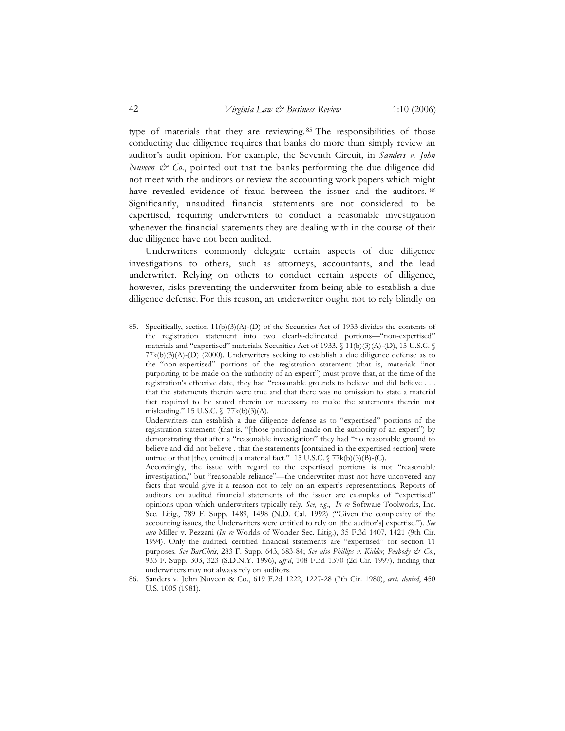type of materials that they are reviewing.[85] The responsibilities of those conducting due diligence requires that banks do more than simply review an auditor's audit opinion. For example, the Seventh Circuit, in *Sanders v. John Nuveen & Co.*, pointed out that the banks performing the due diligence did not meet with the auditors or review the accounting work papers which might have revealed evidence of fraud between the issuer and the auditors.[86] Significantly, unaudited financial statements are not considered to be expertised, requiring underwriters to conduct a reasonable investigation whenever the financial statements they are dealing with in the course of their due diligence have not been audited.

Underwriters commonly delegate certain aspects of due diligence investigations to others, such as attorneys, accountants, and the lead underwriter. Relying on others to conduct certain aspects of diligence, however, risks preventing the underwriter from being able to establish a due diligence defense. For this reason, an underwriter ought not to rely blindly on

---

85. Specifically, section 11(b)(3)(A)-(D) of the Securities Act of 1933 divides the contents of the registration statement into two clearly-delineated portions—"non-expertised" materials and "expertised" materials. Securities Act of 1933, § 11(b)(3)(A)-(D), 15 U.S.C. § 77k(b)(3)(A)-(D) (2000). Underwriters seeking to establish a due diligence defense as to the "non-expertised" portions of the registration statement (that is, materials "not purporting to be made on the authority of an expert") must prove that, at the time of the registration's effective date, they had "reasonable grounds to believe and did believe . . . that the statements therein were true and that there was no omission to state a material fact required to be stated therein or necessary to make the statements therein not misleading." 15 U.S.C. § 77k(b)(3)(A).
Underwriters can establish a due diligence defense as to "expertised" portions of the registration statement (that is, "[those portions] made on the authority of an expert") by demonstrating that after a "reasonable investigation" they had "no reasonable ground to believe and did not believe . that the statements [contained in the expertised section] were untrue or that [they omitted] a material fact." 15 U.S.C. § 77k(b)(3)(B)-(C).
Accordingly, the issue with regard to the expertised portions is not "reasonable investigation," but "reasonable reliance"—the underwriter must not have uncovered any facts that would give it a reason not to rely on an expert's representations. Reports of auditors on audited financial statements of the issuer are examples of "expertised" opinions upon which underwriters typically rely. *See, e.g.*, *In re* Software Toolworks, Inc. Sec. Litig., 789 F. Supp. 1489, 1498 (N.D. Cal. 1992) ("Given the complexity of the accounting issues, the Underwriters were entitled to rely on [the auditor's] expertise."). *See also* Miller v. Pezzani (*In re* Worlds of Wonder Sec. Litig.), 35 F.3d 1407, 1421 (9th Cir. 1994). Only the audited, certified financial statements are "expertised" for section 11 purposes. *See BarChris*, 283 F. Supp. 643, 683-84; *See also Phillips v. Kidder, Peabody & Co.*, 933 F. Supp. 303, 323 (S.D.N.Y. 1996), *aff'd*, 108 F.3d 1370 (2d Cir. 1997), finding that underwriters may not always rely on auditors.

86. Sanders v. John Nuveen & Co., 619 F.2d 1222, 1227-28 (7th Cir. 1980), *cert. denied*, 450 U.S. 1005 (1981).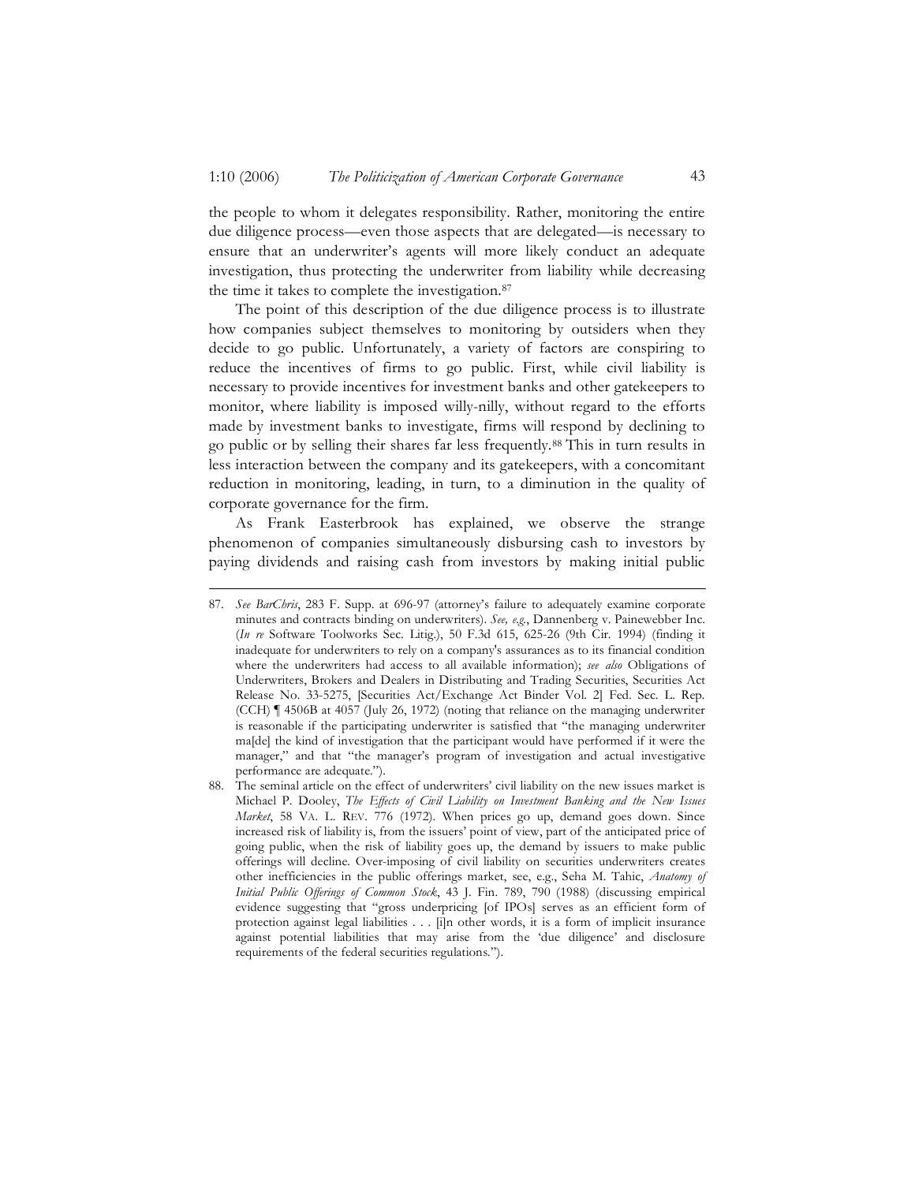the people to whom it delegates responsibility. Rather, monitoring the entire due diligence process—even those aspects that are delegated—is necessary to ensure that an underwriter's agents will more likely conduct an adequate investigation, thus protecting the underwriter from liability while decreasing the time it takes to complete the investigation.[87]

The point of this description of the due diligence process is to illustrate how companies subject themselves to monitoring by outsiders when they decide to go public. Unfortunately, a variety of factors are conspiring to reduce the incentives of firms to go public. First, while civil liability is necessary to provide incentives for investment banks and other gatekeepers to monitor, where liability is imposed willy-nilly, without regard to the efforts made by investment banks to investigate, firms will respond by declining to go public or by selling their shares far less frequently.[88] This in turn results in less interaction between the company and its gatekeepers, with a concomitant reduction in monitoring, leading, in turn, to a diminution in the quality of corporate governance for the firm.

As Frank Easterbrook has explained, we observe the strange phenomenon of companies simultaneously disbursing cash to investors by paying dividends and raising cash from investors by making initial public

---

87. *See BarChris*, 283 F. Supp. at 696-97 (attorney's failure to adequately examine corporate minutes and contracts binding on underwriters). *See, e.g.*, Dannenberg v. Painewebber Inc. (*In re* Software Toolworks Sec. Litig.), 50 F.3d 615, 625-26 (9th Cir. 1994) (finding it inadequate for underwriters to rely on a company's assurances as to its financial condition where the underwriters had access to all available information); *see also* Obligations of Underwriters, Brokers and Dealers in Distributing and Trading Securities, Securities Act Release No. 33-5275, [Securities Act/Exchange Act Binder Vol. 2] Fed. Sec. L. Rep. (CCH) ¶ 4506B at 4057 (July 26, 1972) (noting that reliance on the managing underwriter is reasonable if the participating underwriter is satisfied that "the managing underwriter ma[de] the kind of investigation that the participant would have performed if it were the manager," and that "the manager's program of investigation and actual investigative performance are adequate.").

88. The seminal article on the effect of underwriters' civil liability on the new issues market is Michael P. Dooley, *The Effects of Civil Liability on Investment Banking and the New Issues Market*, 58 VA. L. REV. 776 (1972). When prices go up, demand goes down. Since increased risk of liability is, from the issuers' point of view, part of the anticipated price of going public, when the risk of liability goes up, the demand by issuers to make public offerings will decline. Over-imposing of civil liability on securities underwriters creates other inefficiencies in the public offerings market, see, e.g., Seha M. Tahic, *Anatomy of Initial Public Offerings of Common Stock*, 43 J. Fin. 789, 790 (1988) (discussing empirical evidence suggesting that "gross underpricing [of IPOs] serves as an efficient form of protection against legal liabilities . . . [i]n other words, it is a form of implicit insurance against potential liabilities that may arise from the 'due diligence' and disclosure requirements of the federal securities regulations.").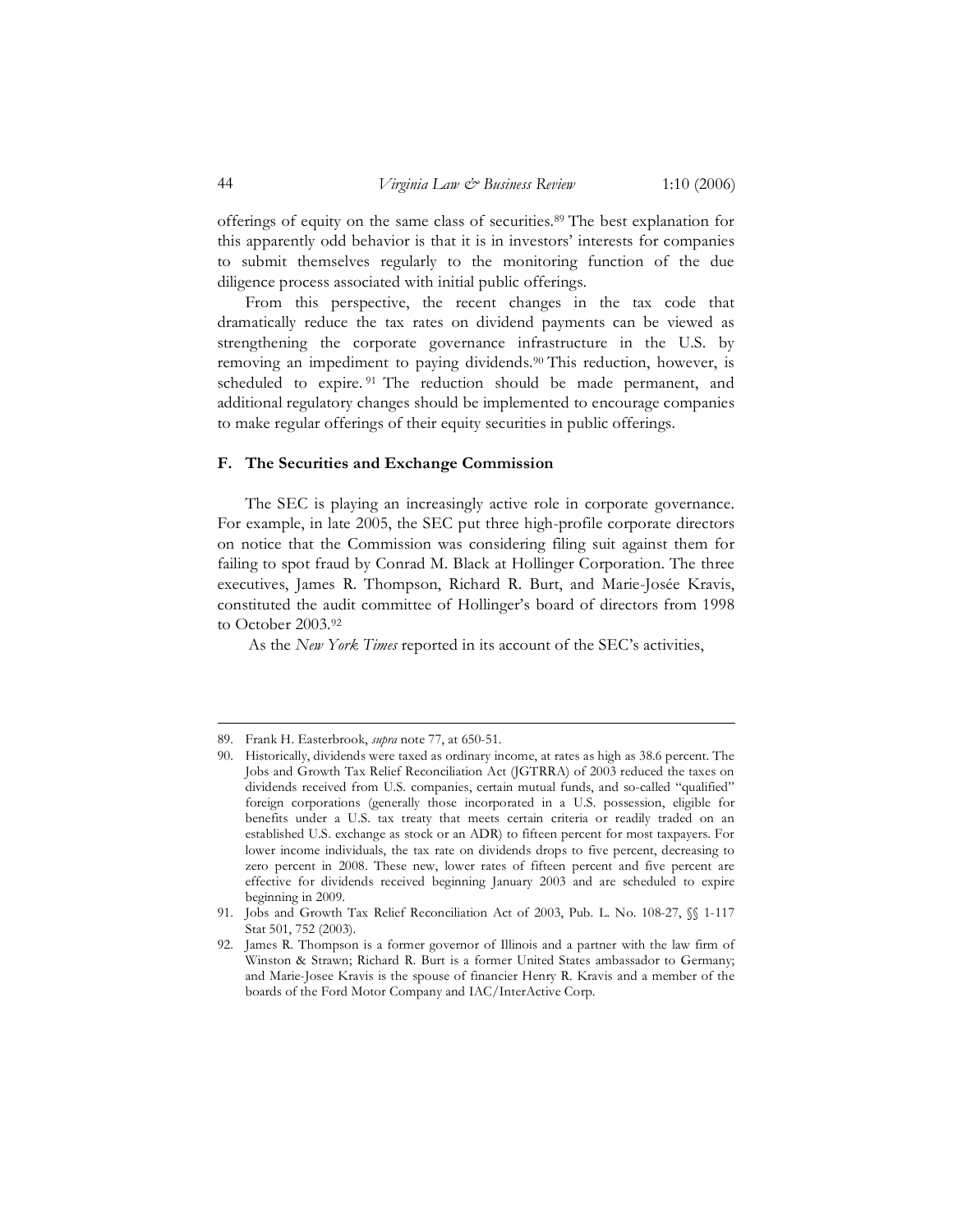offerings of equity on the same class of securities.[89] The best explanation for this apparently odd behavior is that it is in investors' interests for companies to submit themselves regularly to the monitoring function of the due diligence process associated with initial public offerings.

From this perspective, the recent changes in the tax code that dramatically reduce the tax rates on dividend payments can be viewed as strengthening the corporate governance infrastructure in the U.S. by removing an impediment to paying dividends.[90] This reduction, however, is scheduled to expire.[91] The reduction should be made permanent, and additional regulatory changes should be implemented to encourage companies to make regular offerings of their equity securities in public offerings.

### F. The Securities and Exchange Commission

The SEC is playing an increasingly active role in corporate governance. For example, in late 2005, the SEC put three high-profile corporate directors on notice that the Commission was considering filing suit against them for failing to spot fraud by Conrad M. Black at Hollinger Corporation. The three executives, James R. Thompson, Richard R. Burt, and Marie-Josée Kravis, constituted the audit committee of Hollinger's board of directors from 1998 to October 2003.[92]

As the *New York Times* reported in its account of the SEC's activities,

---

89. Frank H. Easterbrook, *supra* note 77, at 650-51.

90. Historically, dividends were taxed as ordinary income, at rates as high as 38.6 percent. The Jobs and Growth Tax Relief Reconciliation Act (JGTRRA) of 2003 reduced the taxes on dividends received from U.S. companies, certain mutual funds, and so-called "qualified" foreign corporations (generally those incorporated in a U.S. possession, eligible for benefits under a U.S. tax treaty that meets certain criteria or readily traded on an established U.S. exchange as stock or an ADR) to fifteen percent for most taxpayers. For lower income individuals, the tax rate on dividends drops to five percent, decreasing to zero percent in 2008. These new, lower rates of fifteen percent and five percent are effective for dividends received beginning January 2003 and are scheduled to expire beginning in 2009.

91. Jobs and Growth Tax Relief Reconciliation Act of 2003, Pub. L. No. 108-27, §§ 1-117 Stat 501, 752 (2003).

92. James R. Thompson is a former governor of Illinois and a partner with the law firm of Winston & Strawn; Richard R. Burt is a former United States ambassador to Germany; and Marie-Josee Kravis is the spouse of financier Henry R. Kravis and a member of the boards of the Ford Motor Company and IAC/InterActive Corp.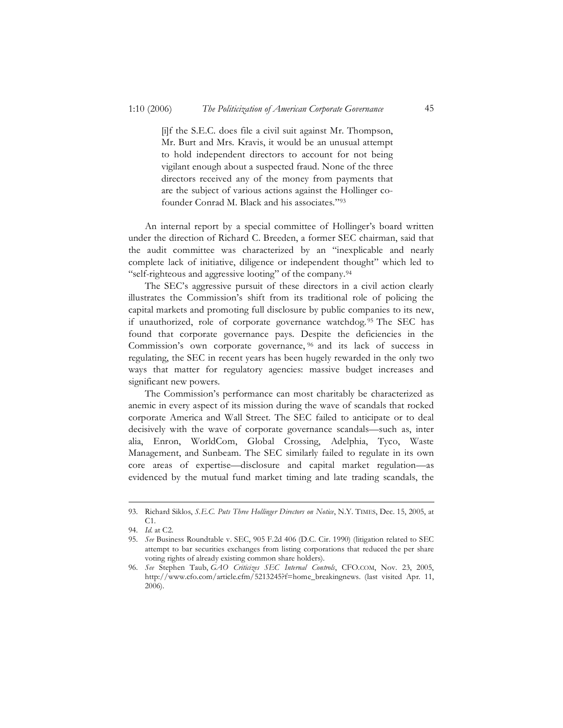> [i]f the S.E.C. does file a civil suit against Mr. Thompson, Mr. Burt and Mrs. Kravis, it would be an unusual attempt to hold independent directors to account for not being vigilant enough about a suspected fraud. None of the three directors received any of the money from payments that are the subject of various actions against the Hollinger co-founder Conrad M. Black and his associates."[93]

An internal report by a special committee of Hollinger's board written under the direction of Richard C. Breeden, a former SEC chairman, said that the audit committee was characterized by an "inexplicable and nearly complete lack of initiative, diligence or independent thought" which led to "self-righteous and aggressive looting" of the company.[94]

The SEC's aggressive pursuit of these directors in a civil action clearly illustrates the Commission's shift from its traditional role of policing the capital markets and promoting full disclosure by public companies to its new, if unauthorized, role of corporate governance watchdog.[95] The SEC has found that corporate governance pays. Despite the deficiencies in the Commission's own corporate governance,[96] and its lack of success in regulating, the SEC in recent years has been hugely rewarded in the only two ways that matter for regulatory agencies: massive budget increases and significant new powers.

The Commission's performance can most charitably be characterized as anemic in every aspect of its mission during the wave of scandals that rocked corporate America and Wall Street. The SEC failed to anticipate or to deal decisively with the wave of corporate governance scandals—such as, inter alia, Enron, WorldCom, Global Crossing, Adelphia, Tyco, Waste Management, and Sunbeam. The SEC similarly failed to regulate in its own core areas of expertise—disclosure and capital market regulation—as evidenced by the mutual fund market timing and late trading scandals, the

---

93. Richard Siklos, *S.E.C. Puts Three Hollinger Directors on Notice*, N.Y. TIMES, Dec. 15, 2005, at C1.

94. *Id.* at C2.

95. *See* Business Roundtable v. SEC, 905 F.2d 406 (D.C. Cir. 1990) (litigation related to SEC attempt to bar securities exchanges from listing corporations that reduced the per share voting rights of already existing common share holders).

96. *See* Stephen Taub, *GAO Criticizes SEC Internal Controls*, CFO.COM, Nov. 23, 2005, http://www.cfo.com/article.cfm/5213245?f=home_breakingnews. (last visited Apr. 11, 2006).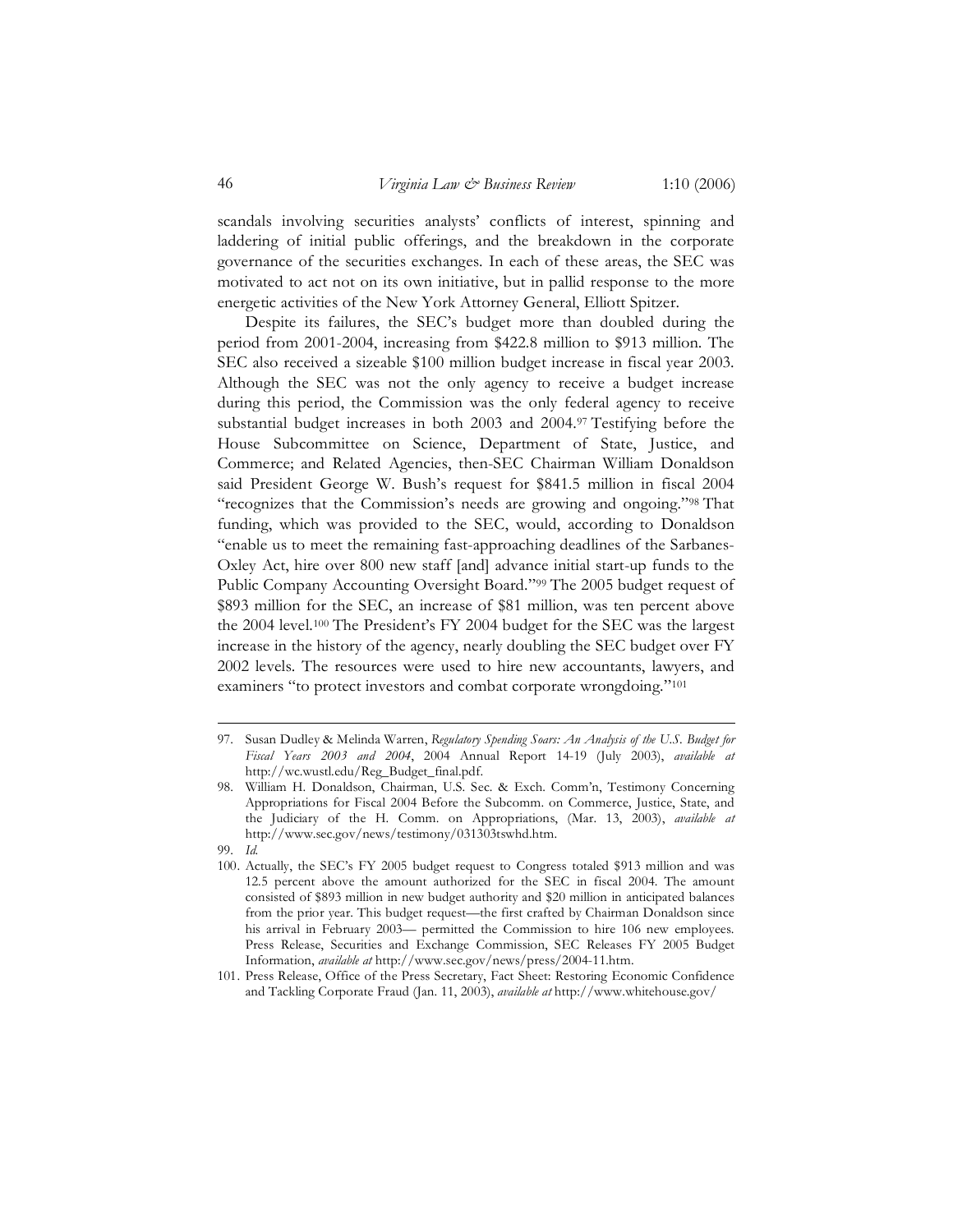scandals involving securities analysts' conflicts of interest, spinning and laddering of initial public offerings, and the breakdown in the corporate governance of the securities exchanges. In each of these areas, the SEC was motivated to act not on its own initiative, but in pallid response to the more energetic activities of the New York Attorney General, Elliott Spitzer.

Despite its failures, the SEC's budget more than doubled during the period from 2001-2004, increasing from $422.8 million to $913 million. The SEC also received a sizeable $100 million budget increase in fiscal year 2003. Although the SEC was not the only agency to receive a budget increase during this period, the Commission was the only federal agency to receive substantial budget increases in both 2003 and 2004.[97] Testifying before the House Subcommittee on Science, Department of State, Justice, and Commerce; and Related Agencies, then-SEC Chairman William Donaldson said President George W. Bush's request for $841.5 million in fiscal 2004 "recognizes that the Commission's needs are growing and ongoing."[98] That funding, which was provided to the SEC, would, according to Donaldson "enable us to meet the remaining fast-approaching deadlines of the Sarbanes-Oxley Act, hire over 800 new staff [and] advance initial start-up funds to the Public Company Accounting Oversight Board."[99] The 2005 budget request of $893 million for the SEC, an increase of $81 million, was ten percent above the 2004 level.[100] The President's FY 2004 budget for the SEC was the largest increase in the history of the agency, nearly doubling the SEC budget over FY 2002 levels. The resources were used to hire new accountants, lawyers, and examiners "to protect investors and combat corporate wrongdoing."[101]

---

97. Susan Dudley & Melinda Warren, *Regulatory Spending Soars: An Analysis of the U.S. Budget for Fiscal Years 2003 and 2004*, 2004 Annual Report 14-19 (July 2003), *available at* http://wc.wustl.edu/Reg_Budget_final.pdf.

98. William H. Donaldson, Chairman, U.S. Sec. & Exch. Comm'n, Testimony Concerning Appropriations for Fiscal 2004 Before the Subcomm. on Commerce, Justice, State, and the Judiciary of the H. Comm. on Appropriations, (Mar. 13, 2003), *available at* http://www.sec.gov/news/testimony/031303tswhd.htm.

99. *Id.*

100. Actually, the SEC's FY 2005 budget request to Congress totaled $913 million and was 12.5 percent above the amount authorized for the SEC in fiscal 2004. The amount consisted of $893 million in new budget authority and $20 million in anticipated balances from the prior year. This budget request—the first crafted by Chairman Donaldson since his arrival in February 2003— permitted the Commission to hire 106 new employees. Press Release, Securities and Exchange Commission, SEC Releases FY 2005 Budget Information, *available at* http://www.sec.gov/news/press/2004-11.htm.

101. Press Release, Office of the Press Secretary, Fact Sheet: Restoring Economic Confidence and Tackling Corporate Fraud (Jan. 11, 2003), *available at* http://www.whitehouse.gov/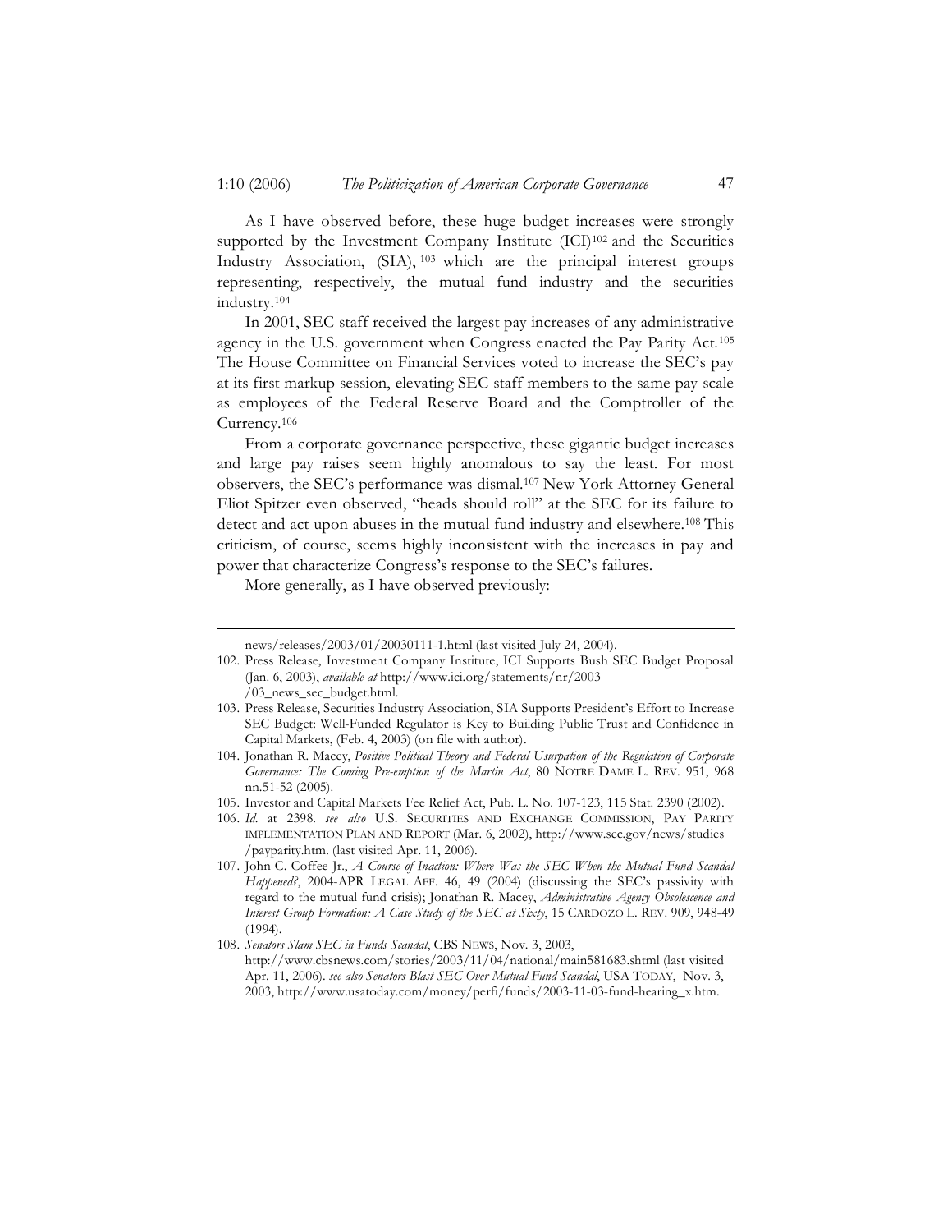As I have observed before, these huge budget increases were strongly supported by the Investment Company Institute (ICI)[102] and the Securities Industry Association, (SIA), [103] which are the principal interest groups representing, respectively, the mutual fund industry and the securities industry.[104]

In 2001, SEC staff received the largest pay increases of any administrative agency in the U.S. government when Congress enacted the Pay Parity Act.[105] The House Committee on Financial Services voted to increase the SEC's pay at its first markup session, elevating SEC staff members to the same pay scale as employees of the Federal Reserve Board and the Comptroller of the Currency.[106]

From a corporate governance perspective, these gigantic budget increases and large pay raises seem highly anomalous to say the least. For most observers, the SEC's performance was dismal.[107] New York Attorney General Eliot Spitzer even observed, "heads should roll" at the SEC for its failure to detect and act upon abuses in the mutual fund industry and elsewhere.[108] This criticism, of course, seems highly inconsistent with the increases in pay and power that characterize Congress's response to the SEC's failures.

More generally, as I have observed previously:

---

news/releases/2003/01/20030111-1.html (last visited July 24, 2004).

102. Press Release, Investment Company Institute, ICI Supports Bush SEC Budget Proposal (Jan. 6, 2003), *available at* http://www.ici.org/statements/nr/2003/03_news_sec_budget.html.

103. Press Release, Securities Industry Association, SIA Supports President's Effort to Increase SEC Budget: Well-Funded Regulator is Key to Building Public Trust and Confidence in Capital Markets, (Feb. 4, 2003) (on file with author).

104. Jonathan R. Macey, *Positive Political Theory and Federal Usurpation of the Regulation of Corporate Governance: The Coming Pre-emption of the Martin Act*, 80 NOTRE DAME L. REV. 951, 968 nn.51-52 (2005).

105. Investor and Capital Markets Fee Relief Act, Pub. L. No. 107-123, 115 Stat. 2390 (2002).

106. *Id.* at 2398. *see also* U.S. SECURITIES AND EXCHANGE COMMISSION, PAY PARITY IMPLEMENTATION PLAN AND REPORT (Mar. 6, 2002), http://www.sec.gov/news/studies/payparity.htm. (last visited Apr. 11, 2006).

107. John C. Coffee Jr., *A Course of Inaction: Where Was the SEC When the Mutual Fund Scandal Happened?*, 2004-APR LEGAL AFF. 46, 49 (2004) (discussing the SEC's passivity with regard to the mutual fund crisis); Jonathan R. Macey, *Administrative Agency Obsolescence and Interest Group Formation: A Case Study of the SEC at Sixty*, 15 CARDOZO L. REV. 909, 948-49 (1994).

108. *Senators Slam SEC in Funds Scandal*, CBS NEWS, Nov. 3, 2003, http://www.cbsnews.com/stories/2003/11/04/national/main581683.shtml (last visited Apr. 11, 2006). *see also Senators Blast SEC Over Mutual Fund Scandal*, USA TODAY, Nov. 3, 2003, http://www.usatoday.com/money/perfi/funds/2003-11-03-fund-hearing_x.htm.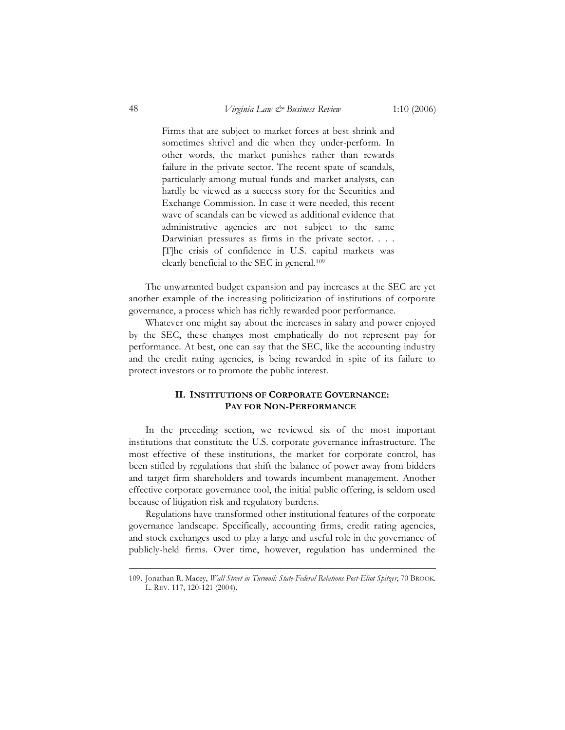> Firms that are subject to market forces at best shrink and sometimes shrivel and die when they under-perform. In other words, the market punishes rather than rewards failure in the private sector. The recent spate of scandals, particularly among mutual funds and market analysts, can hardly be viewed as a success story for the Securities and Exchange Commission. In case it were needed, this recent wave of scandals can be viewed as additional evidence that administrative agencies are not subject to the same Darwinian pressures as firms in the private sector. . . . [T]he crisis of confidence in U.S. capital markets was clearly beneficial to the SEC in general.[109]

The unwarranted budget expansion and pay increases at the SEC are yet another example of the increasing politicization of institutions of corporate governance, a process which has richly rewarded poor performance.

Whatever one might say about the increases in salary and power enjoyed by the SEC, these changes most emphatically do not represent pay for performance. At best, one can say that the SEC, like the accounting industry and the credit rating agencies, is being rewarded in spite of its failure to protect investors or to promote the public interest.

## II. Institutions of Corporate Governance: Pay for Non-Performance

In the preceding section, we reviewed six of the most important institutions that constitute the U.S. corporate governance infrastructure. The most effective of these institutions, the market for corporate control, has been stifled by regulations that shift the balance of power away from bidders and target firm shareholders and towards incumbent management. Another effective corporate governance tool, the initial public offering, is seldom used because of litigation risk and regulatory burdens.

Regulations have transformed other institutional features of the corporate governance landscape. Specifically, accounting firms, credit rating agencies, and stock exchanges used to play a large and useful role in the governance of publicly-held firms. Over time, however, regulation has undermined the

---

109. Jonathan R. Macey, *Wall Street in Turmoil: State-Federal Relations Post-Eliot Spitzer*, 70 BROOK. L. REV. 117, 120-121 (2004).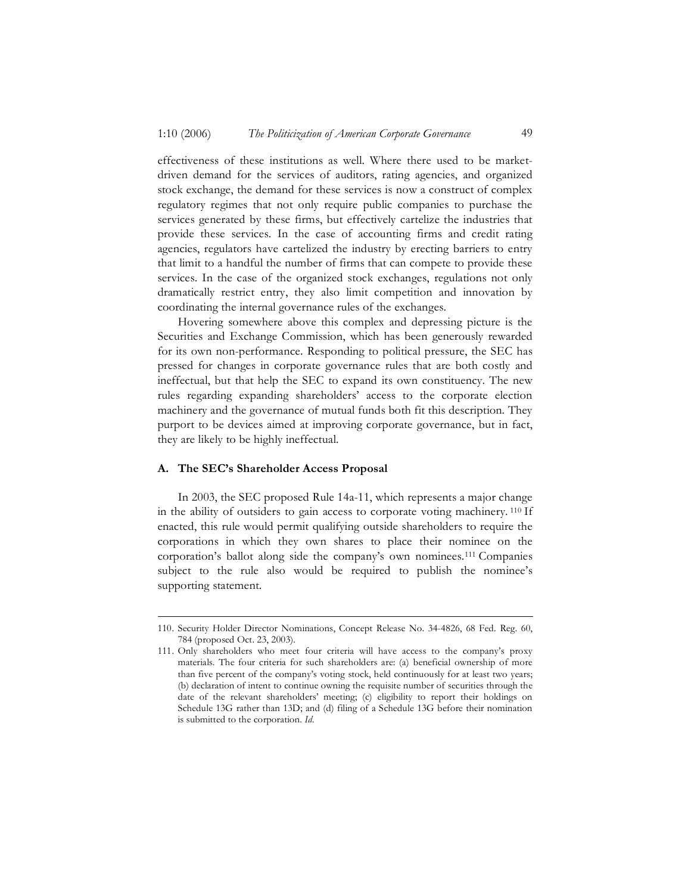effectiveness of these institutions as well. Where there used to be market-driven demand for the services of auditors, rating agencies, and organized stock exchange, the demand for these services is now a construct of complex regulatory regimes that not only require public companies to purchase the services generated by these firms, but effectively cartelize the industries that provide these services. In the case of accounting firms and credit rating agencies, regulators have cartelized the industry by erecting barriers to entry that limit to a handful the number of firms that can compete to provide these services. In the case of the organized stock exchanges, regulations not only dramatically restrict entry, they also limit competition and innovation by coordinating the internal governance rules of the exchanges.

Hovering somewhere above this complex and depressing picture is the Securities and Exchange Commission, which has been generously rewarded for its own non-performance. Responding to political pressure, the SEC has pressed for changes in corporate governance rules that are both costly and ineffectual, but that help the SEC to expand its own constituency. The new rules regarding expanding shareholders' access to the corporate election machinery and the governance of mutual funds both fit this description. They purport to be devices aimed at improving corporate governance, but in fact, they are likely to be highly ineffectual.

### A. The SEC's Shareholder Access Proposal

In 2003, the SEC proposed Rule 14a-11, which represents a major change in the ability of outsiders to gain access to corporate voting machinery.[110] If enacted, this rule would permit qualifying outside shareholders to require the corporations in which they own shares to place their nominee on the corporation's ballot along side the company's own nominees.[111] Companies subject to the rule also would be required to publish the nominee's supporting statement.

---

110. Security Holder Director Nominations, Concept Release No. 34-4826, 68 Fed. Reg. 60, 784 (proposed Oct. 23, 2003).

111. Only shareholders who meet four criteria will have access to the company's proxy materials. The four criteria for such shareholders are: (a) beneficial ownership of more than five percent of the company's voting stock, held continuously for at least two years; (b) declaration of intent to continue owning the requisite number of securities through the date of the relevant shareholders' meeting; (c) eligibility to report their holdings on Schedule 13G rather than 13D; and (d) filing of a Schedule 13G before their nomination is submitted to the corporation. *Id.*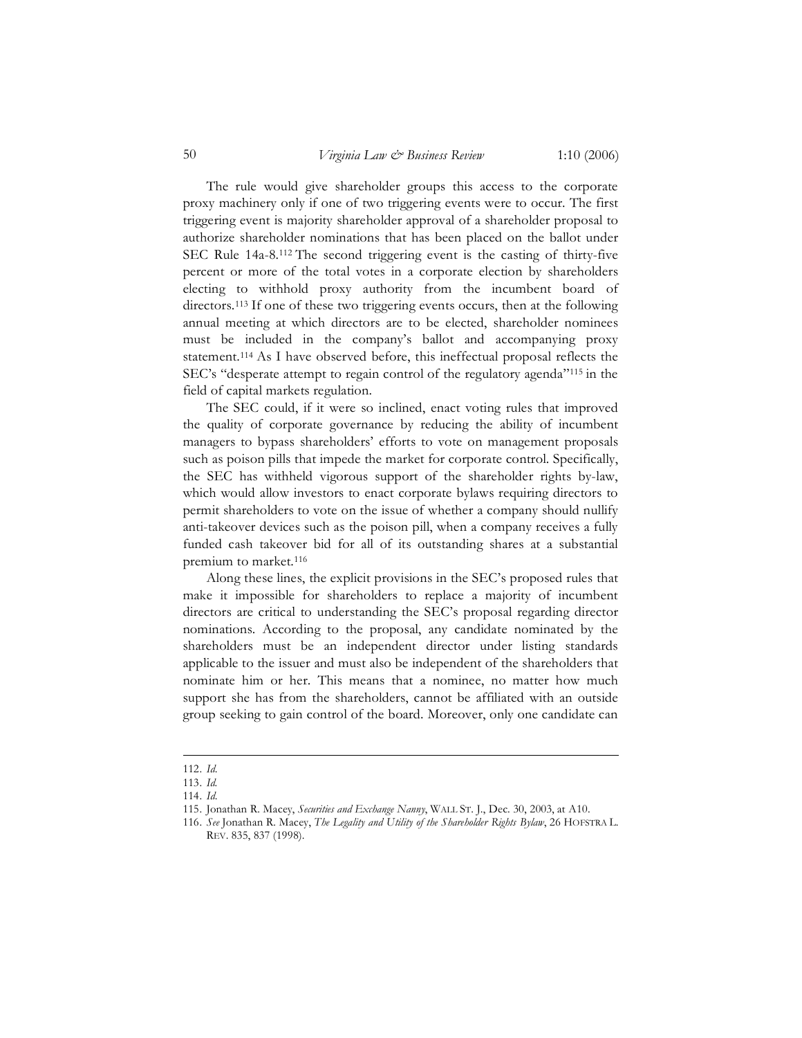The rule would give shareholder groups this access to the corporate proxy machinery only if one of two triggering events were to occur. The first triggering event is majority shareholder approval of a shareholder proposal to authorize shareholder nominations that has been placed on the ballot under SEC Rule 14a-8.[112] The second triggering event is the casting of thirty-five percent or more of the total votes in a corporate election by shareholders electing to withhold proxy authority from the incumbent board of directors.[113] If one of these two triggering events occurs, then at the following annual meeting at which directors are to be elected, shareholder nominees must be included in the company's ballot and accompanying proxy statement.[114] As I have observed before, this ineffectual proposal reflects the SEC's "desperate attempt to regain control of the regulatory agenda"[115] in the field of capital markets regulation.

The SEC could, if it were so inclined, enact voting rules that improved the quality of corporate governance by reducing the ability of incumbent managers to bypass shareholders' efforts to vote on management proposals such as poison pills that impede the market for corporate control. Specifically, the SEC has withheld vigorous support of the shareholder rights by-law, which would allow investors to enact corporate bylaws requiring directors to permit shareholders to vote on the issue of whether a company should nullify anti-takeover devices such as the poison pill, when a company receives a fully funded cash takeover bid for all of its outstanding shares at a substantial premium to market.[116]

Along these lines, the explicit provisions in the SEC's proposed rules that make it impossible for shareholders to replace a majority of incumbent directors are critical to understanding the SEC's proposal regarding director nominations. According to the proposal, any candidate nominated by the shareholders must be an independent director under listing standards applicable to the issuer and must also be independent of the shareholders that nominate him or her. This means that a nominee, no matter how much support she has from the shareholders, cannot be affiliated with an outside group seeking to gain control of the board. Moreover, only one candidate can

---

112. *Id.*

113. *Id.*

114. *Id.*

115. Jonathan R. Macey, *Securities and Exchange Nanny*, WALL ST. J., Dec. 30, 2003, at A10.

116. *See* Jonathan R. Macey, *The Legality and Utility of the Shareholder Rights Bylaw*, 26 HOFSTRA L. REV. 835, 837 (1998).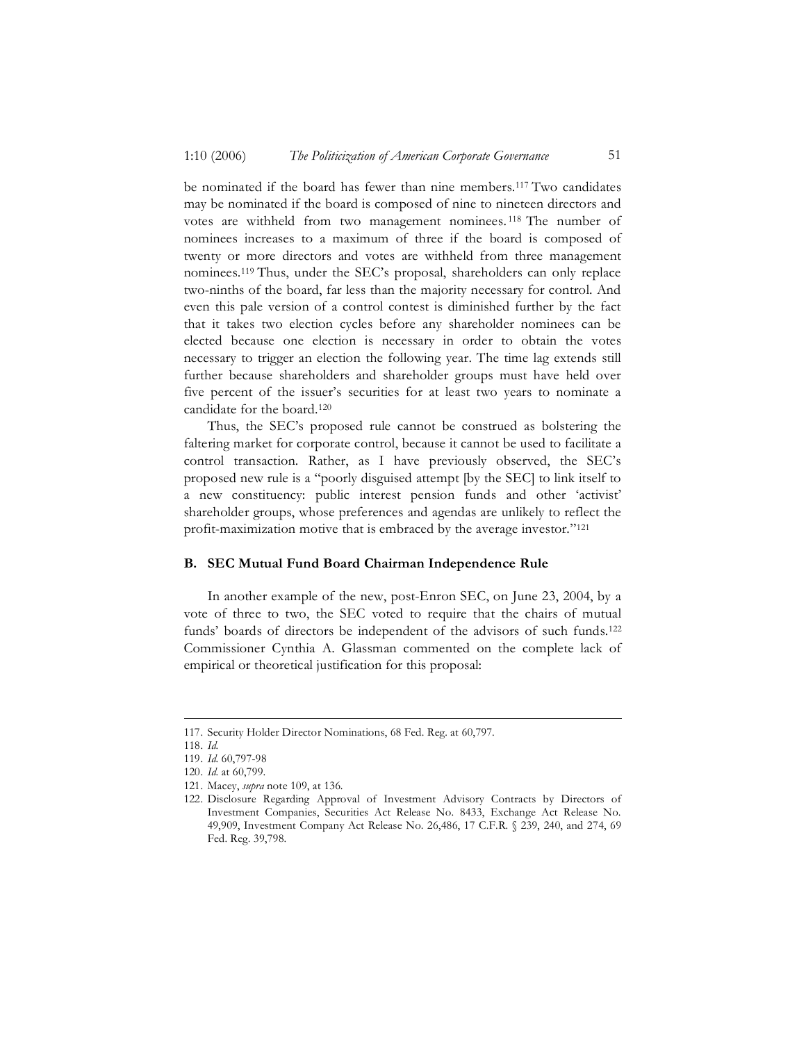be nominated if the board has fewer than nine members.[117] Two candidates may be nominated if the board is composed of nine to nineteen directors and votes are withheld from two management nominees.[118] The number of nominees increases to a maximum of three if the board is composed of twenty or more directors and votes are withheld from three management nominees.[119] Thus, under the SEC's proposal, shareholders can only replace two-ninths of the board, far less than the majority necessary for control. And even this pale version of a control contest is diminished further by the fact that it takes two election cycles before any shareholder nominees can be elected because one election is necessary in order to obtain the votes necessary to trigger an election the following year. The time lag extends still further because shareholders and shareholder groups must have held over five percent of the issuer's securities for at least two years to nominate a candidate for the board.[120]

Thus, the SEC's proposed rule cannot be construed as bolstering the faltering market for corporate control, because it cannot be used to facilitate a control transaction. Rather, as I have previously observed, the SEC's proposed new rule is a "poorly disguised attempt [by the SEC] to link itself to a new constituency: public interest pension funds and other 'activist' shareholder groups, whose preferences and agendas are unlikely to reflect the profit-maximization motive that is embraced by the average investor."[121]

### B. SEC Mutual Fund Board Chairman Independence Rule

In another example of the new, post-Enron SEC, on June 23, 2004, by a vote of three to two, the SEC voted to require that the chairs of mutual funds' boards of directors be independent of the advisors of such funds.[122] Commissioner Cynthia A. Glassman commented on the complete lack of empirical or theoretical justification for this proposal:

---

117. Security Holder Director Nominations, 68 Fed. Reg. at 60,797.

118. *Id.*

119. *Id.* 60,797-98

120. *Id.* at 60,799.

121. Macey, *supra* note 109, at 136.

122. Disclosure Regarding Approval of Investment Advisory Contracts by Directors of Investment Companies, Securities Act Release No. 8433, Exchange Act Release No. 49,909, Investment Company Act Release No. 26,486, 17 C.F.R. § 239, 240, and 274, 69 Fed. Reg. 39,798.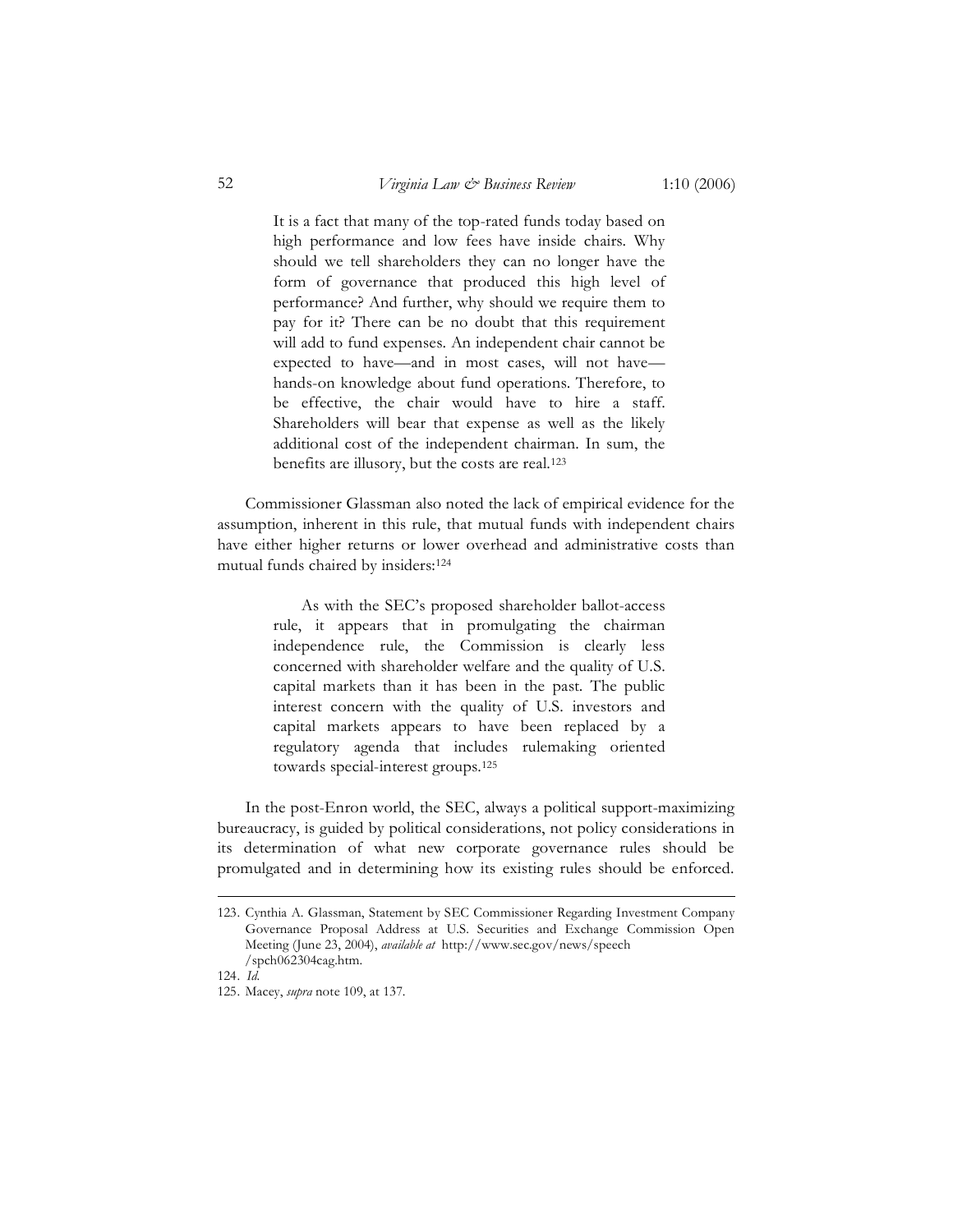> It is a fact that many of the top-rated funds today based on high performance and low fees have inside chairs. Why should we tell shareholders they can no longer have the form of governance that produced this high level of performance? And further, why should we require them to pay for it? There can be no doubt that this requirement will add to fund expenses. An independent chair cannot be expected to have—and in most cases, will not have—hands-on knowledge about fund operations. Therefore, to be effective, the chair would have to hire a staff. Shareholders will bear that expense as well as the likely additional cost of the independent chairman. In sum, the benefits are illusory, but the costs are real.[123]

Commissioner Glassman also noted the lack of empirical evidence for the assumption, inherent in this rule, that mutual funds with independent chairs have either higher returns or lower overhead and administrative costs than mutual funds chaired by insiders:[124]

> As with the SEC's proposed shareholder ballot-access rule, it appears that in promulgating the chairman independence rule, the Commission is clearly less concerned with shareholder welfare and the quality of U.S. capital markets than it has been in the past. The public interest concern with the quality of U.S. investors and capital markets appears to have been replaced by a regulatory agenda that includes rulemaking oriented towards special-interest groups.[125]

In the post-Enron world, the SEC, always a political support-maximizing bureaucracy, is guided by political considerations, not policy considerations in its determination of what new corporate governance rules should be promulgated and in determining how its existing rules should be enforced.

---

123. Cynthia A. Glassman, Statement by SEC Commissioner Regarding Investment Company Governance Proposal Address at U.S. Securities and Exchange Commission Open Meeting (June 23, 2004), *available at* http://www.sec.gov/news/speech/spch062304cag.htm.

124. *Id.*

125. Macey, *supra* note 109, at 137.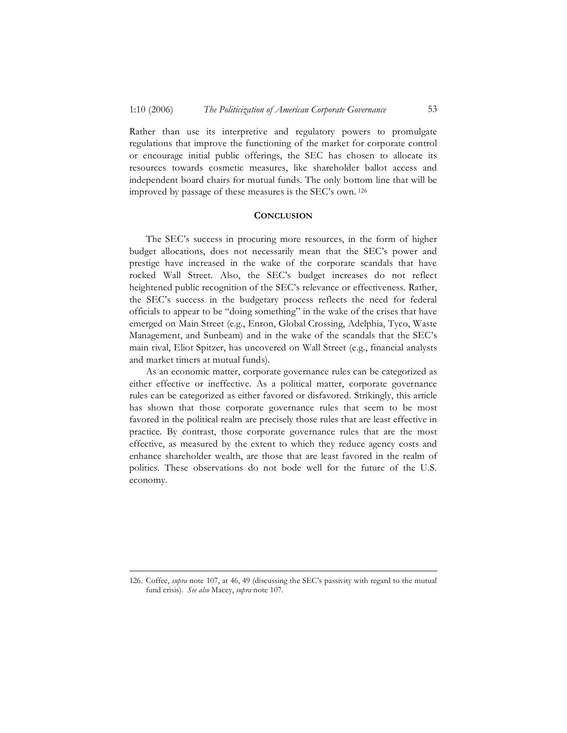Rather than use its interpretive and regulatory powers to promulgate regulations that improve the functioning of the market for corporate control or encourage initial public offerings, the SEC has chosen to allocate its resources towards cosmetic measures, like shareholder ballot access and independent board chairs for mutual funds. The only bottom line that will be improved by passage of these measures is the SEC's own. [126]

## CONCLUSION

The SEC's success in procuring more resources, in the form of higher budget allocations, does not necessarily mean that the SEC's power and prestige have increased in the wake of the corporate scandals that have rocked Wall Street. Also, the SEC's budget increases do not reflect heightened public recognition of the SEC's relevance or effectiveness. Rather, the SEC's success in the budgetary process reflects the need for federal officials to appear to be "doing something" in the wake of the crises that have emerged on Main Street (e.g., Enron, Global Crossing, Adelphia, Tyco, Waste Management, and Sunbeam) and in the wake of the scandals that the SEC's main rival, Eliot Spitzer, has uncovered on Wall Street (e.g., financial analysts and market timers at mutual funds).

As an economic matter, corporate governance rules can be categorized as either effective or ineffective. As a political matter, corporate governance rules can be categorized as either favored or disfavored. Strikingly, this article has shown that those corporate governance rules that seem to be most favored in the political realm are precisely those rules that are least effective in practice. By contrast, those corporate governance rules that are the most effective, as measured by the extent to which they reduce agency costs and enhance shareholder wealth, are those that are least favored in the realm of politics. These observations do not bode well for the future of the U.S. economy.

---

126. Coffee, *supra* note 107, at 46, 49 (discussing the SEC's passivity with regard to the mutual fund crisis). *See also* Macey, *supra* note 107.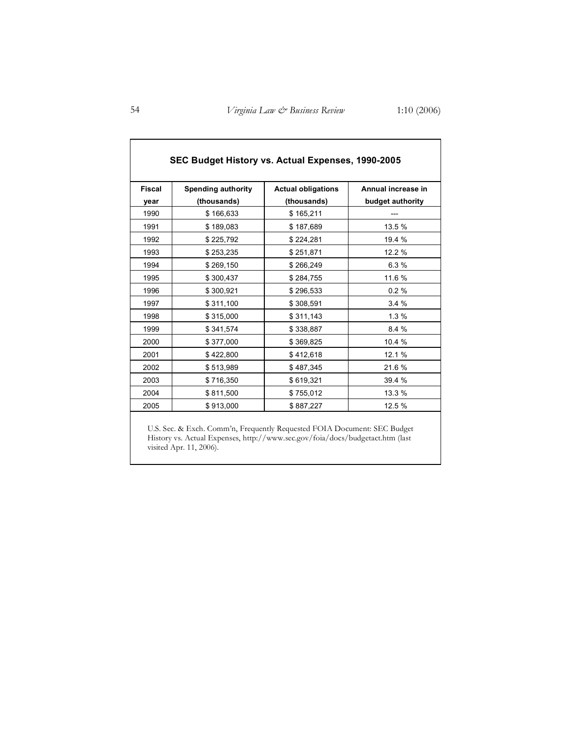**SEC Budget History vs. Actual Expenses, 1990-2005**

| Fiscal year | Spending authority (thousands) | Actual obligations (thousands) | Annual increase in budget authority |
|---|---|---|---|
| 1990 | $ 166,633 | $ 165,211 | --- |
| 1991 | $ 189,083 | $ 187,689 | 13.5 % |
| 1992 | $ 225,792 | $ 224,281 | 19.4 % |
| 1993 | $ 253,235 | $ 251,871 | 12.2 % |
| 1994 | $ 269,150 | $ 266,249 | 6.3 % |
| 1995 | $ 300,437 | $ 284,755 | 11.6 % |
| 1996 | $ 300,921 | $ 296,533 | 0.2 % |
| 1997 | $ 311,100 | $ 308,591 | 3.4 % |
| 1998 | $ 315,000 | $ 311,143 | 1.3 % |
| 1999 | $ 341,574 | $ 338,887 | 8.4 % |
| 2000 | $ 377,000 | $ 369,825 | 10.4 % |
| 2001 | $ 422,800 | $ 412,618 | 12.1 % |
| 2002 | $ 513,989 | $ 487,345 | 21.6 % |
| 2003 | $ 716,350 | $ 619,321 | 39.4 % |
| 2004 | $ 811,500 | $ 755,012 | 13.3 % |
| 2005 | $ 913,000 | $ 887,227 | 12.5 % |

U.S. Sec. & Exch. Comm'n, Frequently Requested FOIA Document: SEC Budget History vs. Actual Expenses, http://www.sec.gov/foia/docs/budgetact.htm (last visited Apr. 11, 2006).